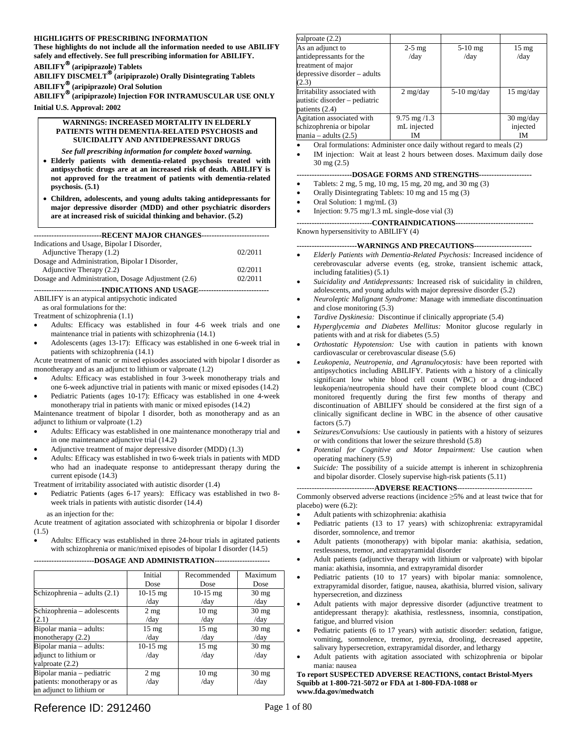**HIGHLIGHTS OF PRESCRIBING INFORMATION**

**These highlights do not include all the information needed to use ABILIFY safely and effectively. See full prescribing information for ABILIFY.**

**ABILIFY® (aripiprazole) Tablets**
**ABILIFY DISCMELT® (aripiprazole) Orally Disintegrating Tablets**
**ABILIFY® (aripiprazole) Oral Solution**
**ABILIFY® (aripiprazole) Injection FOR INTRAMUSCULAR USE ONLY**

**Initial U.S. Approval: 2002**

**WARNINGS: INCREASED MORTALITY IN ELDERLY PATIENTS WITH DEMENTIA-RELATED PSYCHOSIS and SUICIDALITY AND ANTIDEPRESSANT DRUGS**

***See full prescribing information for complete boxed warning.***

- **Elderly patients with dementia-related psychosis treated with antipsychotic drugs are at an increased risk of death. ABILIFY is not approved for the treatment of patients with dementia-related psychosis. (5.1)**
- **Children, adolescents, and young adults taking antidepressants for major depressive disorder (MDD) and other psychiatric disorders are at increased risk of suicidal thinking and behavior. (5.2)**

**---------------------------RECENT MAJOR CHANGES---------------------------**

| | |
|---|---|
| Indications and Usage, Bipolar I Disorder, Adjunctive Therapy (1.2) | 02/2011 |
| Dosage and Administration, Bipolar I Disorder, Adjunctive Therapy (2.2) | 02/2011 |
| Dosage and Administration, Dosage Adjustment (2.6) | 02/2011 |

**---------------------------INDICATIONS AND USAGE----------------------------**

ABILIFY is an atypical antipsychotic indicated

as oral formulations for the:

Treatment of schizophrenia (1.1)

- Adults: Efficacy was established in four 4-6 week trials and one maintenance trial in patients with schizophrenia (14.1)
- Adolescents (ages 13-17): Efficacy was established in one 6-week trial in patients with schizophrenia (14.1)

Acute treatment of manic or mixed episodes associated with bipolar I disorder as monotherapy and as an adjunct to lithium or valproate (1.2)

- Adults: Efficacy was established in four 3-week monotherapy trials and one 6-week adjunctive trial in patients with manic or mixed episodes (14.2)
- Pediatric Patients (ages 10-17): Efficacy was established in one 4-week monotherapy trial in patients with manic or mixed episodes (14.2)

Maintenance treatment of bipolar I disorder, both as monotherapy and as an adjunct to lithium or valproate (1.2)

- Adults: Efficacy was established in one maintenance monotherapy trial and in one maintenance adjunctive trial (14.2)
- Adjunctive treatment of major depressive disorder (MDD) (1.3)
- Adults: Efficacy was established in two 6-week trials in patients with MDD who had an inadequate response to antidepressant therapy during the current episode (14.3)

Treatment of irritability associated with autistic disorder (1.4)

- Pediatric Patients (ages 6-17 years): Efficacy was established in two 8-week trials in patients with autistic disorder (14.4)

as an injection for the:

Acute treatment of agitation associated with schizophrenia or bipolar I disorder (1.5)

- Adults: Efficacy was established in three 24-hour trials in agitated patients with schizophrenia or manic/mixed episodes of bipolar I disorder (14.5)

**------------------------DOSAGE AND ADMINISTRATION----------------------**

| | Initial Dose | Recommended Dose | Maximum Dose |
|---|---|---|---|
| Schizophrenia – adults (2.1) | 10-15 mg /day | 10-15 mg /day | 30 mg /day |
| Schizophrenia – adolescents (2.1) | 2 mg /day | 10 mg /day | 30 mg /day |
| Bipolar mania – adults: monotherapy (2.2) | 15 mg /day | 15 mg /day | 30 mg /day |
| Bipolar mania – adults: adjunct to lithium or valproate (2.2) | 10-15 mg /day | 15 mg /day | 30 mg /day |
| Bipolar mania – pediatric patients: monotherapy or as an adjunct to lithium or valproate (2.2) | 2 mg /day | 10 mg /day | 30 mg /day |
| As an adjunct to antidepressants for the treatment of major depressive disorder – adults (2.3) | 2-5 mg /day | 5-10 mg /day | 15 mg /day |
| Irritability associated with autistic disorder – pediatric patients (2.4) | 2 mg/day | 5-10 mg/day | 15 mg/day |
| Agitation associated with schizophrenia or bipolar mania – adults (2.5) | 9.75 mg /1.3 mL injected IM | | 30 mg/day injected IM |

- Oral formulations: Administer once daily without regard to meals (2)
- IM injection: Wait at least 2 hours between doses. Maximum daily dose 30 mg (2.5)

**----------------------DOSAGE FORMS AND STRENGTHS---------------------**

- Tablets: 2 mg, 5 mg, 10 mg, 15 mg, 20 mg, and 30 mg (3)
- Orally Disintegrating Tablets: 10 mg and 15 mg (3)
- Oral Solution: 1 mg/mL (3)
- Injection: 9.75 mg/1.3 mL single-dose vial (3)

**------------------------------CONTRAINDICATIONS------------------------------**

Known hypersensitivity to ABILIFY (4)

**------------------------WARNINGS AND PRECAUTIONS-----------------------**

- *Elderly Patients with Dementia-Related Psychosis:* Increased incidence of cerebrovascular adverse events (eg, stroke, transient ischemic attack, including fatalities) (5.1)
- *Suicidality and Antidepressants:* Increased risk of suicidality in children, adolescents, and young adults with major depressive disorder (5.2)
- *Neuroleptic Malignant Syndrome:* Manage with immediate discontinuation and close monitoring (5.3)
- *Tardive Dyskinesia:* Discontinue if clinically appropriate (5.4)
- *Hyperglycemia and Diabetes Mellitus:* Monitor glucose regularly in patients with and at risk for diabetes (5.5)
- *Orthostatic Hypotension:* Use with caution in patients with known cardiovascular or cerebrovascular disease (5.6)
- *Leukopenia, Neutropenia, and Agranulocytosis:* have been reported with antipsychotics including ABILIFY. Patients with a history of a clinically significant low white blood cell count (WBC) or a drug-induced leukopenia/neutropenia should have their complete blood count (CBC) monitored frequently during the first few months of therapy and discontinuation of ABILIFY should be considered at the first sign of a clinically significant decline in WBC in the absence of other causative factors (5.7)
- *Seizures/Convulsions:* Use cautiously in patients with a history of seizures or with conditions that lower the seizure threshold (5.8)
- *Potential for Cognitive and Motor Impairment:* Use caution when operating machinery (5.9)
- *Suicide:* The possibility of a suicide attempt is inherent in schizophrenia and bipolar disorder. Closely supervise high-risk patients (5.11)

**-------------------------------ADVERSE REACTIONS------------------------------**

Commonly observed adverse reactions (incidence ≥5% and at least twice that for placebo) were (6.2):

- Adult patients with schizophrenia: akathisia
- Pediatric patients (13 to 17 years) with schizophrenia: extrapyramidal disorder, somnolence, and tremor
- Adult patients (monotherapy) with bipolar mania: akathisia, sedation, restlessness, tremor, and extrapyramidal disorder
- Adult patients (adjunctive therapy with lithium or valproate) with bipolar mania: akathisia, insomnia, and extrapyramidal disorder
- Pediatric patients (10 to 17 years) with bipolar mania: somnolence, extrapyramidal disorder, fatigue, nausea, akathisia, blurred vision, salivary hypersecretion, and dizziness
- Adult patients with major depressive disorder (adjunctive treatment to antidepressant therapy): akathisia, restlessness, insomnia, constipation, fatigue, and blurred vision
- Pediatric patients (6 to 17 years) with autistic disorder: sedation, fatigue, vomiting, somnolence, tremor, pyrexia, drooling, decreased appetite, salivary hypersecretion, extrapyramidal disorder, and lethargy
- Adult patients with agitation associated with schizophrenia or bipolar mania: nausea

**To report SUSPECTED ADVERSE REACTIONS, contact Bristol-Myers Squibb at 1-800-721-5072 or FDA at 1-800-FDA-1088 or www.fda.gov/medwatch**

Reference ID: 2912460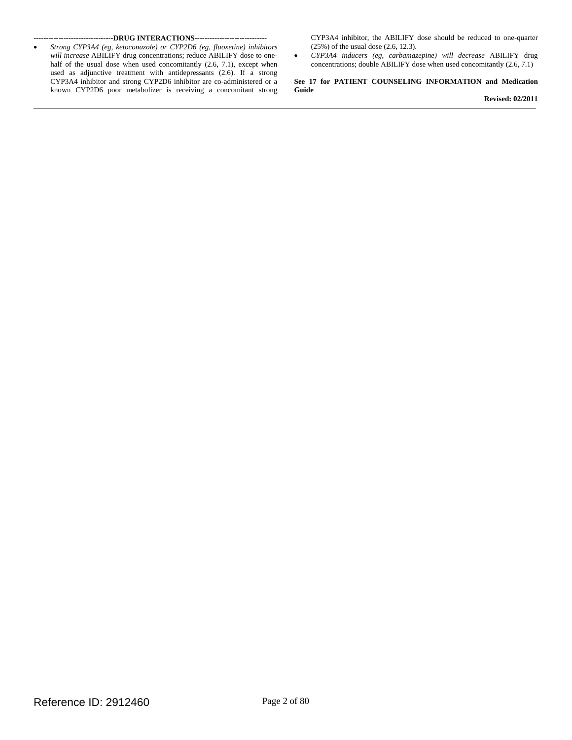## DRUG INTERACTIONS

- *Strong CYP3A4 (eg, ketoconazole) or CYP2D6 (eg, fluoxetine) inhibitors will increase* ABILIFY drug concentrations; reduce ABILIFY dose to one-half of the usual dose when used concomitantly (2.6, 7.1), except when used as adjunctive treatment with antidepressants (2.6). If a strong CYP3A4 inhibitor and strong CYP2D6 inhibitor are co-administered or a known CYP2D6 poor metabolizer is receiving a concomitant strong CYP3A4 inhibitor, the ABILIFY dose should be reduced to one-quarter (25%) of the usual dose (2.6, 12.3).
- *CYP3A4 inducers (eg, carbamazepine) will decrease* ABILIFY drug concentrations; double ABILIFY dose when used concomitantly (2.6, 7.1)

**See 17 for PATIENT COUNSELING INFORMATION and Medication Guide**

**Revised: 02/2011**

Reference ID: 2912460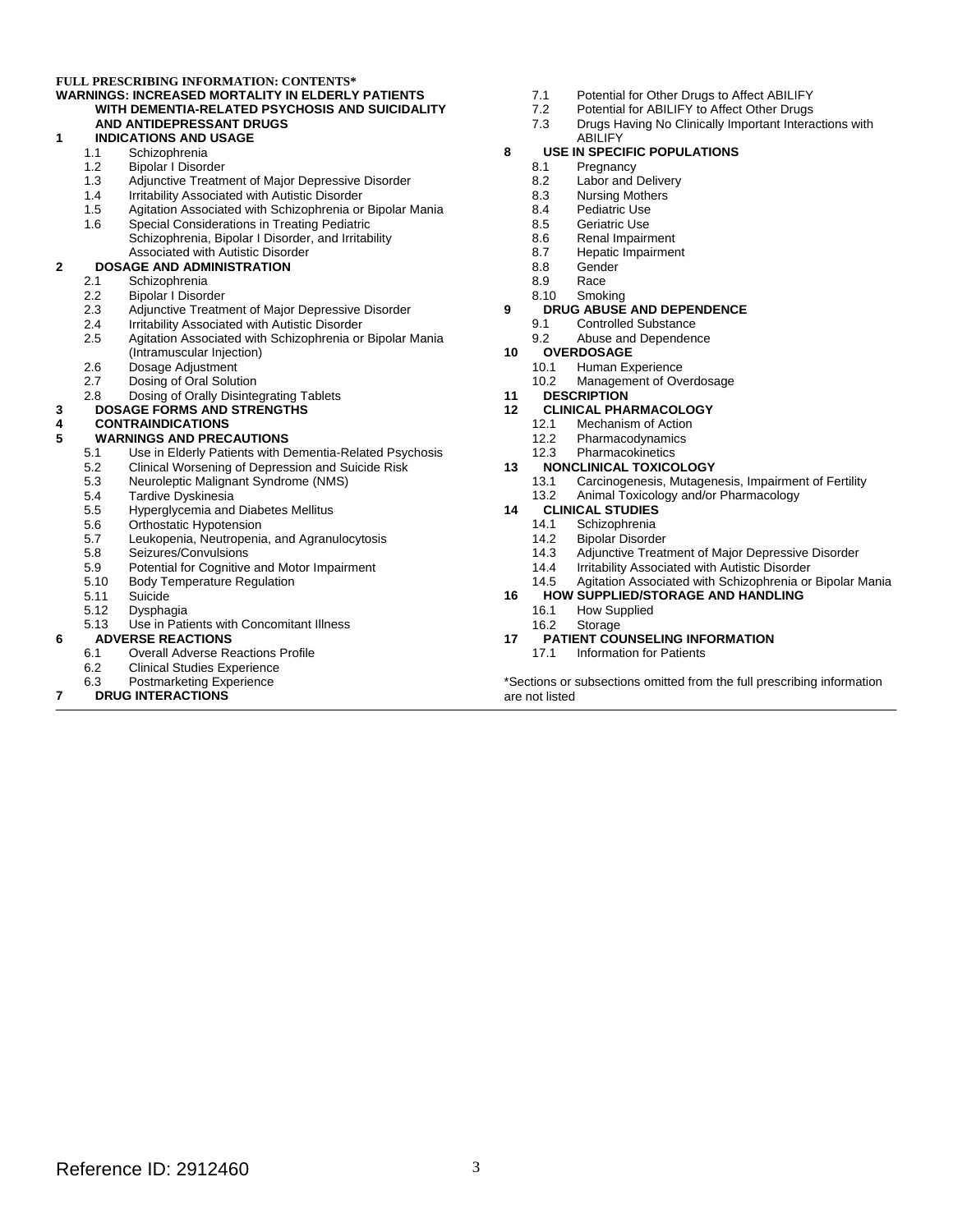**FULL PRESCRIBING INFORMATION: CONTENTS***

**WARNINGS: INCREASED MORTALITY IN ELDERLY PATIENTS WITH DEMENTIA-RELATED PSYCHOSIS AND SUICIDALITY AND ANTIDEPRESSANT DRUGS**

**1 INDICATIONS AND USAGE**
- 1.1 Schizophrenia
- 1.2 Bipolar I Disorder
- 1.3 Adjunctive Treatment of Major Depressive Disorder
- 1.4 Irritability Associated with Autistic Disorder
- 1.5 Agitation Associated with Schizophrenia or Bipolar Mania
- 1.6 Special Considerations in Treating Pediatric Schizophrenia, Bipolar I Disorder, and Irritability Associated with Autistic Disorder

**2 DOSAGE AND ADMINISTRATION**
- 2.1 Schizophrenia
- 2.2 Bipolar I Disorder
- 2.3 Adjunctive Treatment of Major Depressive Disorder
- 2.4 Irritability Associated with Autistic Disorder
- 2.5 Agitation Associated with Schizophrenia or Bipolar Mania (Intramuscular Injection)
- 2.6 Dosage Adjustment
- 2.7 Dosing of Oral Solution
- 2.8 Dosing of Orally Disintegrating Tablets

**3 DOSAGE FORMS AND STRENGTHS**

**4 CONTRAINDICATIONS**

**5 WARNINGS AND PRECAUTIONS**
- 5.1 Use in Elderly Patients with Dementia-Related Psychosis
- 5.2 Clinical Worsening of Depression and Suicide Risk
- 5.3 Neuroleptic Malignant Syndrome (NMS)
- 5.4 Tardive Dyskinesia
- 5.5 Hyperglycemia and Diabetes Mellitus
- 5.6 Orthostatic Hypotension
- 5.7 Leukopenia, Neutropenia, and Agranulocytosis
- 5.8 Seizures/Convulsions
- 5.9 Potential for Cognitive and Motor Impairment
- 5.10 Body Temperature Regulation
- 5.11 Suicide
- 5.12 Dysphagia
- 5.13 Use in Patients with Concomitant Illness

**6 ADVERSE REACTIONS**
- 6.1 Overall Adverse Reactions Profile
- 6.2 Clinical Studies Experience
- 6.3 Postmarketing Experience

**7 DRUG INTERACTIONS**
- 7.1 Potential for Other Drugs to Affect ABILIFY
- 7.2 Potential for ABILIFY to Affect Other Drugs
- 7.3 Drugs Having No Clinically Important Interactions with ABILIFY

**8 USE IN SPECIFIC POPULATIONS**
- 8.1 Pregnancy
- 8.2 Labor and Delivery
- 8.3 Nursing Mothers
- 8.4 Pediatric Use
- 8.5 Geriatric Use
- 8.6 Renal Impairment
- 8.7 Hepatic Impairment
- 8.8 Gender
- 8.9 Race
- 8.10 Smoking

**9 DRUG ABUSE AND DEPENDENCE**
- 9.1 Controlled Substance
- 9.2 Abuse and Dependence

**10 OVERDOSAGE**
- 10.1 Human Experience
- 10.2 Management of Overdosage

**11 DESCRIPTION**

**12 CLINICAL PHARMACOLOGY**
- 12.1 Mechanism of Action
- 12.2 Pharmacodynamics
- 12.3 Pharmacokinetics

**13 NONCLINICAL TOXICOLOGY**
- 13.1 Carcinogenesis, Mutagenesis, Impairment of Fertility
- 13.2 Animal Toxicology and/or Pharmacology

**14 CLINICAL STUDIES**
- 14.1 Schizophrenia
- 14.2 Bipolar Disorder
- 14.3 Adjunctive Treatment of Major Depressive Disorder
- 14.4 Irritability Associated with Autistic Disorder
- 14.5 Agitation Associated with Schizophrenia or Bipolar Mania

**16 HOW SUPPLIED/STORAGE AND HANDLING**
- 16.1 How Supplied
- 16.2 Storage

**17 PATIENT COUNSELING INFORMATION**
- 17.1 Information for Patients

*Sections or subsections omitted from the full prescribing information are not listed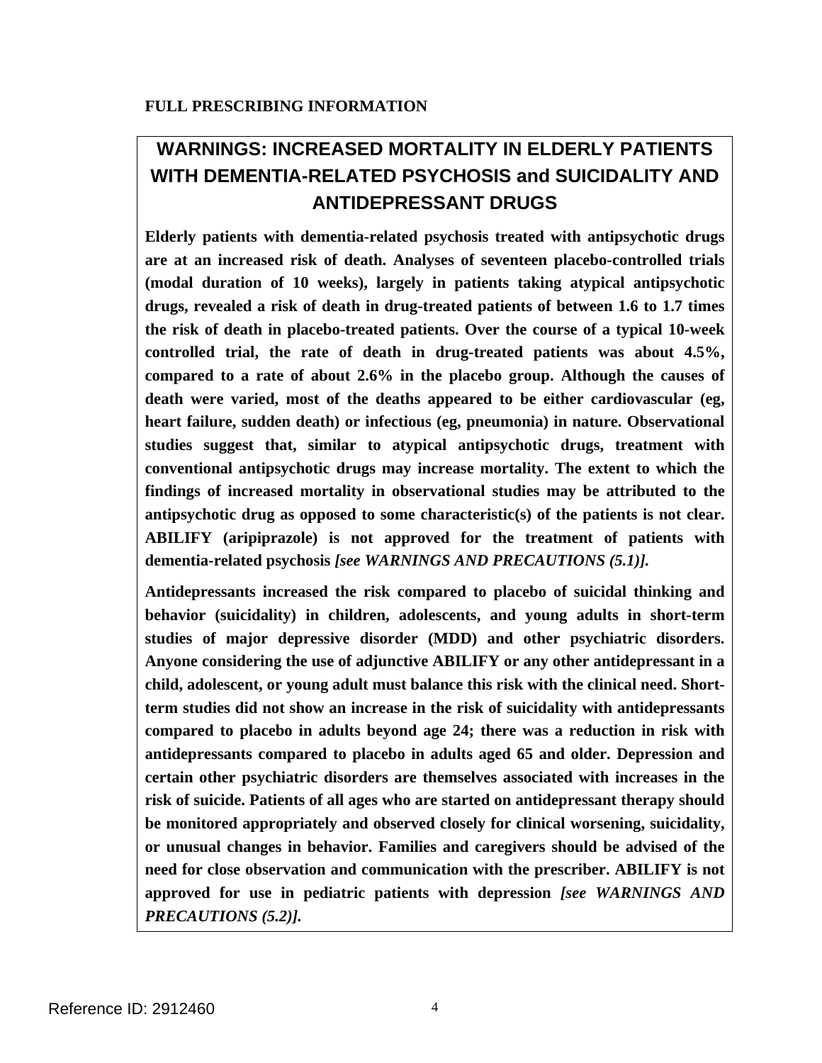**FULL PRESCRIBING INFORMATION**

## WARNINGS: INCREASED MORTALITY IN ELDERLY PATIENTS WITH DEMENTIA-RELATED PSYCHOSIS and SUICIDALITY AND ANTIDEPRESSANT DRUGS

**Elderly patients with dementia-related psychosis treated with antipsychotic drugs are at an increased risk of death. Analyses of seventeen placebo-controlled trials (modal duration of 10 weeks), largely in patients taking atypical antipsychotic drugs, revealed a risk of death in drug-treated patients of between 1.6 to 1.7 times the risk of death in placebo-treated patients. Over the course of a typical 10-week controlled trial, the rate of death in drug-treated patients was about 4.5%, compared to a rate of about 2.6% in the placebo group. Although the causes of death were varied, most of the deaths appeared to be either cardiovascular (eg, heart failure, sudden death) or infectious (eg, pneumonia) in nature. Observational studies suggest that, similar to atypical antipsychotic drugs, treatment with conventional antipsychotic drugs may increase mortality. The extent to which the findings of increased mortality in observational studies may be attributed to the antipsychotic drug as opposed to some characteristic(s) of the patients is not clear. ABILIFY (aripiprazole) is not approved for the treatment of patients with dementia-related psychosis** ***[see WARNINGS AND PRECAUTIONS (5.1)].***

**Antidepressants increased the risk compared to placebo of suicidal thinking and behavior (suicidality) in children, adolescents, and young adults in short-term studies of major depressive disorder (MDD) and other psychiatric disorders. Anyone considering the use of adjunctive ABILIFY or any other antidepressant in a child, adolescent, or young adult must balance this risk with the clinical need. Short-term studies did not show an increase in the risk of suicidality with antidepressants compared to placebo in adults beyond age 24; there was a reduction in risk with antidepressants compared to placebo in adults aged 65 and older. Depression and certain other psychiatric disorders are themselves associated with increases in the risk of suicide. Patients of all ages who are started on antidepressant therapy should be monitored appropriately and observed closely for clinical worsening, suicidality, or unusual changes in behavior. Families and caregivers should be advised of the need for close observation and communication with the prescriber. ABILIFY is not approved for use in pediatric patients with depression** ***[see WARNINGS AND PRECAUTIONS (5.2)].***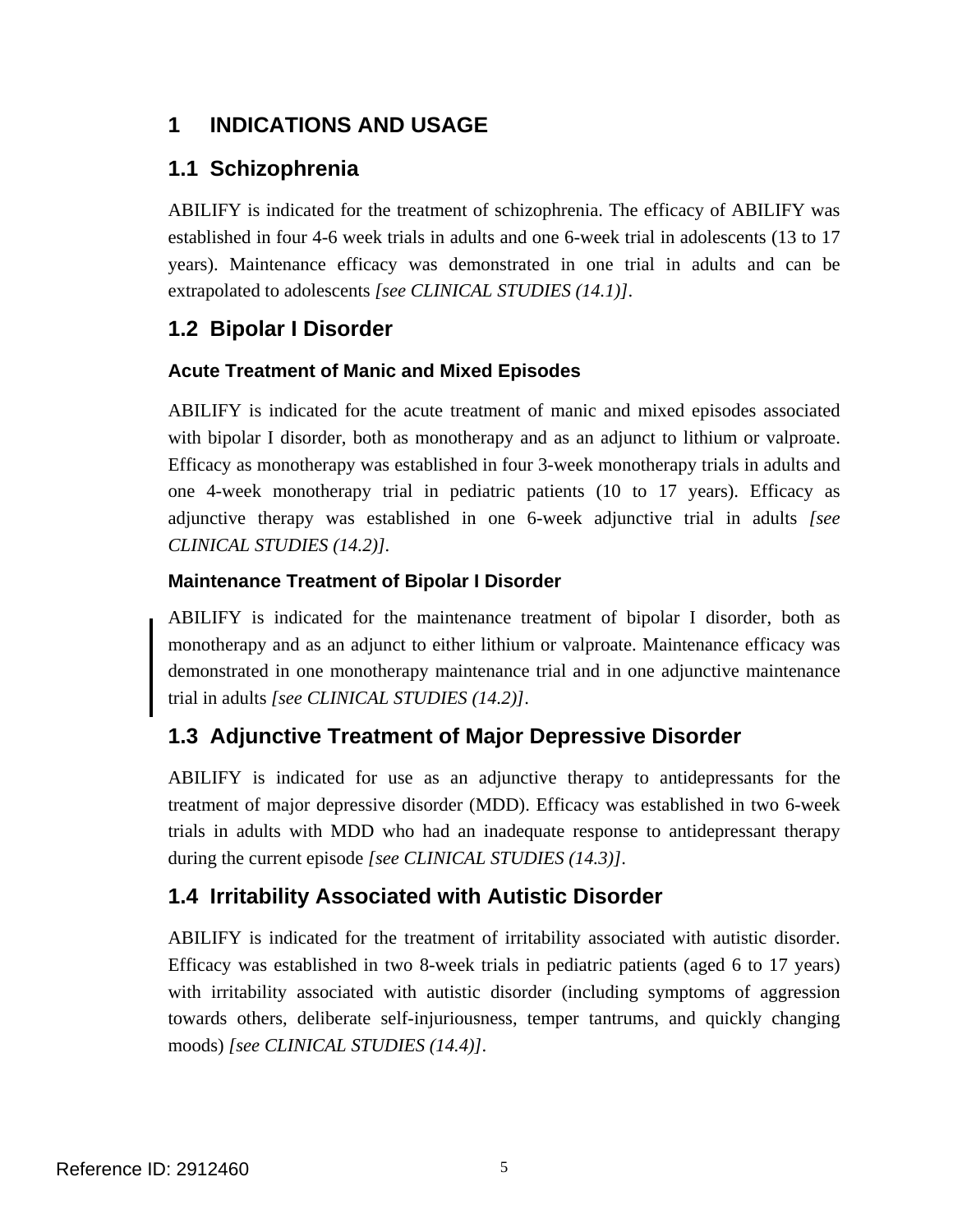# 1 INDICATIONS AND USAGE

## 1.1 Schizophrenia

ABILIFY is indicated for the treatment of schizophrenia. The efficacy of ABILIFY was established in four 4-6 week trials in adults and one 6-week trial in adolescents (13 to 17 years). Maintenance efficacy was demonstrated in one trial in adults and can be extrapolated to adolescents *[see CLINICAL STUDIES (14.1)]*.

## 1.2 Bipolar I Disorder

### Acute Treatment of Manic and Mixed Episodes

ABILIFY is indicated for the acute treatment of manic and mixed episodes associated with bipolar I disorder, both as monotherapy and as an adjunct to lithium or valproate. Efficacy as monotherapy was established in four 3-week monotherapy trials in adults and one 4-week monotherapy trial in pediatric patients (10 to 17 years). Efficacy as adjunctive therapy was established in one 6-week adjunctive trial in adults *[see CLINICAL STUDIES (14.2)]*.

### Maintenance Treatment of Bipolar I Disorder

ABILIFY is indicated for the maintenance treatment of bipolar I disorder, both as monotherapy and as an adjunct to either lithium or valproate. Maintenance efficacy was demonstrated in one monotherapy maintenance trial and in one adjunctive maintenance trial in adults *[see CLINICAL STUDIES (14.2)]*.

## 1.3 Adjunctive Treatment of Major Depressive Disorder

ABILIFY is indicated for use as an adjunctive therapy to antidepressants for the treatment of major depressive disorder (MDD). Efficacy was established in two 6-week trials in adults with MDD who had an inadequate response to antidepressant therapy during the current episode *[see CLINICAL STUDIES (14.3)]*.

## 1.4 Irritability Associated with Autistic Disorder

ABILIFY is indicated for the treatment of irritability associated with autistic disorder. Efficacy was established in two 8-week trials in pediatric patients (aged 6 to 17 years) with irritability associated with autistic disorder (including symptoms of aggression towards others, deliberate self-injuriousness, temper tantrums, and quickly changing moods) *[see CLINICAL STUDIES (14.4)]*.

Reference ID: 2912460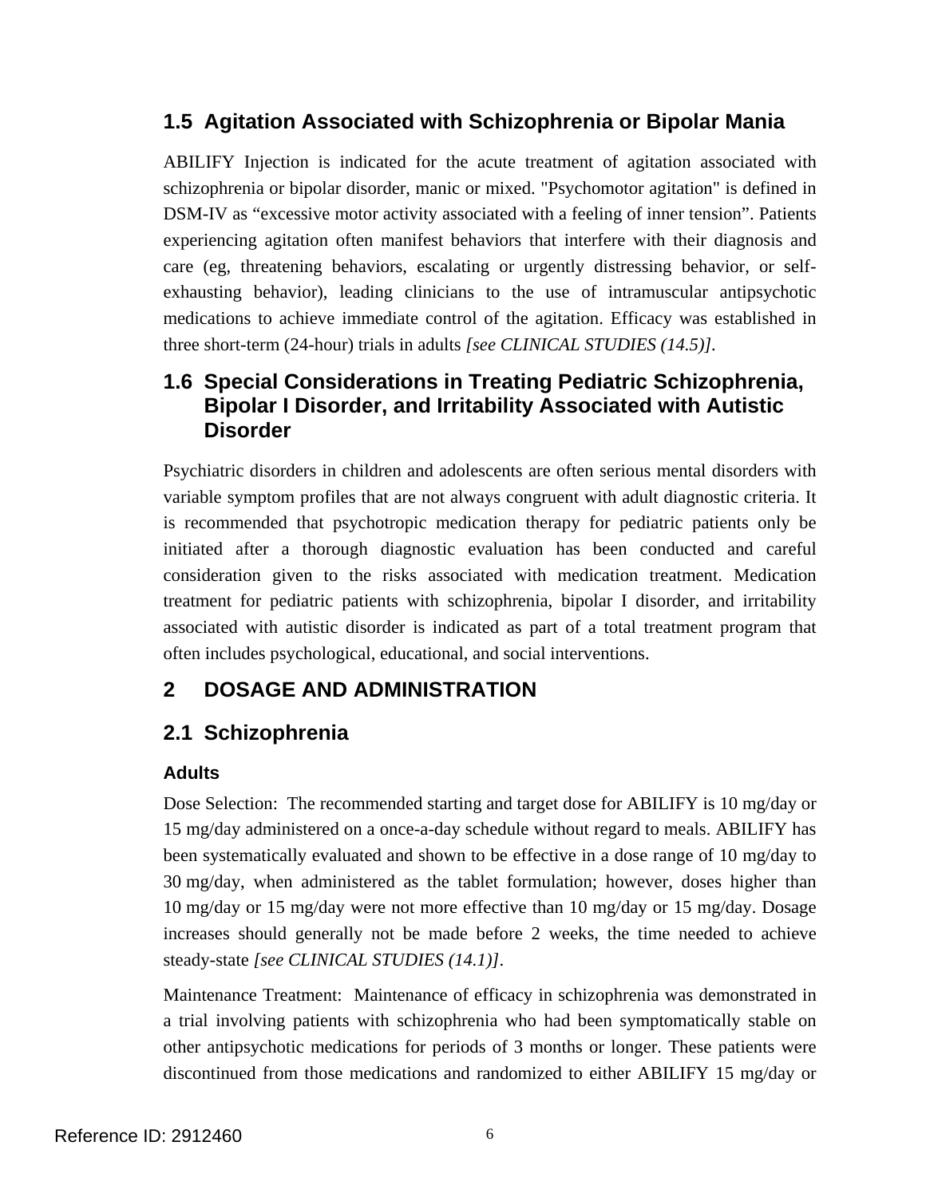## 1.5 Agitation Associated with Schizophrenia or Bipolar Mania

ABILIFY Injection is indicated for the acute treatment of agitation associated with schizophrenia or bipolar disorder, manic or mixed. "Psychomotor agitation" is defined in DSM-IV as "excessive motor activity associated with a feeling of inner tension". Patients experiencing agitation often manifest behaviors that interfere with their diagnosis and care (eg, threatening behaviors, escalating or urgently distressing behavior, or self-exhausting behavior), leading clinicians to the use of intramuscular antipsychotic medications to achieve immediate control of the agitation. Efficacy was established in three short-term (24-hour) trials in adults *[see CLINICAL STUDIES (14.5)]*.

## 1.6 Special Considerations in Treating Pediatric Schizophrenia, Bipolar I Disorder, and Irritability Associated with Autistic Disorder

Psychiatric disorders in children and adolescents are often serious mental disorders with variable symptom profiles that are not always congruent with adult diagnostic criteria. It is recommended that psychotropic medication therapy for pediatric patients only be initiated after a thorough diagnostic evaluation has been conducted and careful consideration given to the risks associated with medication treatment. Medication treatment for pediatric patients with schizophrenia, bipolar I disorder, and irritability associated with autistic disorder is indicated as part of a total treatment program that often includes psychological, educational, and social interventions.

# 2 DOSAGE AND ADMINISTRATION

## 2.1 Schizophrenia

### Adults

Dose Selection: The recommended starting and target dose for ABILIFY is 10 mg/day or 15 mg/day administered on a once-a-day schedule without regard to meals. ABILIFY has been systematically evaluated and shown to be effective in a dose range of 10 mg/day to 30 mg/day, when administered as the tablet formulation; however, doses higher than 10 mg/day or 15 mg/day were not more effective than 10 mg/day or 15 mg/day. Dosage increases should generally not be made before 2 weeks, the time needed to achieve steady-state *[see CLINICAL STUDIES (14.1)]*.

Maintenance Treatment: Maintenance of efficacy in schizophrenia was demonstrated in a trial involving patients with schizophrenia who had been symptomatically stable on other antipsychotic medications for periods of 3 months or longer. These patients were discontinued from those medications and randomized to either ABILIFY 15 mg/day or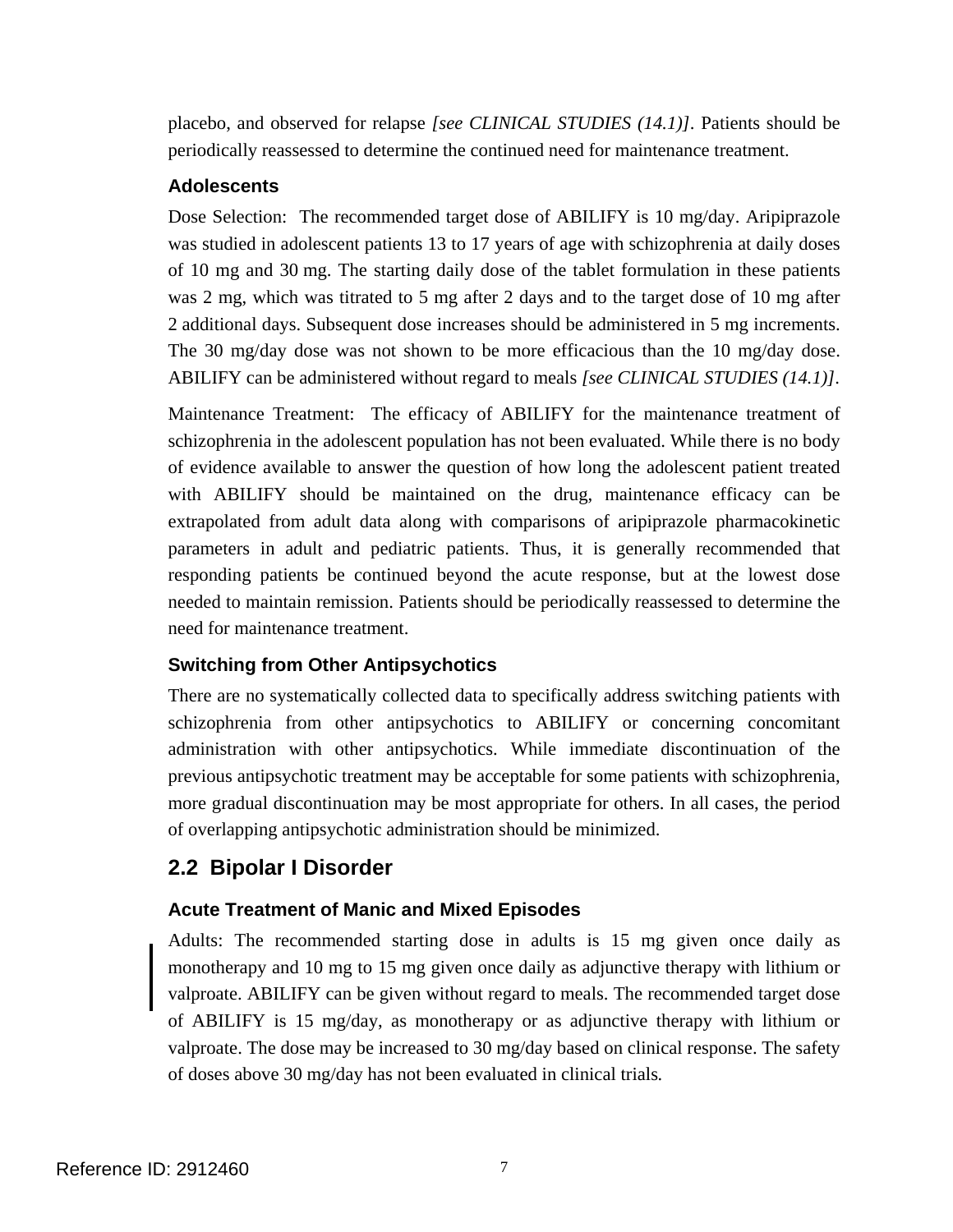placebo, and observed for relapse *[see CLINICAL STUDIES (14.1)]*. Patients should be periodically reassessed to determine the continued need for maintenance treatment.

### Adolescents

Dose Selection: The recommended target dose of ABILIFY is 10 mg/day. Aripiprazole was studied in adolescent patients 13 to 17 years of age with schizophrenia at daily doses of 10 mg and 30 mg. The starting daily dose of the tablet formulation in these patients was 2 mg, which was titrated to 5 mg after 2 days and to the target dose of 10 mg after 2 additional days. Subsequent dose increases should be administered in 5 mg increments. The 30 mg/day dose was not shown to be more efficacious than the 10 mg/day dose. ABILIFY can be administered without regard to meals *[see CLINICAL STUDIES (14.1)]*.

Maintenance Treatment: The efficacy of ABILIFY for the maintenance treatment of schizophrenia in the adolescent population has not been evaluated. While there is no body of evidence available to answer the question of how long the adolescent patient treated with ABILIFY should be maintained on the drug, maintenance efficacy can be extrapolated from adult data along with comparisons of aripiprazole pharmacokinetic parameters in adult and pediatric patients. Thus, it is generally recommended that responding patients be continued beyond the acute response, but at the lowest dose needed to maintain remission. Patients should be periodically reassessed to determine the need for maintenance treatment.

### Switching from Other Antipsychotics

There are no systematically collected data to specifically address switching patients with schizophrenia from other antipsychotics to ABILIFY or concerning concomitant administration with other antipsychotics. While immediate discontinuation of the previous antipsychotic treatment may be acceptable for some patients with schizophrenia, more gradual discontinuation may be most appropriate for others. In all cases, the period of overlapping antipsychotic administration should be minimized.

## 2.2 Bipolar I Disorder

### Acute Treatment of Manic and Mixed Episodes

Adults: The recommended starting dose in adults is 15 mg given once daily as monotherapy and 10 mg to 15 mg given once daily as adjunctive therapy with lithium or valproate. ABILIFY can be given without regard to meals. The recommended target dose of ABILIFY is 15 mg/day, as monotherapy or as adjunctive therapy with lithium or valproate. The dose may be increased to 30 mg/day based on clinical response. The safety of doses above 30 mg/day has not been evaluated in clinical trials.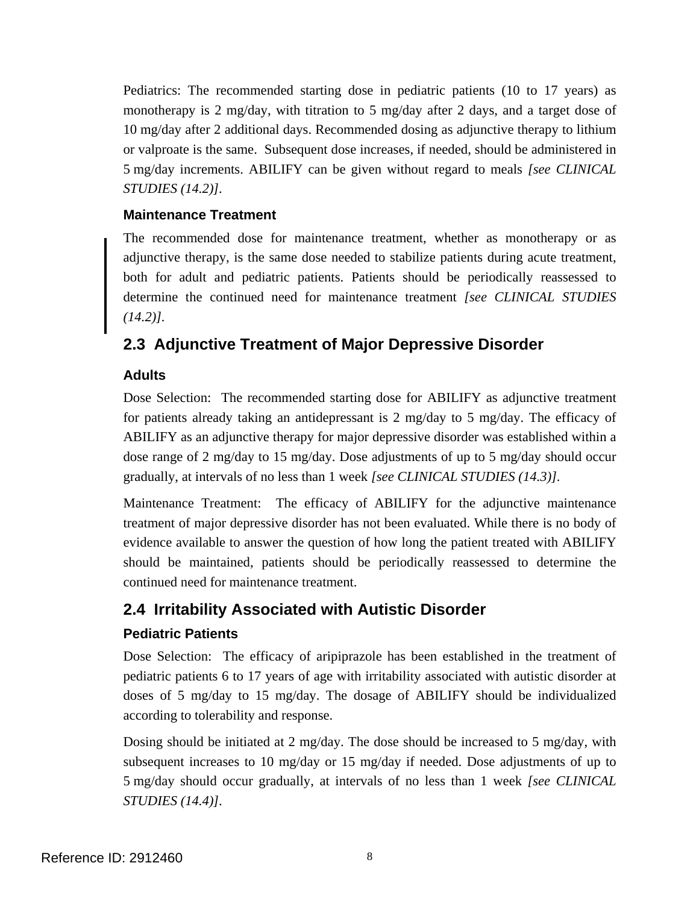Pediatrics: The recommended starting dose in pediatric patients (10 to 17 years) as monotherapy is 2 mg/day, with titration to 5 mg/day after 2 days, and a target dose of 10 mg/day after 2 additional days. Recommended dosing as adjunctive therapy to lithium or valproate is the same. Subsequent dose increases, if needed, should be administered in 5 mg/day increments. ABILIFY can be given without regard to meals *[see CLINICAL STUDIES (14.2)]*.

### Maintenance Treatment

The recommended dose for maintenance treatment, whether as monotherapy or as adjunctive therapy, is the same dose needed to stabilize patients during acute treatment, both for adult and pediatric patients. Patients should be periodically reassessed to determine the continued need for maintenance treatment *[see CLINICAL STUDIES (14.2)]*.

## 2.3 Adjunctive Treatment of Major Depressive Disorder

### Adults

Dose Selection: The recommended starting dose for ABILIFY as adjunctive treatment for patients already taking an antidepressant is 2 mg/day to 5 mg/day. The efficacy of ABILIFY as an adjunctive therapy for major depressive disorder was established within a dose range of 2 mg/day to 15 mg/day. Dose adjustments of up to 5 mg/day should occur gradually, at intervals of no less than 1 week *[see CLINICAL STUDIES (14.3)]*.

Maintenance Treatment: The efficacy of ABILIFY for the adjunctive maintenance treatment of major depressive disorder has not been evaluated. While there is no body of evidence available to answer the question of how long the patient treated with ABILIFY should be maintained, patients should be periodically reassessed to determine the continued need for maintenance treatment.

## 2.4 Irritability Associated with Autistic Disorder

### Pediatric Patients

Dose Selection: The efficacy of aripiprazole has been established in the treatment of pediatric patients 6 to 17 years of age with irritability associated with autistic disorder at doses of 5 mg/day to 15 mg/day. The dosage of ABILIFY should be individualized according to tolerability and response.

Dosing should be initiated at 2 mg/day. The dose should be increased to 5 mg/day, with subsequent increases to 10 mg/day or 15 mg/day if needed. Dose adjustments of up to 5 mg/day should occur gradually, at intervals of no less than 1 week *[see CLINICAL STUDIES (14.4)]*.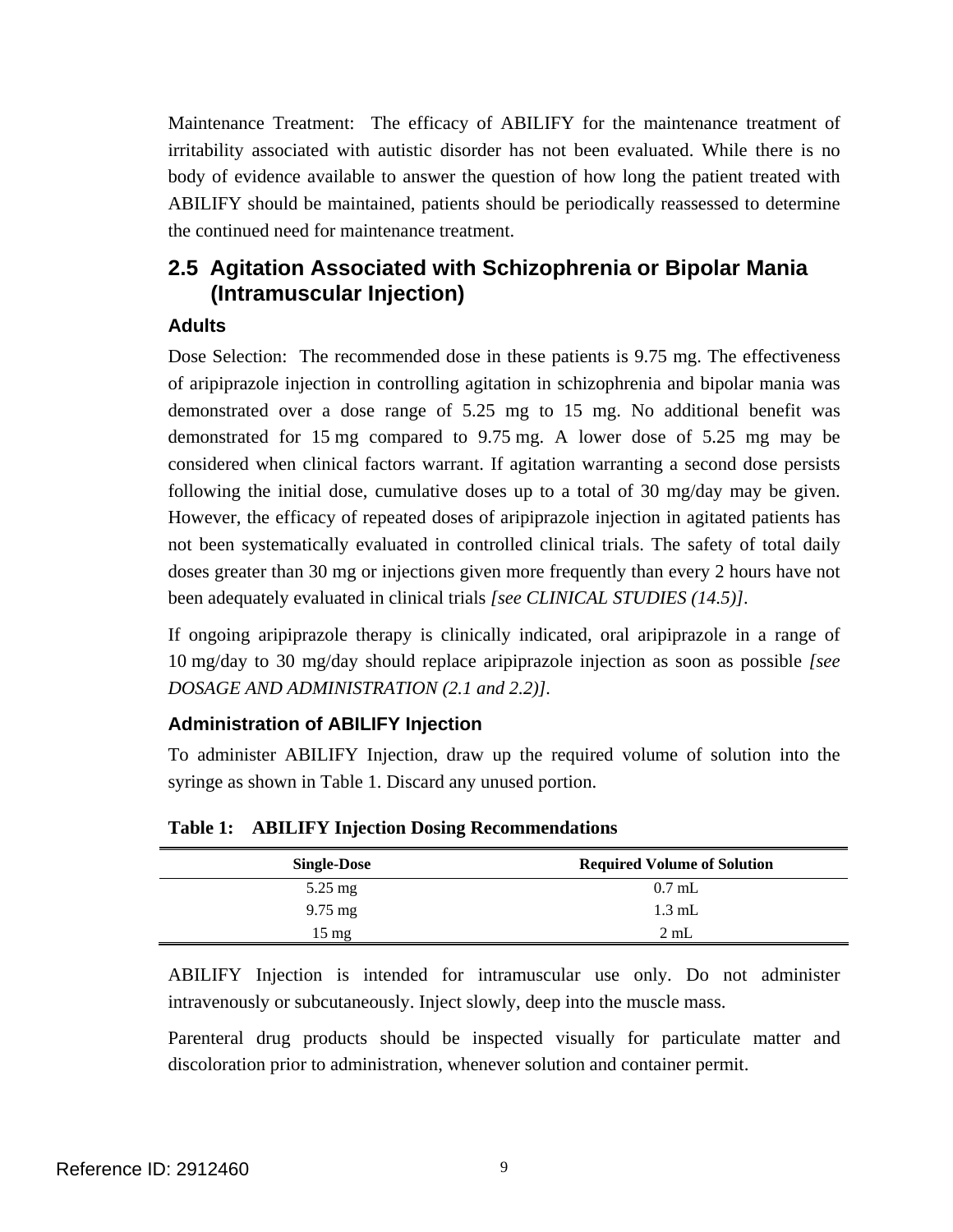Maintenance Treatment: The efficacy of ABILIFY for the maintenance treatment of irritability associated with autistic disorder has not been evaluated. While there is no body of evidence available to answer the question of how long the patient treated with ABILIFY should be maintained, patients should be periodically reassessed to determine the continued need for maintenance treatment.

## 2.5 Agitation Associated with Schizophrenia or Bipolar Mania (Intramuscular Injection)

### Adults

Dose Selection: The recommended dose in these patients is 9.75 mg. The effectiveness of aripiprazole injection in controlling agitation in schizophrenia and bipolar mania was demonstrated over a dose range of 5.25 mg to 15 mg. No additional benefit was demonstrated for 15 mg compared to 9.75 mg. A lower dose of 5.25 mg may be considered when clinical factors warrant. If agitation warranting a second dose persists following the initial dose, cumulative doses up to a total of 30 mg/day may be given. However, the efficacy of repeated doses of aripiprazole injection in agitated patients has not been systematically evaluated in controlled clinical trials. The safety of total daily doses greater than 30 mg or injections given more frequently than every 2 hours have not been adequately evaluated in clinical trials *[see CLINICAL STUDIES (14.5)]*.

If ongoing aripiprazole therapy is clinically indicated, oral aripiprazole in a range of 10 mg/day to 30 mg/day should replace aripiprazole injection as soon as possible *[see DOSAGE AND ADMINISTRATION (2.1 and 2.2)]*.

### Administration of ABILIFY Injection

To administer ABILIFY Injection, draw up the required volume of solution into the syringe as shown in Table 1. Discard any unused portion.

**Table 1: ABILIFY Injection Dosing Recommendations**

| Single-Dose | Required Volume of Solution |
|---|---|
| 5.25 mg | 0.7 mL |
| 9.75 mg | 1.3 mL |
| 15 mg | 2 mL |

ABILIFY Injection is intended for intramuscular use only. Do not administer intravenously or subcutaneously. Inject slowly, deep into the muscle mass.

Parenteral drug products should be inspected visually for particulate matter and discoloration prior to administration, whenever solution and container permit.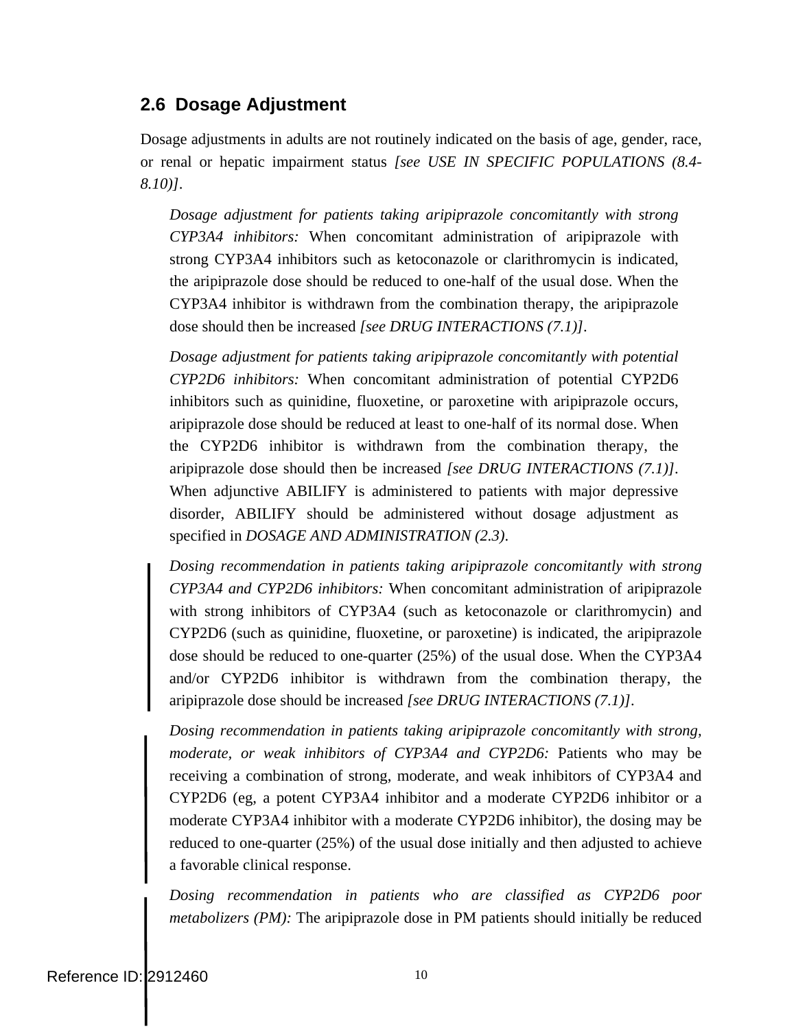## 2.6 Dosage Adjustment

Dosage adjustments in adults are not routinely indicated on the basis of age, gender, race, or renal or hepatic impairment status *[see USE IN SPECIFIC POPULATIONS (8.4-8.10)]*.

*Dosage adjustment for patients taking aripiprazole concomitantly with strong CYP3A4 inhibitors:* When concomitant administration of aripiprazole with strong CYP3A4 inhibitors such as ketoconazole or clarithromycin is indicated, the aripiprazole dose should be reduced to one-half of the usual dose. When the CYP3A4 inhibitor is withdrawn from the combination therapy, the aripiprazole dose should then be increased *[see DRUG INTERACTIONS (7.1)]*.

*Dosage adjustment for patients taking aripiprazole concomitantly with potential CYP2D6 inhibitors:* When concomitant administration of potential CYP2D6 inhibitors such as quinidine, fluoxetine, or paroxetine with aripiprazole occurs, aripiprazole dose should be reduced at least to one-half of its normal dose. When the CYP2D6 inhibitor is withdrawn from the combination therapy, the aripiprazole dose should then be increased *[see DRUG INTERACTIONS (7.1)]*. When adjunctive ABILIFY is administered to patients with major depressive disorder, ABILIFY should be administered without dosage adjustment as specified in *DOSAGE AND ADMINISTRATION (2.3)*.

*Dosing recommendation in patients taking aripiprazole concomitantly with strong CYP3A4 and CYP2D6 inhibitors:* When concomitant administration of aripiprazole with strong inhibitors of CYP3A4 (such as ketoconazole or clarithromycin) and CYP2D6 (such as quinidine, fluoxetine, or paroxetine) is indicated, the aripiprazole dose should be reduced to one-quarter (25%) of the usual dose. When the CYP3A4 and/or CYP2D6 inhibitor is withdrawn from the combination therapy, the aripiprazole dose should be increased *[see DRUG INTERACTIONS (7.1)]*.

*Dosing recommendation in patients taking aripiprazole concomitantly with strong, moderate, or weak inhibitors of CYP3A4 and CYP2D6:* Patients who may be receiving a combination of strong, moderate, and weak inhibitors of CYP3A4 and CYP2D6 (eg, a potent CYP3A4 inhibitor and a moderate CYP2D6 inhibitor or a moderate CYP3A4 inhibitor with a moderate CYP2D6 inhibitor), the dosing may be reduced to one-quarter (25%) of the usual dose initially and then adjusted to achieve a favorable clinical response.

*Dosing recommendation in patients who are classified as CYP2D6 poor metabolizers (PM):* The aripiprazole dose in PM patients should initially be reduced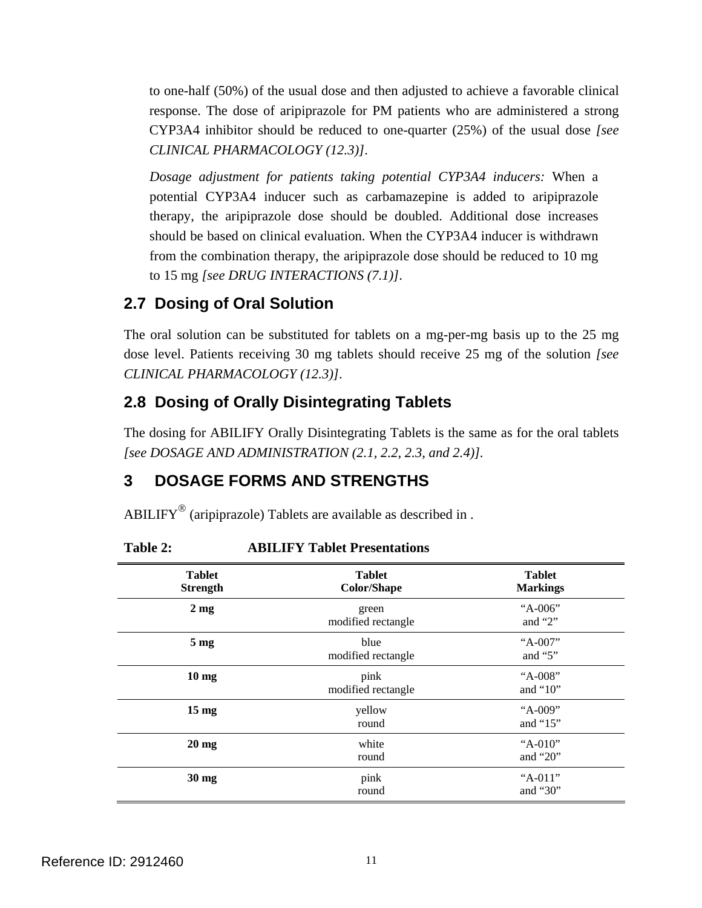to one-half (50%) of the usual dose and then adjusted to achieve a favorable clinical response. The dose of aripiprazole for PM patients who are administered a strong CYP3A4 inhibitor should be reduced to one-quarter (25%) of the usual dose *[see CLINICAL PHARMACOLOGY (12.3)]*.

*Dosage adjustment for patients taking potential CYP3A4 inducers:* When a potential CYP3A4 inducer such as carbamazepine is added to aripiprazole therapy, the aripiprazole dose should be doubled. Additional dose increases should be based on clinical evaluation. When the CYP3A4 inducer is withdrawn from the combination therapy, the aripiprazole dose should be reduced to 10 mg to 15 mg *[see DRUG INTERACTIONS (7.1)]*.

## 2.7 Dosing of Oral Solution

The oral solution can be substituted for tablets on a mg-per-mg basis up to the 25 mg dose level. Patients receiving 30 mg tablets should receive 25 mg of the solution *[see CLINICAL PHARMACOLOGY (12.3)]*.

## 2.8 Dosing of Orally Disintegrating Tablets

The dosing for ABILIFY Orally Disintegrating Tablets is the same as for the oral tablets *[see DOSAGE AND ADMINISTRATION (2.1, 2.2, 2.3, and 2.4)]*.

# 3 DOSAGE FORMS AND STRENGTHS

ABILIFY® (aripiprazole) Tablets are available as described in .

**Table 2: ABILIFY Tablet Presentations**

| Tablet Strength | Tablet Color/Shape | Tablet Markings |
|---|---|---|
| **2 mg** | green modified rectangle | "A-006" and "2" |
| **5 mg** | blue modified rectangle | "A-007" and "5" |
| **10 mg** | pink modified rectangle | "A-008" and "10" |
| **15 mg** | yellow round | "A-009" and "15" |
| **20 mg** | white round | "A-010" and "20" |
| **30 mg** | pink round | "A-011" and "30" |

Reference ID: 2912460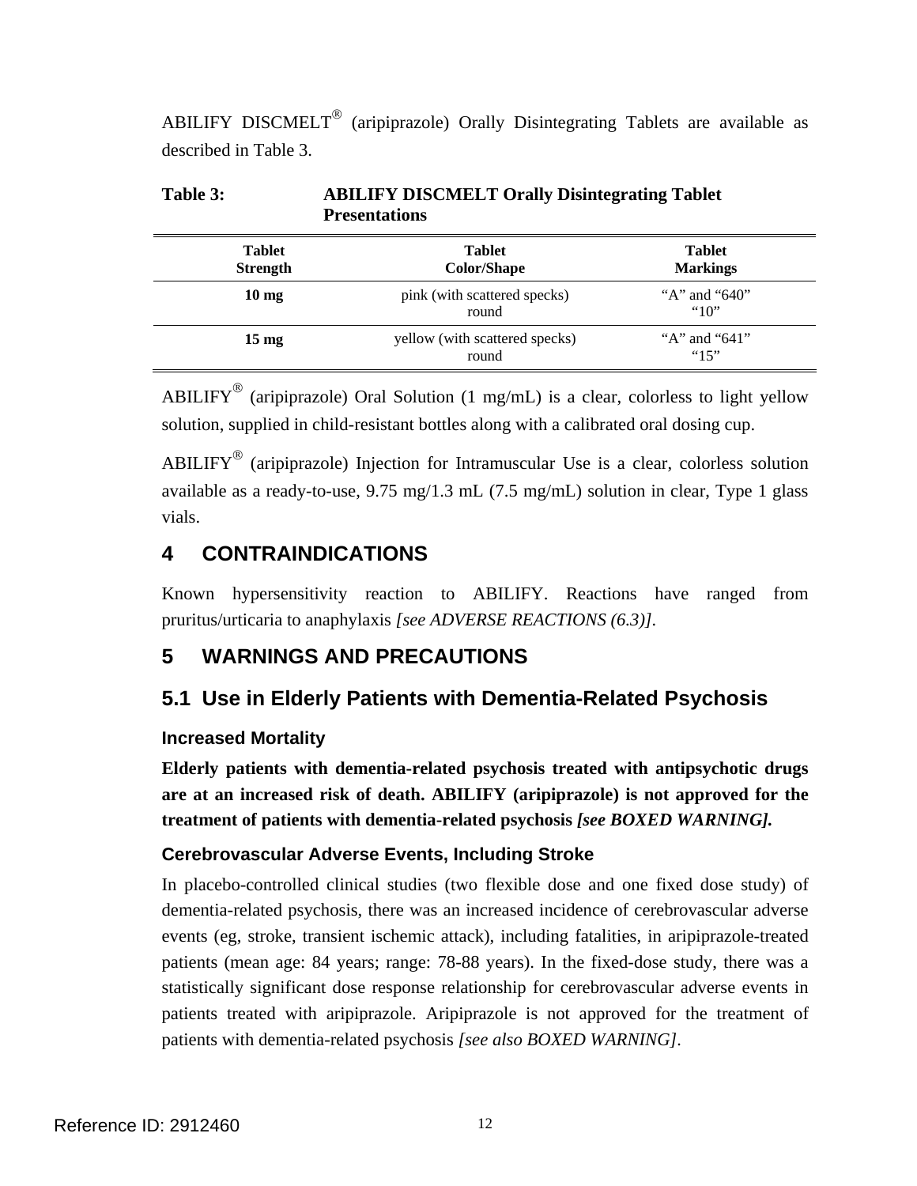ABILIFY DISCMELT® (aripiprazole) Orally Disintegrating Tablets are available as described in Table 3.

**Table 3: ABILIFY DISCMELT Orally Disintegrating Tablet Presentations**

| Tablet Strength | Tablet Color/Shape | Tablet Markings |
|---|---|---|
| **10 mg** | pink (with scattered specks) round | "A" and "640" "10" |
| **15 mg** | yellow (with scattered specks) round | "A" and "641" "15" |

ABILIFY® (aripiprazole) Oral Solution (1 mg/mL) is a clear, colorless to light yellow solution, supplied in child-resistant bottles along with a calibrated oral dosing cup.

ABILIFY® (aripiprazole) Injection for Intramuscular Use is a clear, colorless solution available as a ready-to-use, 9.75 mg/1.3 mL (7.5 mg/mL) solution in clear, Type 1 glass vials.

# 4 CONTRAINDICATIONS

Known hypersensitivity reaction to ABILIFY. Reactions have ranged from pruritus/urticaria to anaphylaxis *[see ADVERSE REACTIONS (6.3)]*.

# 5 WARNINGS AND PRECAUTIONS

## 5.1 Use in Elderly Patients with Dementia-Related Psychosis

### Increased Mortality

**Elderly patients with dementia-related psychosis treated with antipsychotic drugs are at an increased risk of death. ABILIFY (aripiprazole) is not approved for the treatment of patients with dementia-related psychosis *[see BOXED WARNING].***

### Cerebrovascular Adverse Events, Including Stroke

In placebo-controlled clinical studies (two flexible dose and one fixed dose study) of dementia-related psychosis, there was an increased incidence of cerebrovascular adverse events (eg, stroke, transient ischemic attack), including fatalities, in aripiprazole-treated patients (mean age: 84 years; range: 78-88 years). In the fixed-dose study, there was a statistically significant dose response relationship for cerebrovascular adverse events in patients treated with aripiprazole. Aripiprazole is not approved for the treatment of patients with dementia-related psychosis *[see also BOXED WARNING]*.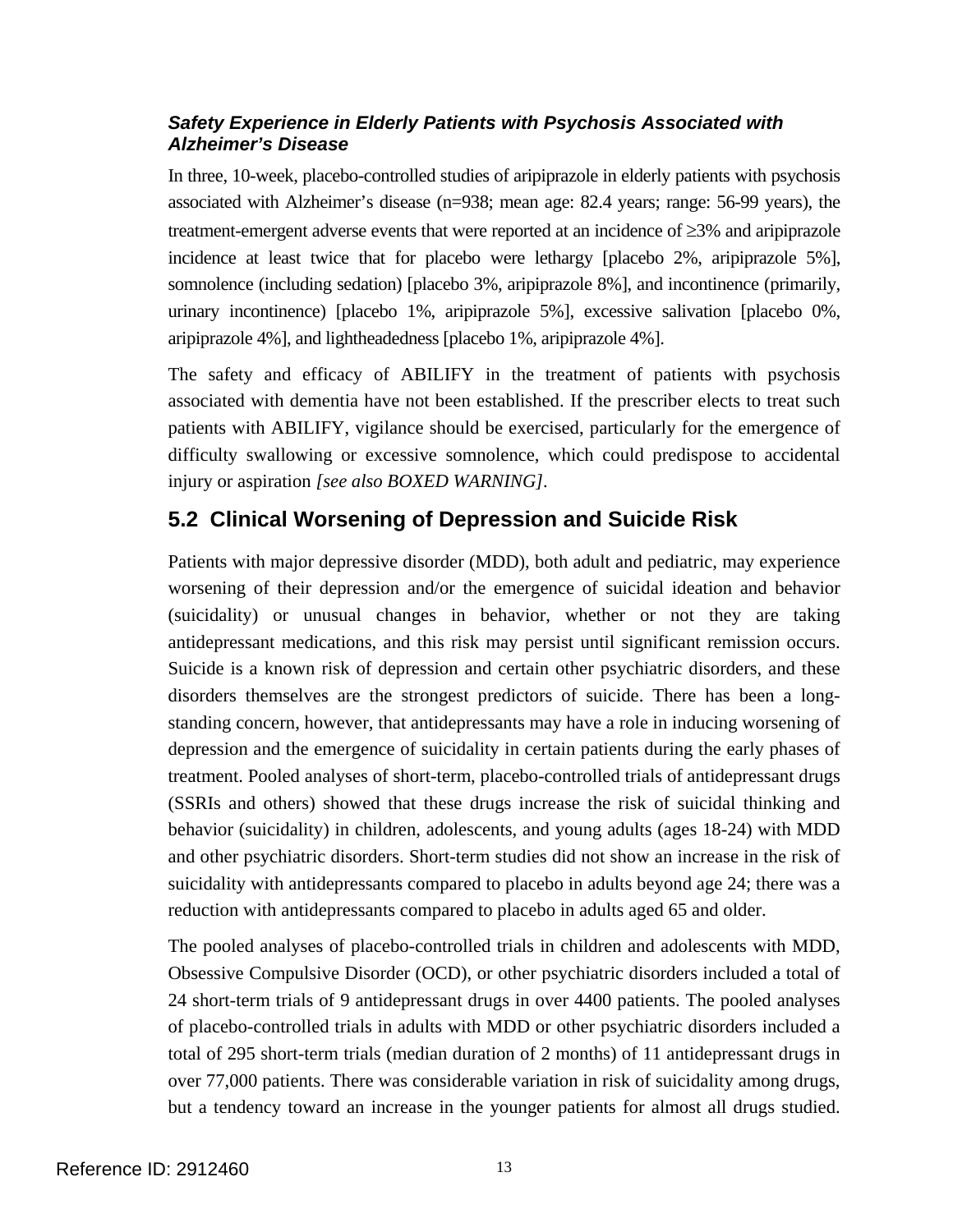### *Safety Experience in Elderly Patients with Psychosis Associated with Alzheimer's Disease*

In three, 10-week, placebo-controlled studies of aripiprazole in elderly patients with psychosis associated with Alzheimer's disease (n=938; mean age: 82.4 years; range: 56-99 years), the treatment-emergent adverse events that were reported at an incidence of ≥3% and aripiprazole incidence at least twice that for placebo were lethargy [placebo 2%, aripiprazole 5%], somnolence (including sedation) [placebo 3%, aripiprazole 8%], and incontinence (primarily, urinary incontinence) [placebo 1%, aripiprazole 5%], excessive salivation [placebo 0%, aripiprazole 4%], and lightheadedness [placebo 1%, aripiprazole 4%].

The safety and efficacy of ABILIFY in the treatment of patients with psychosis associated with dementia have not been established. If the prescriber elects to treat such patients with ABILIFY, vigilance should be exercised, particularly for the emergence of difficulty swallowing or excessive somnolence, which could predispose to accidental injury or aspiration *[see also BOXED WARNING]*.

## 5.2 Clinical Worsening of Depression and Suicide Risk

Patients with major depressive disorder (MDD), both adult and pediatric, may experience worsening of their depression and/or the emergence of suicidal ideation and behavior (suicidality) or unusual changes in behavior, whether or not they are taking antidepressant medications, and this risk may persist until significant remission occurs. Suicide is a known risk of depression and certain other psychiatric disorders, and these disorders themselves are the strongest predictors of suicide. There has been a long-standing concern, however, that antidepressants may have a role in inducing worsening of depression and the emergence of suicidality in certain patients during the early phases of treatment. Pooled analyses of short-term, placebo-controlled trials of antidepressant drugs (SSRIs and others) showed that these drugs increase the risk of suicidal thinking and behavior (suicidality) in children, adolescents, and young adults (ages 18-24) with MDD and other psychiatric disorders. Short-term studies did not show an increase in the risk of suicidality with antidepressants compared to placebo in adults beyond age 24; there was a reduction with antidepressants compared to placebo in adults aged 65 and older.

The pooled analyses of placebo-controlled trials in children and adolescents with MDD, Obsessive Compulsive Disorder (OCD), or other psychiatric disorders included a total of 24 short-term trials of 9 antidepressant drugs in over 4400 patients. The pooled analyses of placebo-controlled trials in adults with MDD or other psychiatric disorders included a total of 295 short-term trials (median duration of 2 months) of 11 antidepressant drugs in over 77,000 patients. There was considerable variation in risk of suicidality among drugs, but a tendency toward an increase in the younger patients for almost all drugs studied.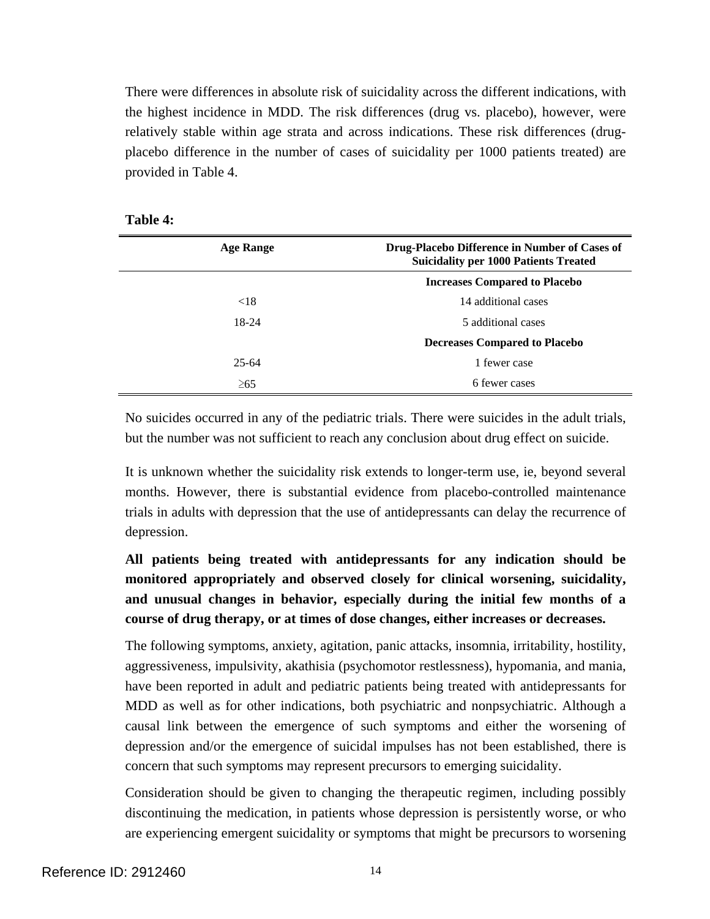There were differences in absolute risk of suicidality across the different indications, with the highest incidence in MDD. The risk differences (drug vs. placebo), however, were relatively stable within age strata and across indications. These risk differences (drug-placebo difference in the number of cases of suicidality per 1000 patients treated) are provided in Table 4.

**Table 4:**

| Age Range | Drug-Placebo Difference in Number of Cases of Suicidality per 1000 Patients Treated |
|---|---|
| | **Increases Compared to Placebo** |
| <18 | 14 additional cases |
| 18-24 | 5 additional cases |
| | **Decreases Compared to Placebo** |
| 25-64 | 1 fewer case |
| ≥65 | 6 fewer cases |

No suicides occurred in any of the pediatric trials. There were suicides in the adult trials, but the number was not sufficient to reach any conclusion about drug effect on suicide.

It is unknown whether the suicidality risk extends to longer-term use, ie, beyond several months. However, there is substantial evidence from placebo-controlled maintenance trials in adults with depression that the use of antidepressants can delay the recurrence of depression.

**All patients being treated with antidepressants for any indication should be monitored appropriately and observed closely for clinical worsening, suicidality, and unusual changes in behavior, especially during the initial few months of a course of drug therapy, or at times of dose changes, either increases or decreases.**

The following symptoms, anxiety, agitation, panic attacks, insomnia, irritability, hostility, aggressiveness, impulsivity, akathisia (psychomotor restlessness), hypomania, and mania, have been reported in adult and pediatric patients being treated with antidepressants for MDD as well as for other indications, both psychiatric and nonpsychiatric. Although a causal link between the emergence of such symptoms and either the worsening of depression and/or the emergence of suicidal impulses has not been established, there is concern that such symptoms may represent precursors to emerging suicidality.

Consideration should be given to changing the therapeutic regimen, including possibly discontinuing the medication, in patients whose depression is persistently worse, or who are experiencing emergent suicidality or symptoms that might be precursors to worsening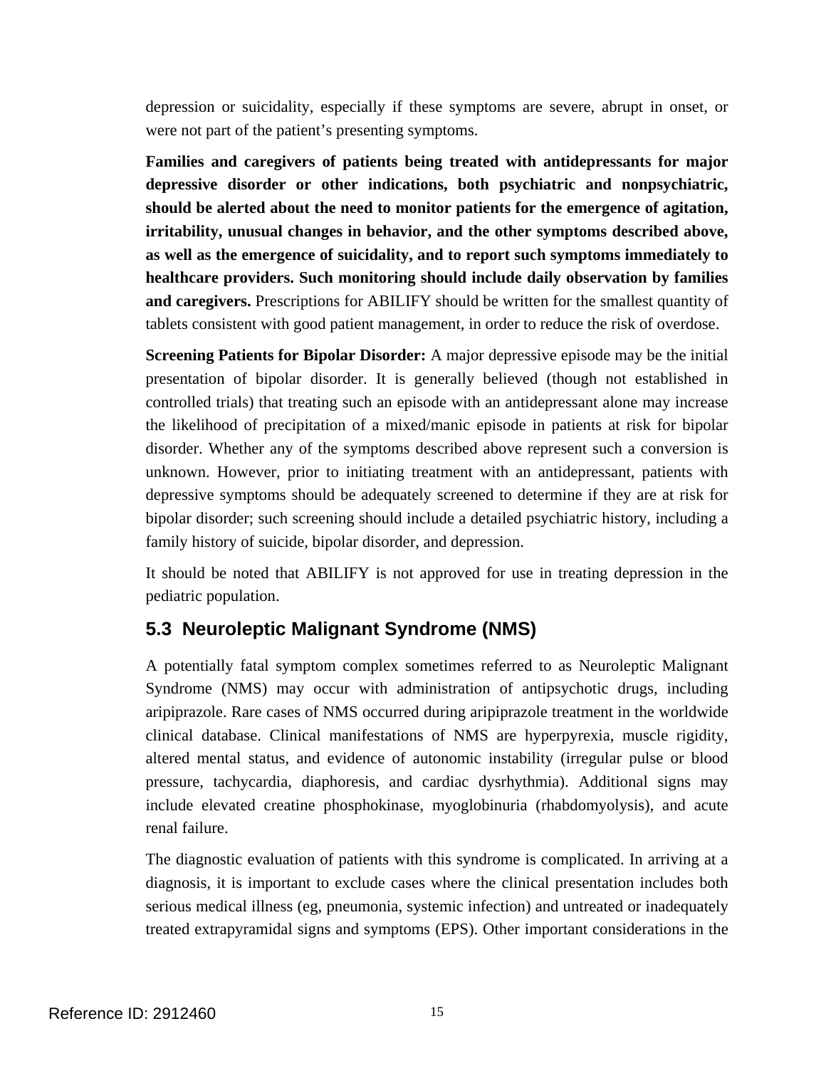depression or suicidality, especially if these symptoms are severe, abrupt in onset, or were not part of the patient's presenting symptoms.

**Families and caregivers of patients being treated with antidepressants for major depressive disorder or other indications, both psychiatric and nonpsychiatric, should be alerted about the need to monitor patients for the emergence of agitation, irritability, unusual changes in behavior, and the other symptoms described above, as well as the emergence of suicidality, and to report such symptoms immediately to healthcare providers. Such monitoring should include daily observation by families and caregivers.** Prescriptions for ABILIFY should be written for the smallest quantity of tablets consistent with good patient management, in order to reduce the risk of overdose.

**Screening Patients for Bipolar Disorder:** A major depressive episode may be the initial presentation of bipolar disorder. It is generally believed (though not established in controlled trials) that treating such an episode with an antidepressant alone may increase the likelihood of precipitation of a mixed/manic episode in patients at risk for bipolar disorder. Whether any of the symptoms described above represent such a conversion is unknown. However, prior to initiating treatment with an antidepressant, patients with depressive symptoms should be adequately screened to determine if they are at risk for bipolar disorder; such screening should include a detailed psychiatric history, including a family history of suicide, bipolar disorder, and depression.

It should be noted that ABILIFY is not approved for use in treating depression in the pediatric population.

## 5.3 Neuroleptic Malignant Syndrome (NMS)

A potentially fatal symptom complex sometimes referred to as Neuroleptic Malignant Syndrome (NMS) may occur with administration of antipsychotic drugs, including aripiprazole. Rare cases of NMS occurred during aripiprazole treatment in the worldwide clinical database. Clinical manifestations of NMS are hyperpyrexia, muscle rigidity, altered mental status, and evidence of autonomic instability (irregular pulse or blood pressure, tachycardia, diaphoresis, and cardiac dysrhythmia). Additional signs may include elevated creatine phosphokinase, myoglobinuria (rhabdomyolysis), and acute renal failure.

The diagnostic evaluation of patients with this syndrome is complicated. In arriving at a diagnosis, it is important to exclude cases where the clinical presentation includes both serious medical illness (eg, pneumonia, systemic infection) and untreated or inadequately treated extrapyramidal signs and symptoms (EPS). Other important considerations in the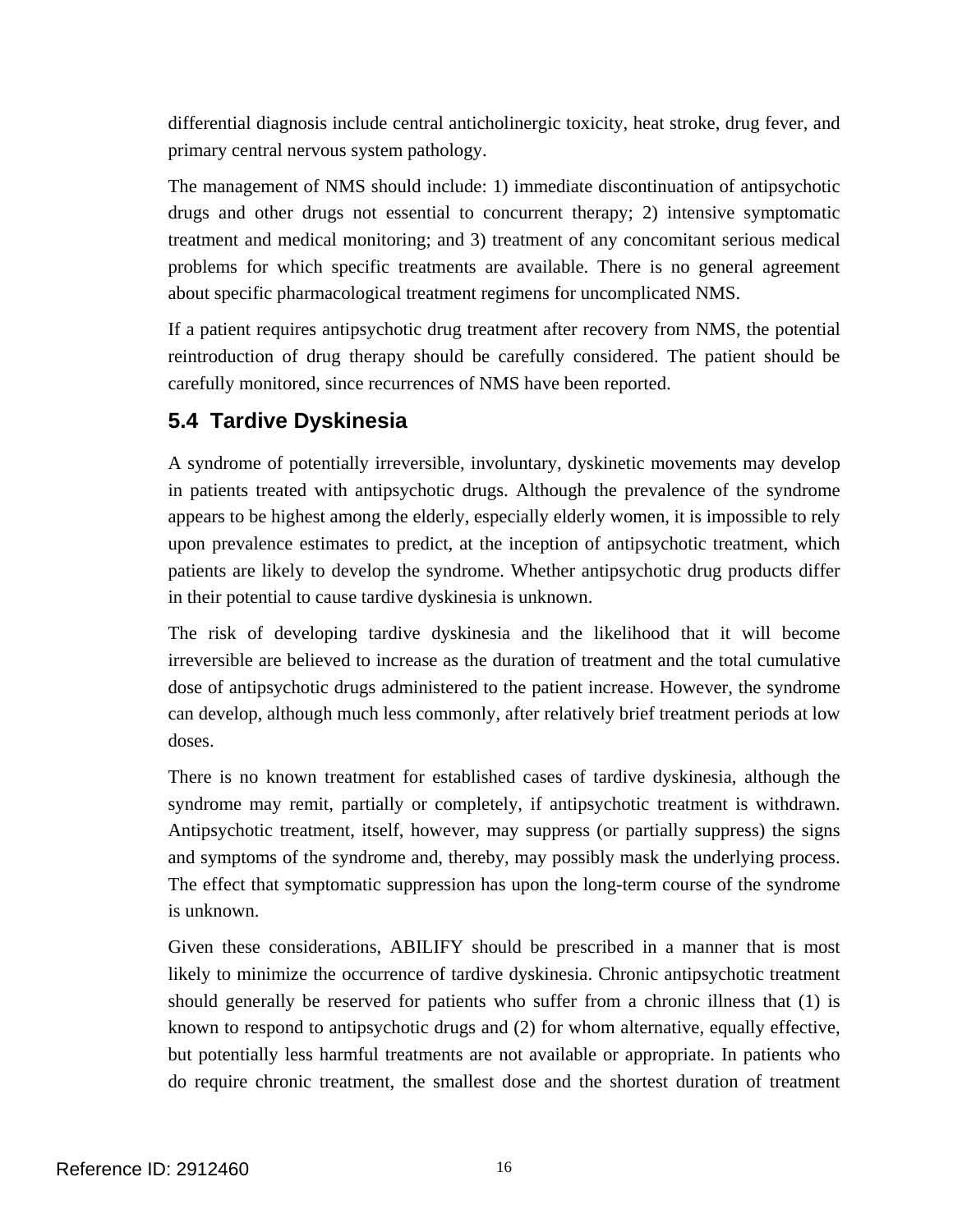differential diagnosis include central anticholinergic toxicity, heat stroke, drug fever, and primary central nervous system pathology.

The management of NMS should include: 1) immediate discontinuation of antipsychotic drugs and other drugs not essential to concurrent therapy; 2) intensive symptomatic treatment and medical monitoring; and 3) treatment of any concomitant serious medical problems for which specific treatments are available. There is no general agreement about specific pharmacological treatment regimens for uncomplicated NMS.

If a patient requires antipsychotic drug treatment after recovery from NMS, the potential reintroduction of drug therapy should be carefully considered. The patient should be carefully monitored, since recurrences of NMS have been reported.

## 5.4 Tardive Dyskinesia

A syndrome of potentially irreversible, involuntary, dyskinetic movements may develop in patients treated with antipsychotic drugs. Although the prevalence of the syndrome appears to be highest among the elderly, especially elderly women, it is impossible to rely upon prevalence estimates to predict, at the inception of antipsychotic treatment, which patients are likely to develop the syndrome. Whether antipsychotic drug products differ in their potential to cause tardive dyskinesia is unknown.

The risk of developing tardive dyskinesia and the likelihood that it will become irreversible are believed to increase as the duration of treatment and the total cumulative dose of antipsychotic drugs administered to the patient increase. However, the syndrome can develop, although much less commonly, after relatively brief treatment periods at low doses.

There is no known treatment for established cases of tardive dyskinesia, although the syndrome may remit, partially or completely, if antipsychotic treatment is withdrawn. Antipsychotic treatment, itself, however, may suppress (or partially suppress) the signs and symptoms of the syndrome and, thereby, may possibly mask the underlying process. The effect that symptomatic suppression has upon the long-term course of the syndrome is unknown.

Given these considerations, ABILIFY should be prescribed in a manner that is most likely to minimize the occurrence of tardive dyskinesia. Chronic antipsychotic treatment should generally be reserved for patients who suffer from a chronic illness that (1) is known to respond to antipsychotic drugs and (2) for whom alternative, equally effective, but potentially less harmful treatments are not available or appropriate. In patients who do require chronic treatment, the smallest dose and the shortest duration of treatment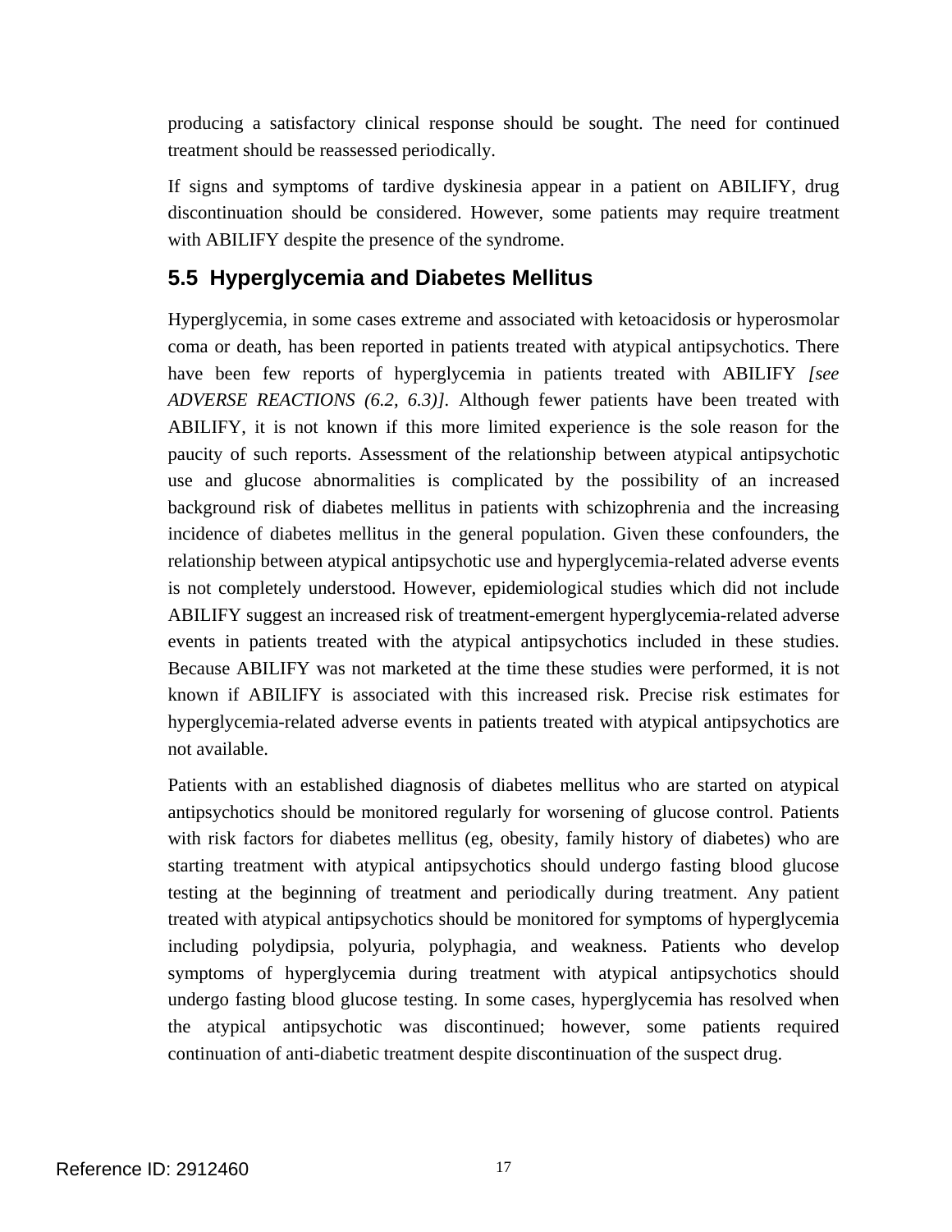producing a satisfactory clinical response should be sought. The need for continued treatment should be reassessed periodically.

If signs and symptoms of tardive dyskinesia appear in a patient on ABILIFY, drug discontinuation should be considered. However, some patients may require treatment with ABILIFY despite the presence of the syndrome.

## 5.5 Hyperglycemia and Diabetes Mellitus

Hyperglycemia, in some cases extreme and associated with ketoacidosis or hyperosmolar coma or death, has been reported in patients treated with atypical antipsychotics. There have been few reports of hyperglycemia in patients treated with ABILIFY *[see ADVERSE REACTIONS (6.2, 6.3)]*. Although fewer patients have been treated with ABILIFY, it is not known if this more limited experience is the sole reason for the paucity of such reports. Assessment of the relationship between atypical antipsychotic use and glucose abnormalities is complicated by the possibility of an increased background risk of diabetes mellitus in patients with schizophrenia and the increasing incidence of diabetes mellitus in the general population. Given these confounders, the relationship between atypical antipsychotic use and hyperglycemia-related adverse events is not completely understood. However, epidemiological studies which did not include ABILIFY suggest an increased risk of treatment-emergent hyperglycemia-related adverse events in patients treated with the atypical antipsychotics included in these studies. Because ABILIFY was not marketed at the time these studies were performed, it is not known if ABILIFY is associated with this increased risk. Precise risk estimates for hyperglycemia-related adverse events in patients treated with atypical antipsychotics are not available.

Patients with an established diagnosis of diabetes mellitus who are started on atypical antipsychotics should be monitored regularly for worsening of glucose control. Patients with risk factors for diabetes mellitus (eg, obesity, family history of diabetes) who are starting treatment with atypical antipsychotics should undergo fasting blood glucose testing at the beginning of treatment and periodically during treatment. Any patient treated with atypical antipsychotics should be monitored for symptoms of hyperglycemia including polydipsia, polyuria, polyphagia, and weakness. Patients who develop symptoms of hyperglycemia during treatment with atypical antipsychotics should undergo fasting blood glucose testing. In some cases, hyperglycemia has resolved when the atypical antipsychotic was discontinued; however, some patients required continuation of anti-diabetic treatment despite discontinuation of the suspect drug.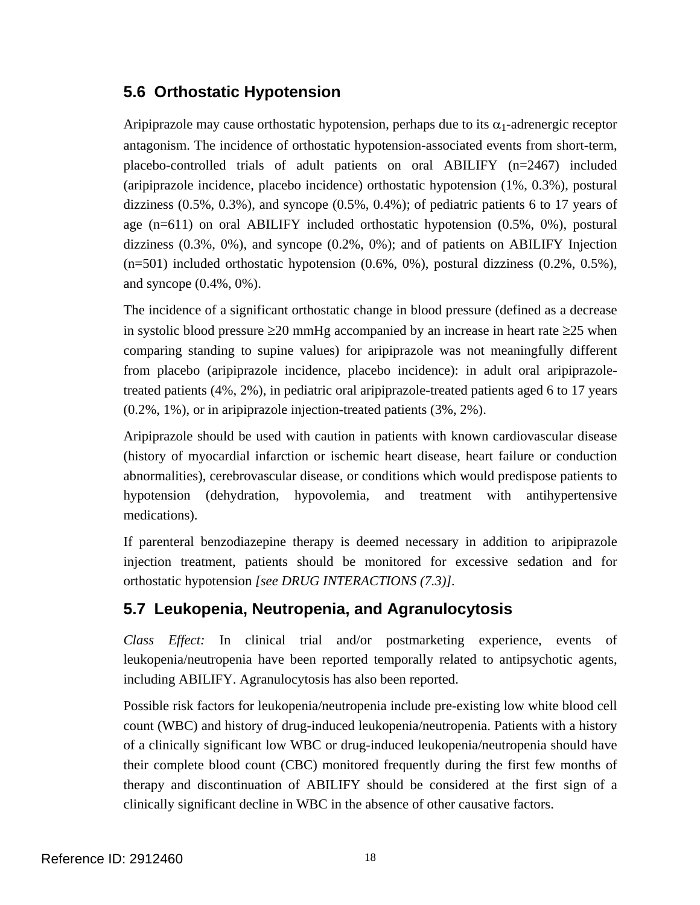## 5.6 Orthostatic Hypotension

Aripiprazole may cause orthostatic hypotension, perhaps due to its $\alpha_1$-adrenergic receptor antagonism. The incidence of orthostatic hypotension-associated events from short-term, placebo-controlled trials of adult patients on oral ABILIFY (n=2467) included (aripiprazole incidence, placebo incidence) orthostatic hypotension (1%, 0.3%), postural dizziness (0.5%, 0.3%), and syncope (0.5%, 0.4%); of pediatric patients 6 to 17 years of age (n=611) on oral ABILIFY included orthostatic hypotension (0.5%, 0%), postural dizziness (0.3%, 0%), and syncope (0.2%, 0%); and of patients on ABILIFY Injection (n=501) included orthostatic hypotension (0.6%, 0%), postural dizziness (0.2%, 0.5%), and syncope (0.4%, 0%).

The incidence of a significant orthostatic change in blood pressure (defined as a decrease in systolic blood pressure ≥20 mmHg accompanied by an increase in heart rate ≥25 when comparing standing to supine values) for aripiprazole was not meaningfully different from placebo (aripiprazole incidence, placebo incidence): in adult oral aripiprazole-treated patients (4%, 2%), in pediatric oral aripiprazole-treated patients aged 6 to 17 years (0.2%, 1%), or in aripiprazole injection-treated patients (3%, 2%).

Aripiprazole should be used with caution in patients with known cardiovascular disease (history of myocardial infarction or ischemic heart disease, heart failure or conduction abnormalities), cerebrovascular disease, or conditions which would predispose patients to hypotension (dehydration, hypovolemia, and treatment with antihypertensive medications).

If parenteral benzodiazepine therapy is deemed necessary in addition to aripiprazole injection treatment, patients should be monitored for excessive sedation and for orthostatic hypotension *[see DRUG INTERACTIONS (7.3)]*.

## 5.7 Leukopenia, Neutropenia, and Agranulocytosis

*Class Effect:* In clinical trial and/or postmarketing experience, events of leukopenia/neutropenia have been reported temporally related to antipsychotic agents, including ABILIFY. Agranulocytosis has also been reported.

Possible risk factors for leukopenia/neutropenia include pre-existing low white blood cell count (WBC) and history of drug-induced leukopenia/neutropenia. Patients with a history of a clinically significant low WBC or drug-induced leukopenia/neutropenia should have their complete blood count (CBC) monitored frequently during the first few months of therapy and discontinuation of ABILIFY should be considered at the first sign of a clinically significant decline in WBC in the absence of other causative factors.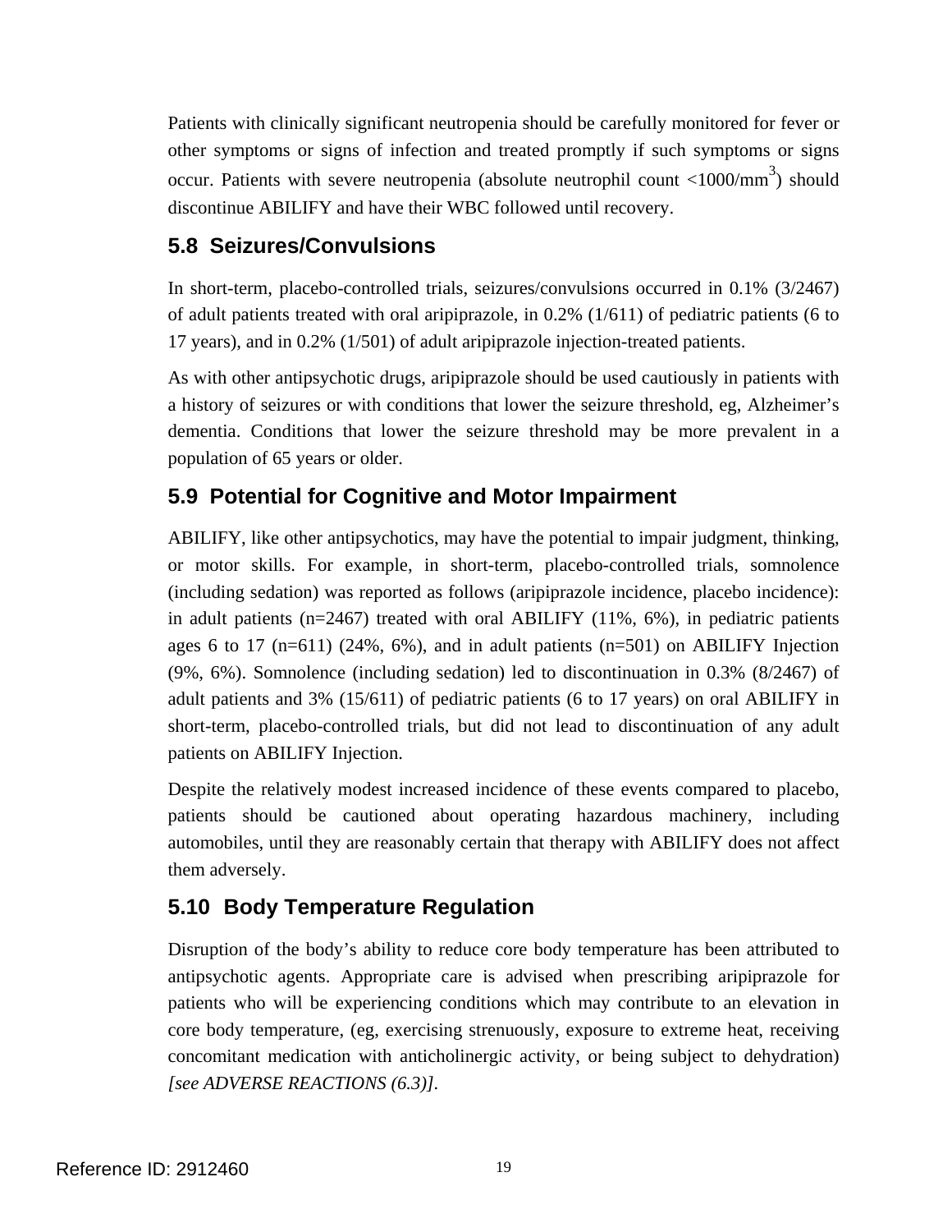Patients with clinically significant neutropenia should be carefully monitored for fever or other symptoms or signs of infection and treated promptly if such symptoms or signs occur. Patients with severe neutropenia (absolute neutrophil count <1000/mm$^3$) should discontinue ABILIFY and have their WBC followed until recovery.

## 5.8 Seizures/Convulsions

In short-term, placebo-controlled trials, seizures/convulsions occurred in 0.1% (3/2467) of adult patients treated with oral aripiprazole, in 0.2% (1/611) of pediatric patients (6 to 17 years), and in 0.2% (1/501) of adult aripiprazole injection-treated patients.

As with other antipsychotic drugs, aripiprazole should be used cautiously in patients with a history of seizures or with conditions that lower the seizure threshold, eg, Alzheimer's dementia. Conditions that lower the seizure threshold may be more prevalent in a population of 65 years or older.

## 5.9 Potential for Cognitive and Motor Impairment

ABILIFY, like other antipsychotics, may have the potential to impair judgment, thinking, or motor skills. For example, in short-term, placebo-controlled trials, somnolence (including sedation) was reported as follows (aripiprazole incidence, placebo incidence): in adult patients (n=2467) treated with oral ABILIFY (11%, 6%), in pediatric patients ages 6 to 17 (n=611) (24%, 6%), and in adult patients (n=501) on ABILIFY Injection (9%, 6%). Somnolence (including sedation) led to discontinuation in 0.3% (8/2467) of adult patients and 3% (15/611) of pediatric patients (6 to 17 years) on oral ABILIFY in short-term, placebo-controlled trials, but did not lead to discontinuation of any adult patients on ABILIFY Injection.

Despite the relatively modest increased incidence of these events compared to placebo, patients should be cautioned about operating hazardous machinery, including automobiles, until they are reasonably certain that therapy with ABILIFY does not affect them adversely.

## 5.10 Body Temperature Regulation

Disruption of the body's ability to reduce core body temperature has been attributed to antipsychotic agents. Appropriate care is advised when prescribing aripiprazole for patients who will be experiencing conditions which may contribute to an elevation in core body temperature, (eg, exercising strenuously, exposure to extreme heat, receiving concomitant medication with anticholinergic activity, or being subject to dehydration) *[see ADVERSE REACTIONS (6.3)]*.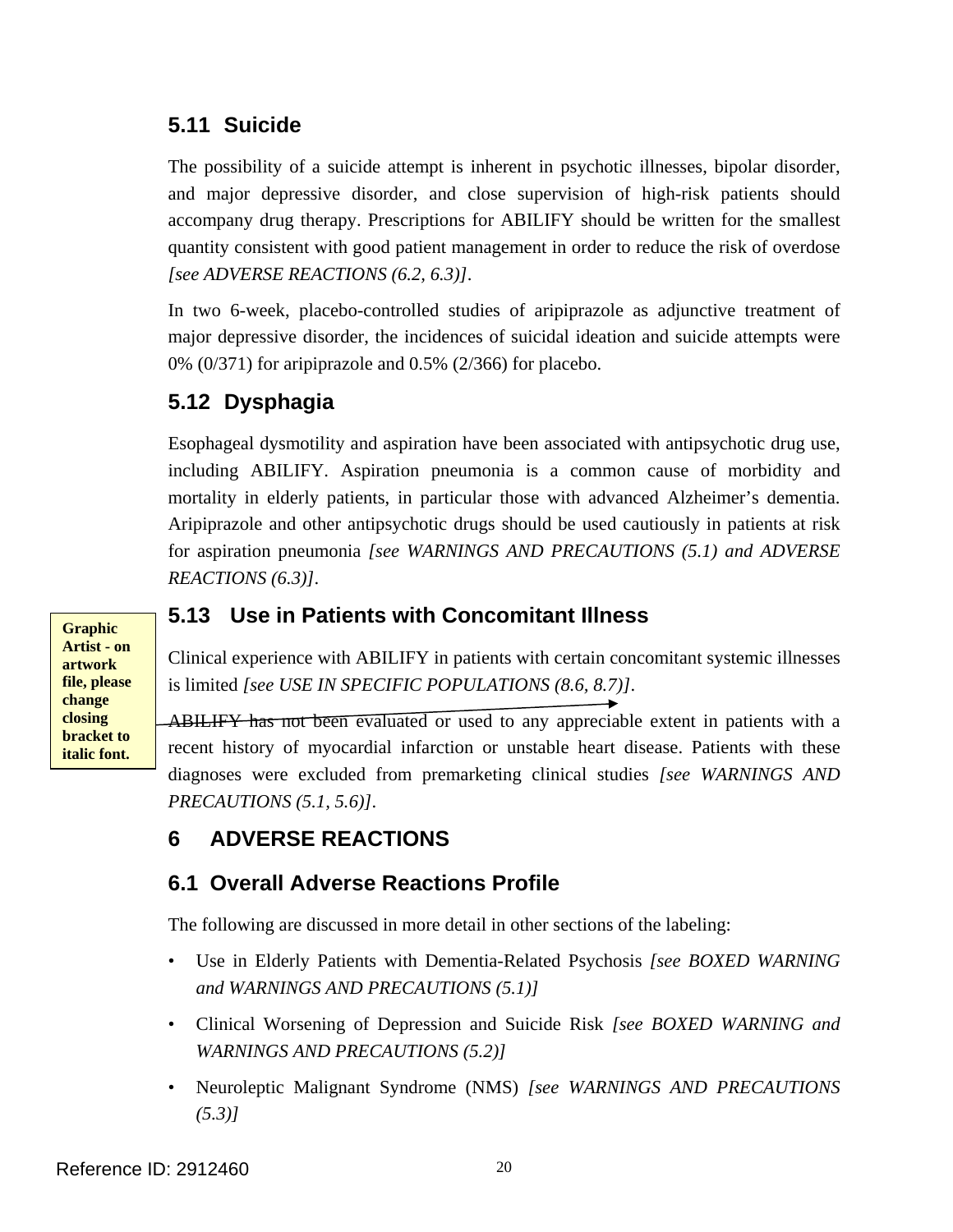### 5.11 Suicide

The possibility of a suicide attempt is inherent in psychotic illnesses, bipolar disorder, and major depressive disorder, and close supervision of high-risk patients should accompany drug therapy. Prescriptions for ABILIFY should be written for the smallest quantity consistent with good patient management in order to reduce the risk of overdose *[see ADVERSE REACTIONS (6.2, 6.3)]*.

In two 6-week, placebo-controlled studies of aripiprazole as adjunctive treatment of major depressive disorder, the incidences of suicidal ideation and suicide attempts were 0% (0/371) for aripiprazole and 0.5% (2/366) for placebo.

### 5.12 Dysphagia

Esophageal dysmotility and aspiration have been associated with antipsychotic drug use, including ABILIFY. Aspiration pneumonia is a common cause of morbidity and mortality in elderly patients, in particular those with advanced Alzheimer's dementia. Aripiprazole and other antipsychotic drugs should be used cautiously in patients at risk for aspiration pneumonia *[see WARNINGS AND PRECAUTIONS (5.1) and ADVERSE REACTIONS (6.3)]*.

### 5.13 Use in Patients with Concomitant Illness

**Graphic Artist - on artwork file, please change closing bracket to italic font.**

Clinical experience with ABILIFY in patients with certain concomitant systemic illnesses is limited *[see USE IN SPECIFIC POPULATIONS (8.6, 8.7)]*.

ABILIFY has not been evaluated or used to any appreciable extent in patients with a recent history of myocardial infarction or unstable heart disease. Patients with these diagnoses were excluded from premarketing clinical studies *[see WARNINGS AND PRECAUTIONS (5.1, 5.6)]*.

## 6 ADVERSE REACTIONS

### 6.1 Overall Adverse Reactions Profile

The following are discussed in more detail in other sections of the labeling:

- Use in Elderly Patients with Dementia-Related Psychosis *[see BOXED WARNING and WARNINGS AND PRECAUTIONS (5.1)]*
- Clinical Worsening of Depression and Suicide Risk *[see BOXED WARNING and WARNINGS AND PRECAUTIONS (5.2)]*
- Neuroleptic Malignant Syndrome (NMS) *[see WARNINGS AND PRECAUTIONS (5.3)]*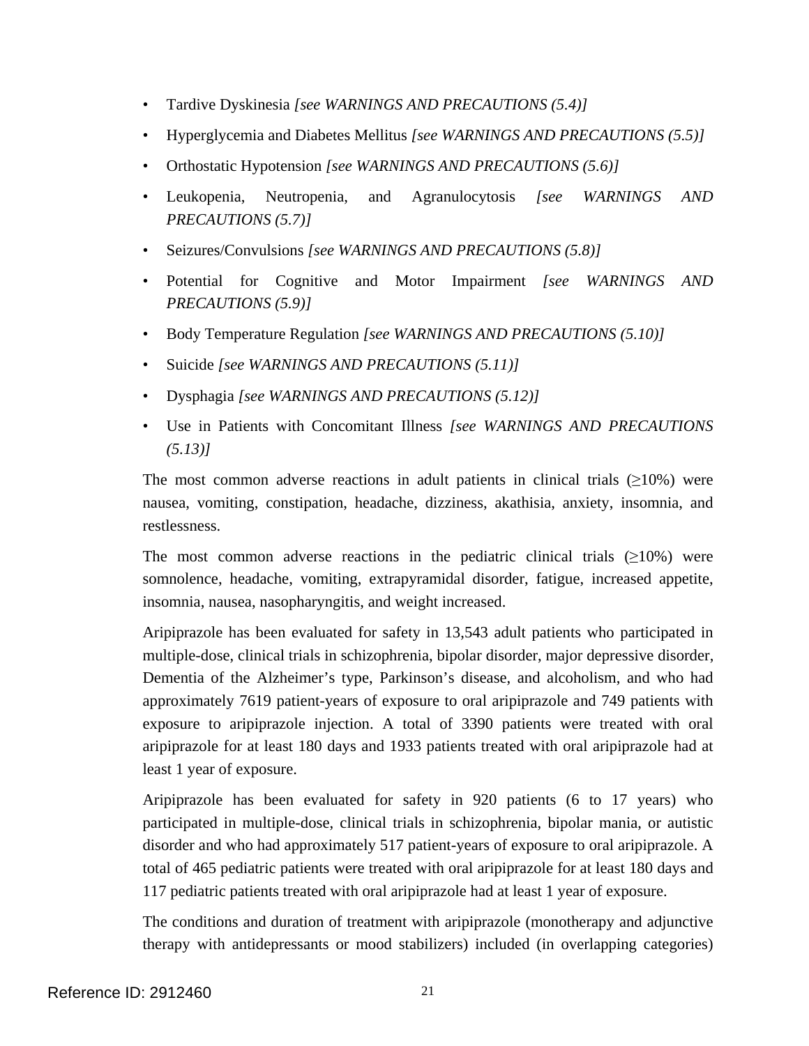- Tardive Dyskinesia *[see WARNINGS AND PRECAUTIONS (5.4)]*
- Hyperglycemia and Diabetes Mellitus *[see WARNINGS AND PRECAUTIONS (5.5)]*
- Orthostatic Hypotension *[see WARNINGS AND PRECAUTIONS (5.6)]*
- Leukopenia, Neutropenia, and Agranulocytosis *[see WARNINGS AND PRECAUTIONS (5.7)]*
- Seizures/Convulsions *[see WARNINGS AND PRECAUTIONS (5.8)]*
- Potential for Cognitive and Motor Impairment *[see WARNINGS AND PRECAUTIONS (5.9)]*
- Body Temperature Regulation *[see WARNINGS AND PRECAUTIONS (5.10)]*
- Suicide *[see WARNINGS AND PRECAUTIONS (5.11)]*
- Dysphagia *[see WARNINGS AND PRECAUTIONS (5.12)]*
- Use in Patients with Concomitant Illness *[see WARNINGS AND PRECAUTIONS (5.13)]*

The most common adverse reactions in adult patients in clinical trials (≥10%) were nausea, vomiting, constipation, headache, dizziness, akathisia, anxiety, insomnia, and restlessness.

The most common adverse reactions in the pediatric clinical trials (≥10%) were somnolence, headache, vomiting, extrapyramidal disorder, fatigue, increased appetite, insomnia, nausea, nasopharyngitis, and weight increased.

Aripiprazole has been evaluated for safety in 13,543 adult patients who participated in multiple-dose, clinical trials in schizophrenia, bipolar disorder, major depressive disorder, Dementia of the Alzheimer's type, Parkinson's disease, and alcoholism, and who had approximately 7619 patient-years of exposure to oral aripiprazole and 749 patients with exposure to aripiprazole injection. A total of 3390 patients were treated with oral aripiprazole for at least 180 days and 1933 patients treated with oral aripiprazole had at least 1 year of exposure.

Aripiprazole has been evaluated for safety in 920 patients (6 to 17 years) who participated in multiple-dose, clinical trials in schizophrenia, bipolar mania, or autistic disorder and who had approximately 517 patient-years of exposure to oral aripiprazole. A total of 465 pediatric patients were treated with oral aripiprazole for at least 180 days and 117 pediatric patients treated with oral aripiprazole had at least 1 year of exposure.

The conditions and duration of treatment with aripiprazole (monotherapy and adjunctive therapy with antidepressants or mood stabilizers) included (in overlapping categories)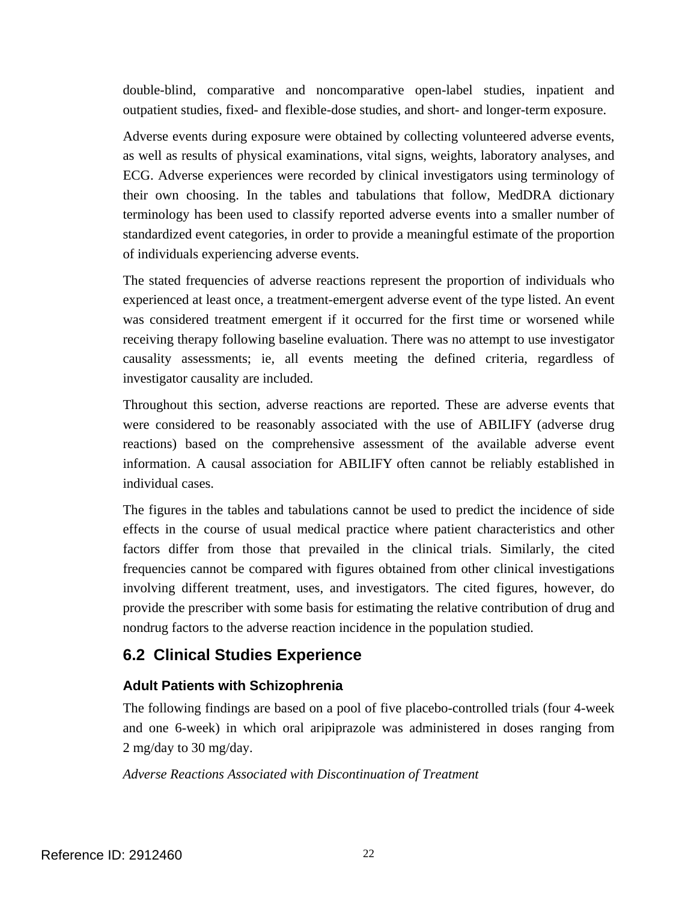double-blind, comparative and noncomparative open-label studies, inpatient and outpatient studies, fixed- and flexible-dose studies, and short- and longer-term exposure.

Adverse events during exposure were obtained by collecting volunteered adverse events, as well as results of physical examinations, vital signs, weights, laboratory analyses, and ECG. Adverse experiences were recorded by clinical investigators using terminology of their own choosing. In the tables and tabulations that follow, MedDRA dictionary terminology has been used to classify reported adverse events into a smaller number of standardized event categories, in order to provide a meaningful estimate of the proportion of individuals experiencing adverse events.

The stated frequencies of adverse reactions represent the proportion of individuals who experienced at least once, a treatment-emergent adverse event of the type listed. An event was considered treatment emergent if it occurred for the first time or worsened while receiving therapy following baseline evaluation. There was no attempt to use investigator causality assessments; ie, all events meeting the defined criteria, regardless of investigator causality are included.

Throughout this section, adverse reactions are reported. These are adverse events that were considered to be reasonably associated with the use of ABILIFY (adverse drug reactions) based on the comprehensive assessment of the available adverse event information. A causal association for ABILIFY often cannot be reliably established in individual cases.

The figures in the tables and tabulations cannot be used to predict the incidence of side effects in the course of usual medical practice where patient characteristics and other factors differ from those that prevailed in the clinical trials. Similarly, the cited frequencies cannot be compared with figures obtained from other clinical investigations involving different treatment, uses, and investigators. The cited figures, however, do provide the prescriber with some basis for estimating the relative contribution of drug and nondrug factors to the adverse reaction incidence in the population studied.

## 6.2 Clinical Studies Experience

### Adult Patients with Schizophrenia

The following findings are based on a pool of five placebo-controlled trials (four 4-week and one 6-week) in which oral aripiprazole was administered in doses ranging from 2 mg/day to 30 mg/day.

*Adverse Reactions Associated with Discontinuation of Treatment*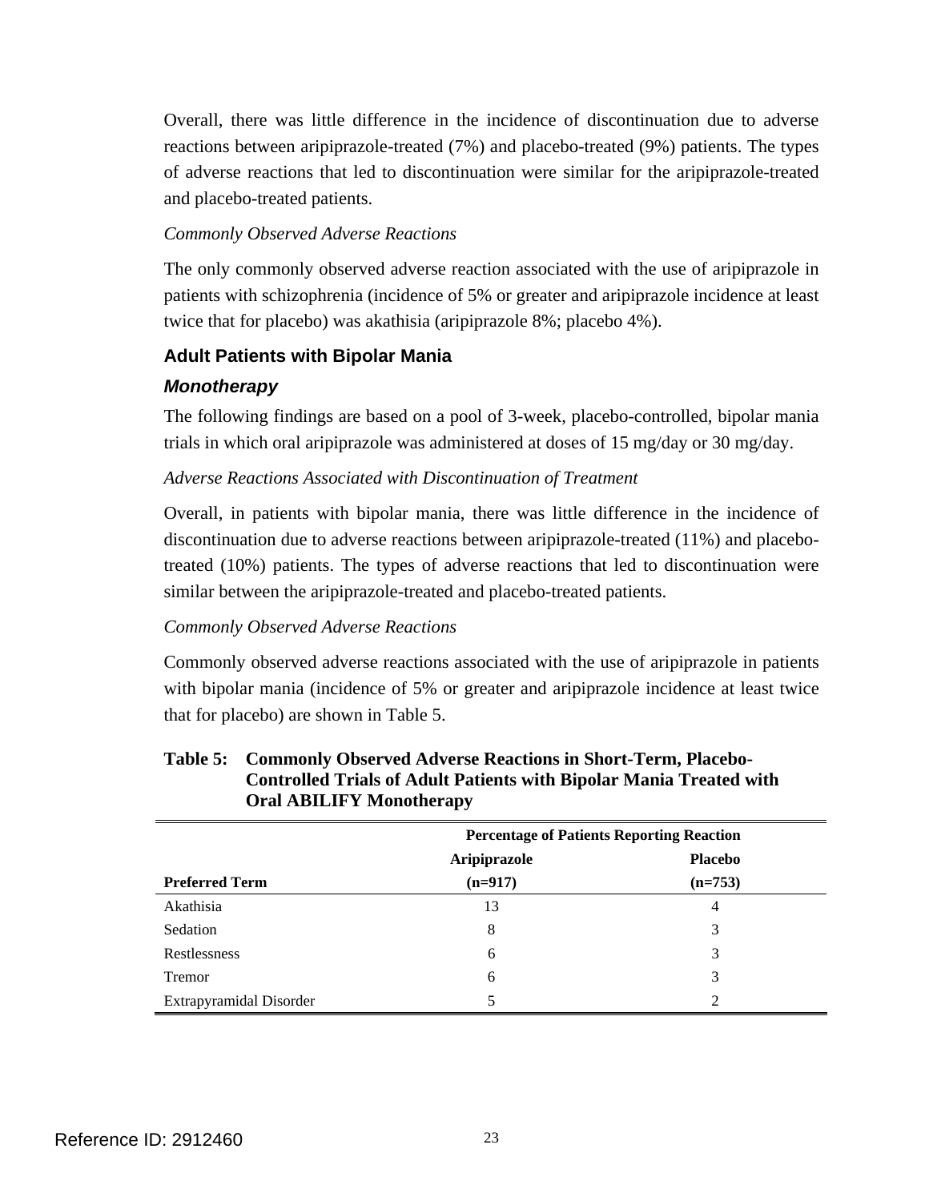Overall, there was little difference in the incidence of discontinuation due to adverse reactions between aripiprazole-treated (7%) and placebo-treated (9%) patients. The types of adverse reactions that led to discontinuation were similar for the aripiprazole-treated and placebo-treated patients.

*Commonly Observed Adverse Reactions*

The only commonly observed adverse reaction associated with the use of aripiprazole in patients with schizophrenia (incidence of 5% or greater and aripiprazole incidence at least twice that for placebo) was akathisia (aripiprazole 8%; placebo 4%).

### Adult Patients with Bipolar Mania

#### *Monotherapy*

The following findings are based on a pool of 3-week, placebo-controlled, bipolar mania trials in which oral aripiprazole was administered at doses of 15 mg/day or 30 mg/day.

*Adverse Reactions Associated with Discontinuation of Treatment*

Overall, in patients with bipolar mania, there was little difference in the incidence of discontinuation due to adverse reactions between aripiprazole-treated (11%) and placebo-treated (10%) patients. The types of adverse reactions that led to discontinuation were similar between the aripiprazole-treated and placebo-treated patients.

*Commonly Observed Adverse Reactions*

Commonly observed adverse reactions associated with the use of aripiprazole in patients with bipolar mania (incidence of 5% or greater and aripiprazole incidence at least twice that for placebo) are shown in Table 5.

**Table 5: Commonly Observed Adverse Reactions in Short-Term, Placebo-Controlled Trials of Adult Patients with Bipolar Mania Treated with Oral ABILIFY Monotherapy**

| | Percentage of Patients Reporting Reaction | |
|---|---|---|
| **Preferred Term** | **Aripiprazole (n=917)** | **Placebo (n=753)** |
| Akathisia | 13 | 4 |
| Sedation | 8 | 3 |
| Restlessness | 6 | 3 |
| Tremor | 6 | 3 |
| Extrapyramidal Disorder | 5 | 2 |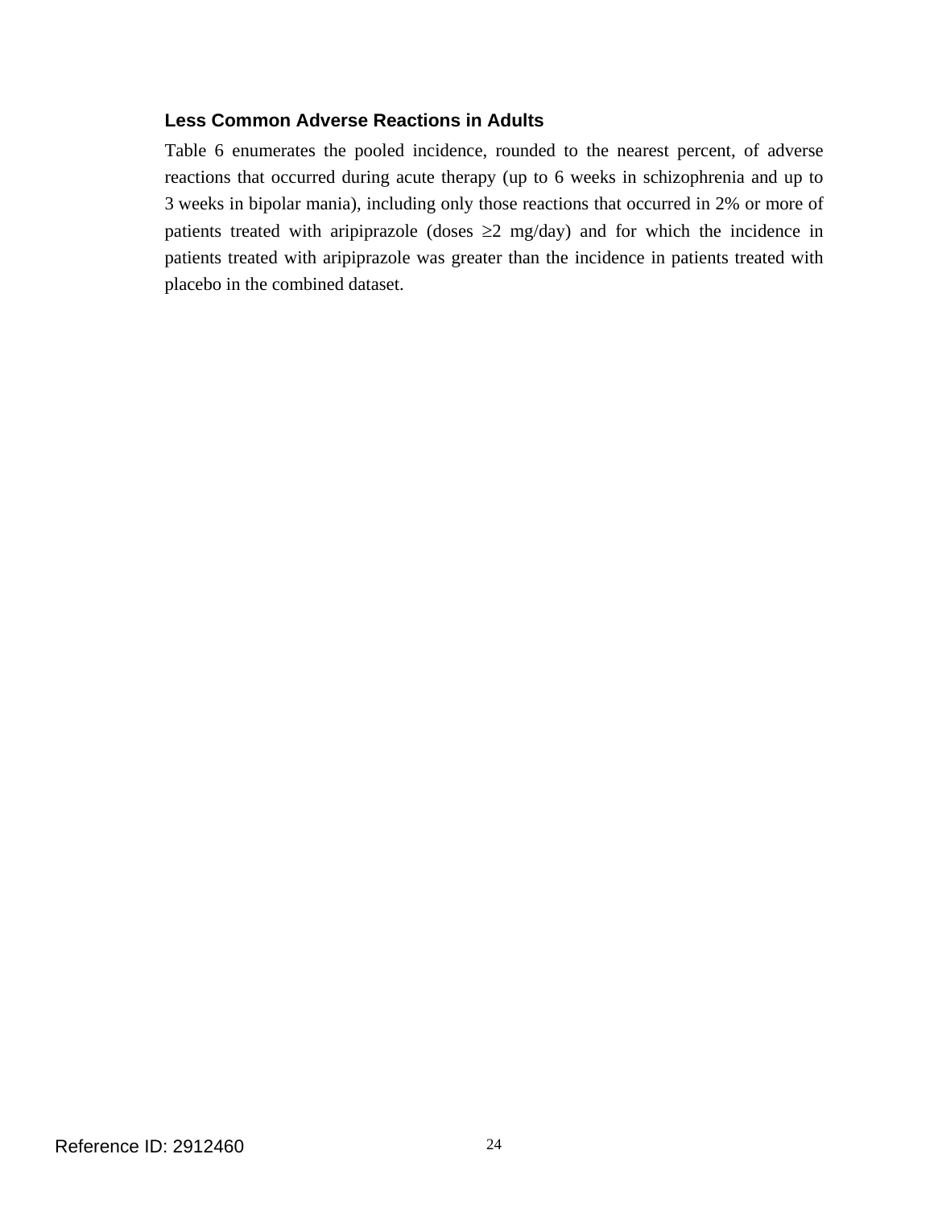### Less Common Adverse Reactions in Adults

Table 6 enumerates the pooled incidence, rounded to the nearest percent, of adverse reactions that occurred during acute therapy (up to 6 weeks in schizophrenia and up to 3 weeks in bipolar mania), including only those reactions that occurred in 2% or more of patients treated with aripiprazole (doses ≥2 mg/day) and for which the incidence in patients treated with aripiprazole was greater than the incidence in patients treated with placebo in the combined dataset.

Reference ID: 2912460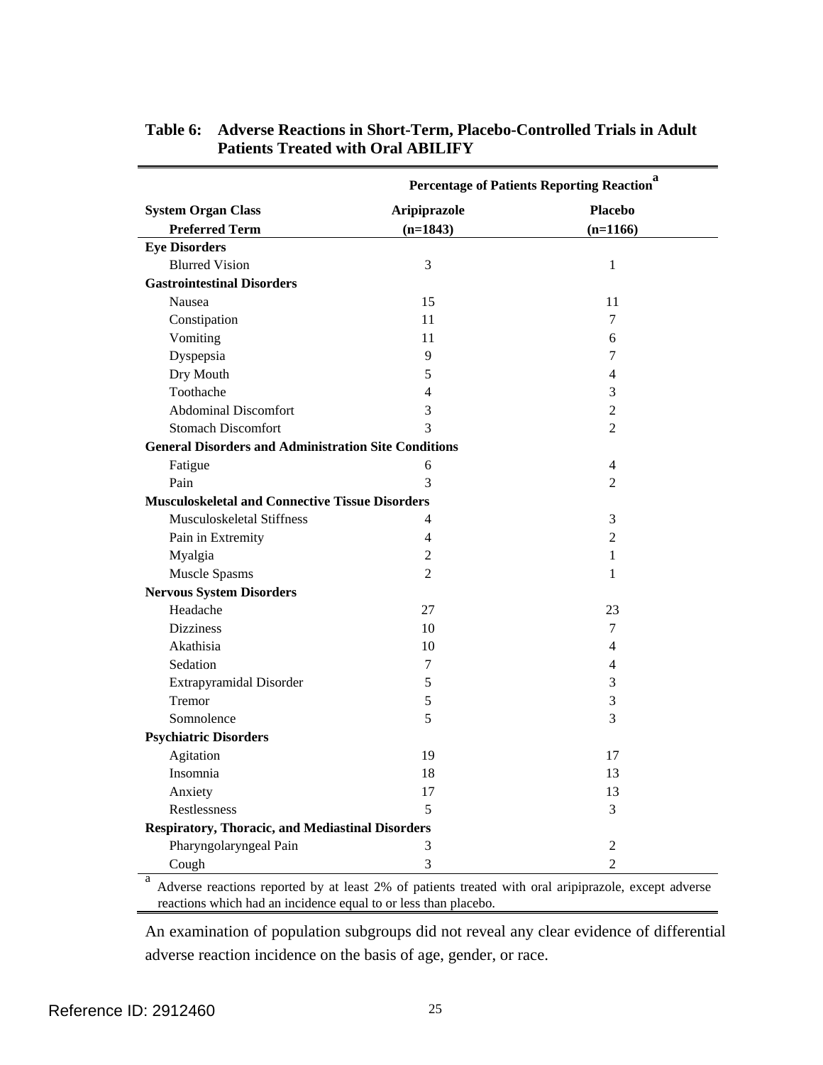**Table 6: Adverse Reactions in Short-Term, Placebo-Controlled Trials in Adult Patients Treated with Oral ABILIFY**

| | Percentage of Patients Reporting Reaction[a] | |
|---|---|---|
| **System Organ Class**<br>**Preferred Term** | **Aripiprazole**<br>**(n=1843)** | **Placebo**<br>**(n=1166)** |
| **Eye Disorders** | | |
| Blurred Vision | 3 | 1 |
| **Gastrointestinal Disorders** | | |
| Nausea | 15 | 11 |
| Constipation | 11 | 7 |
| Vomiting | 11 | 6 |
| Dyspepsia | 9 | 7 |
| Dry Mouth | 5 | 4 |
| Toothache | 4 | 3 |
| Abdominal Discomfort | 3 | 2 |
| Stomach Discomfort | 3 | 2 |
| **General Disorders and Administration Site Conditions** | | |
| Fatigue | 6 | 4 |
| Pain | 3 | 2 |
| **Musculoskeletal and Connective Tissue Disorders** | | |
| Musculoskeletal Stiffness | 4 | 3 |
| Pain in Extremity | 4 | 2 |
| Myalgia | 2 | 1 |
| Muscle Spasms | 2 | 1 |
| **Nervous System Disorders** | | |
| Headache | 27 | 23 |
| Dizziness | 10 | 7 |
| Akathisia | 10 | 4 |
| Sedation | 7 | 4 |
| Extrapyramidal Disorder | 5 | 3 |
| Tremor | 5 | 3 |
| Somnolence | 5 | 3 |
| **Psychiatric Disorders** | | |
| Agitation | 19 | 17 |
| Insomnia | 18 | 13 |
| Anxiety | 17 | 13 |
| Restlessness | 5 | 3 |
| **Respiratory, Thoracic, and Mediastinal Disorders** | | |
| Pharyngolaryngeal Pain | 3 | 2 |
| Cough | 3 | 2 |

[a] Adverse reactions reported by at least 2% of patients treated with oral aripiprazole, except adverse reactions which had an incidence equal to or less than placebo.

An examination of population subgroups did not reveal any clear evidence of differential adverse reaction incidence on the basis of age, gender, or race.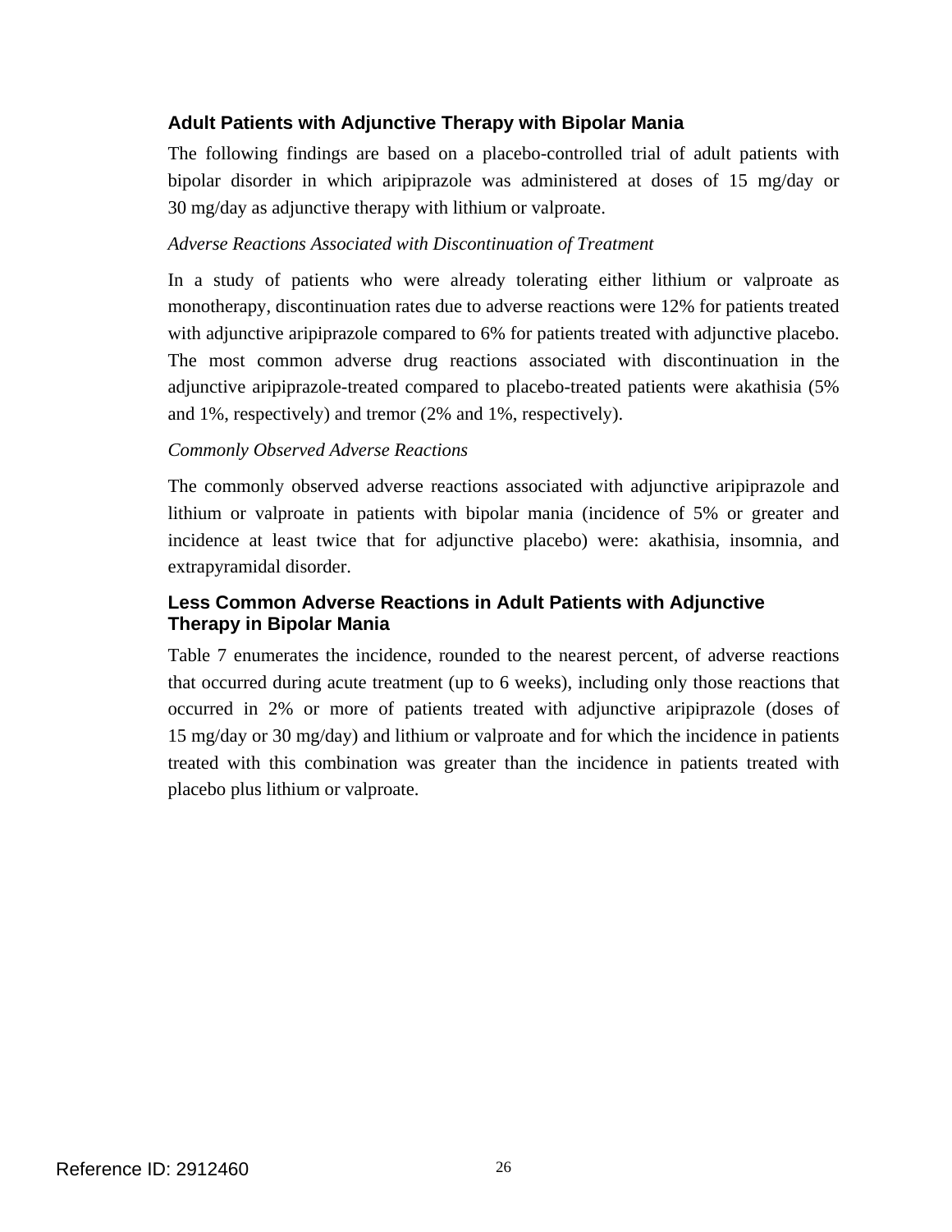### Adult Patients with Adjunctive Therapy with Bipolar Mania

The following findings are based on a placebo-controlled trial of adult patients with bipolar disorder in which aripiprazole was administered at doses of 15 mg/day or 30 mg/day as adjunctive therapy with lithium or valproate.

*Adverse Reactions Associated with Discontinuation of Treatment*

In a study of patients who were already tolerating either lithium or valproate as monotherapy, discontinuation rates due to adverse reactions were 12% for patients treated with adjunctive aripiprazole compared to 6% for patients treated with adjunctive placebo. The most common adverse drug reactions associated with discontinuation in the adjunctive aripiprazole-treated compared to placebo-treated patients were akathisia (5% and 1%, respectively) and tremor (2% and 1%, respectively).

*Commonly Observed Adverse Reactions*

The commonly observed adverse reactions associated with adjunctive aripiprazole and lithium or valproate in patients with bipolar mania (incidence of 5% or greater and incidence at least twice that for adjunctive placebo) were: akathisia, insomnia, and extrapyramidal disorder.

### Less Common Adverse Reactions in Adult Patients with Adjunctive Therapy in Bipolar Mania

Table 7 enumerates the incidence, rounded to the nearest percent, of adverse reactions that occurred during acute treatment (up to 6 weeks), including only those reactions that occurred in 2% or more of patients treated with adjunctive aripiprazole (doses of 15 mg/day or 30 mg/day) and lithium or valproate and for which the incidence in patients treated with this combination was greater than the incidence in patients treated with placebo plus lithium or valproate.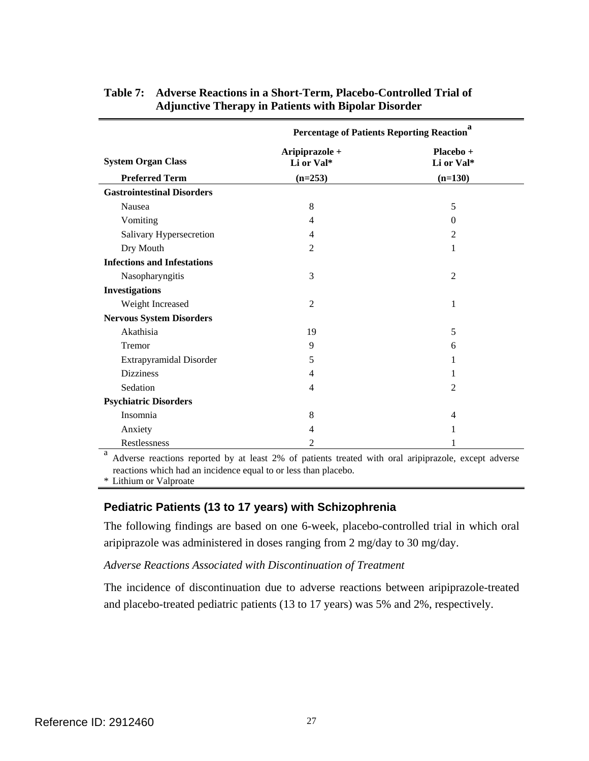**Table 7: Adverse Reactions in a Short-Term, Placebo-Controlled Trial of Adjunctive Therapy in Patients with Bipolar Disorder**

| | Percentage of Patients Reporting Reaction[a] | |
|---|---|---|
| **System Organ Class** | **Aripiprazole + Li or Val*** | **Placebo + Li or Val*** |
| **Preferred Term** | **(n=253)** | **(n=130)** |
| **Gastrointestinal Disorders** | | |
| Nausea | 8 | 5 |
| Vomiting | 4 | 0 |
| Salivary Hypersecretion | 4 | 2 |
| Dry Mouth | 2 | 1 |
| **Infections and Infestations** | | |
| Nasopharyngitis | 3 | 2 |
| **Investigations** | | |
| Weight Increased | 2 | 1 |
| **Nervous System Disorders** | | |
| Akathisia | 19 | 5 |
| Tremor | 9 | 6 |
| Extrapyramidal Disorder | 5 | 1 |
| Dizziness | 4 | 1 |
| Sedation | 4 | 2 |
| **Psychiatric Disorders** | | |
| Insomnia | 8 | 4 |
| Anxiety | 4 | 1 |
| Restlessness | 2 | 1 |

[a] Adverse reactions reported by at least 2% of patients treated with oral aripiprazole, except adverse reactions which had an incidence equal to or less than placebo.

* Lithium or Valproate

### Pediatric Patients (13 to 17 years) with Schizophrenia

The following findings are based on one 6-week, placebo-controlled trial in which oral aripiprazole was administered in doses ranging from 2 mg/day to 30 mg/day.

*Adverse Reactions Associated with Discontinuation of Treatment*

The incidence of discontinuation due to adverse reactions between aripiprazole-treated and placebo-treated pediatric patients (13 to 17 years) was 5% and 2%, respectively.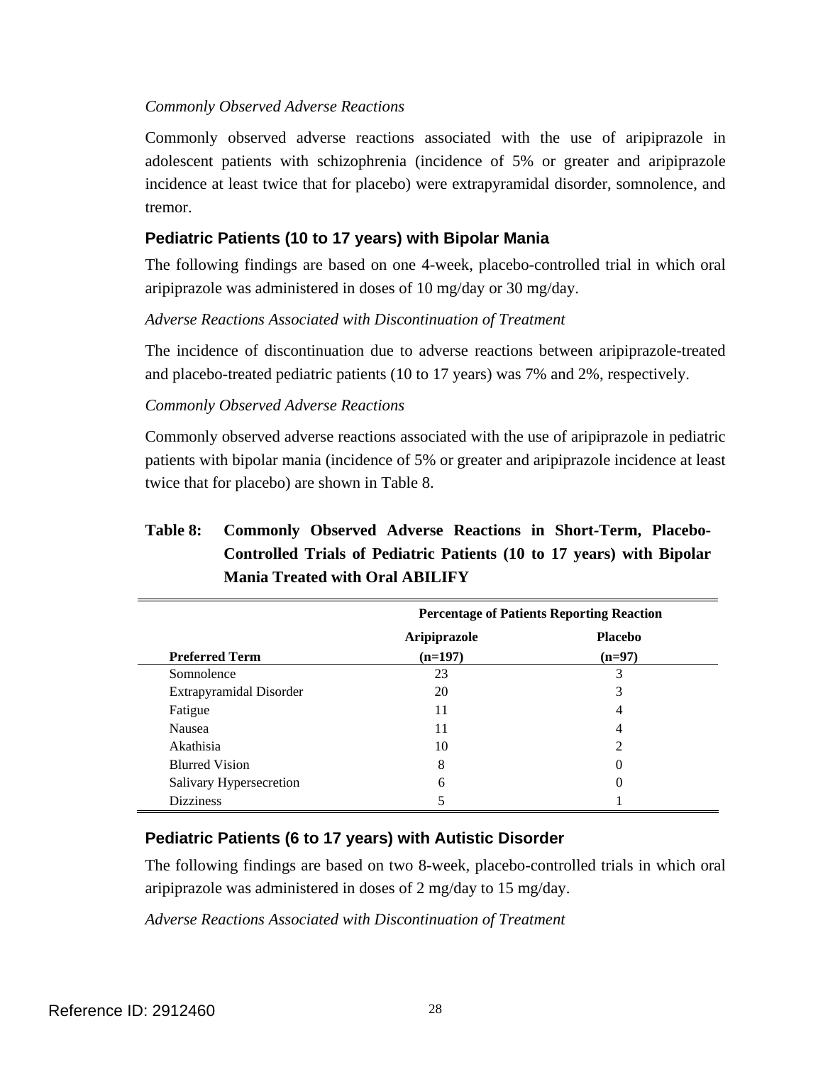*Commonly Observed Adverse Reactions*

Commonly observed adverse reactions associated with the use of aripiprazole in adolescent patients with schizophrenia (incidence of 5% or greater and aripiprazole incidence at least twice that for placebo) were extrapyramidal disorder, somnolence, and tremor.

### Pediatric Patients (10 to 17 years) with Bipolar Mania

The following findings are based on one 4-week, placebo-controlled trial in which oral aripiprazole was administered in doses of 10 mg/day or 30 mg/day.

*Adverse Reactions Associated with Discontinuation of Treatment*

The incidence of discontinuation due to adverse reactions between aripiprazole-treated and placebo-treated pediatric patients (10 to 17 years) was 7% and 2%, respectively.

*Commonly Observed Adverse Reactions*

Commonly observed adverse reactions associated with the use of aripiprazole in pediatric patients with bipolar mania (incidence of 5% or greater and aripiprazole incidence at least twice that for placebo) are shown in Table 8.

**Table 8: Commonly Observed Adverse Reactions in Short-Term, Placebo-Controlled Trials of Pediatric Patients (10 to 17 years) with Bipolar Mania Treated with Oral ABILIFY**

| | Percentage of Patients Reporting Reaction | |
|---|---|---|
| **Preferred Term** | **Aripiprazole (n=197)** | **Placebo (n=97)** |
| Somnolence | 23 | 3 |
| Extrapyramidal Disorder | 20 | 3 |
| Fatigue | 11 | 4 |
| Nausea | 11 | 4 |
| Akathisia | 10 | 2 |
| Blurred Vision | 8 | 0 |
| Salivary Hypersecretion | 6 | 0 |
| Dizziness | 5 | 1 |

### Pediatric Patients (6 to 17 years) with Autistic Disorder

The following findings are based on two 8-week, placebo-controlled trials in which oral aripiprazole was administered in doses of 2 mg/day to 15 mg/day.

*Adverse Reactions Associated with Discontinuation of Treatment*

Reference ID: 2912460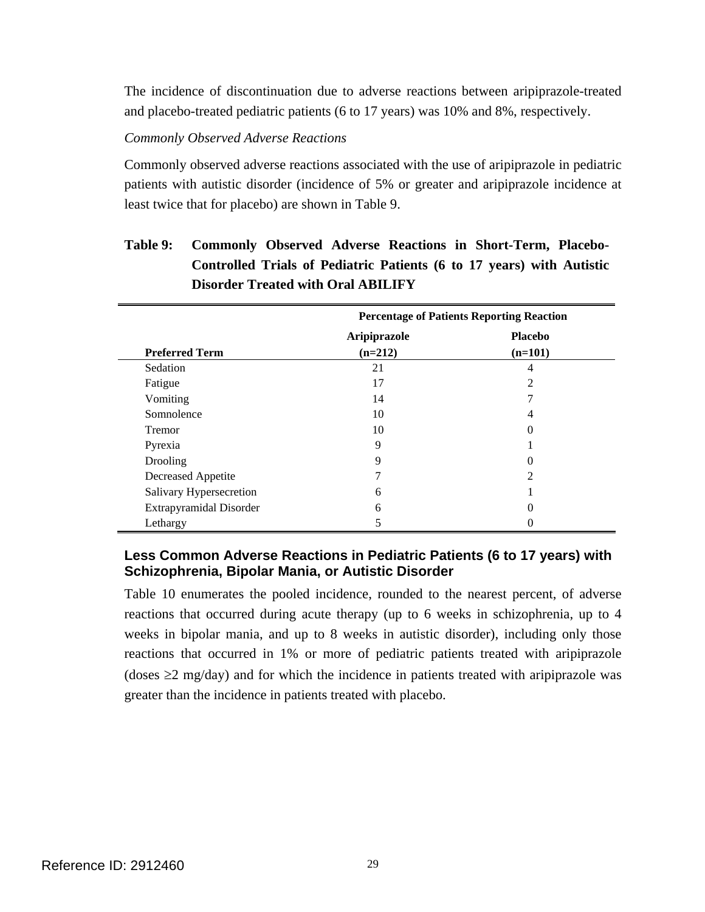The incidence of discontinuation due to adverse reactions between aripiprazole-treated and placebo-treated pediatric patients (6 to 17 years) was 10% and 8%, respectively.

*Commonly Observed Adverse Reactions*

Commonly observed adverse reactions associated with the use of aripiprazole in pediatric patients with autistic disorder (incidence of 5% or greater and aripiprazole incidence at least twice that for placebo) are shown in Table 9.

**Table 9: Commonly Observed Adverse Reactions in Short-Term, Placebo-Controlled Trials of Pediatric Patients (6 to 17 years) with Autistic Disorder Treated with Oral ABILIFY**

| | Percentage of Patients Reporting Reaction | |
|---|---|---|
| **Preferred Term** | **Aripiprazole (n=212)** | **Placebo (n=101)** |
| Sedation | 21 | 4 |
| Fatigue | 17 | 2 |
| Vomiting | 14 | 7 |
| Somnolence | 10 | 4 |
| Tremor | 10 | 0 |
| Pyrexia | 9 | 1 |
| Drooling | 9 | 0 |
| Decreased Appetite | 7 | 2 |
| Salivary Hypersecretion | 6 | 1 |
| Extrapyramidal Disorder | 6 | 0 |
| Lethargy | 5 | 0 |

### Less Common Adverse Reactions in Pediatric Patients (6 to 17 years) with Schizophrenia, Bipolar Mania, or Autistic Disorder

Table 10 enumerates the pooled incidence, rounded to the nearest percent, of adverse reactions that occurred during acute therapy (up to 6 weeks in schizophrenia, up to 4 weeks in bipolar mania, and up to 8 weeks in autistic disorder), including only those reactions that occurred in 1% or more of pediatric patients treated with aripiprazole (doses ≥2 mg/day) and for which the incidence in patients treated with aripiprazole was greater than the incidence in patients treated with placebo.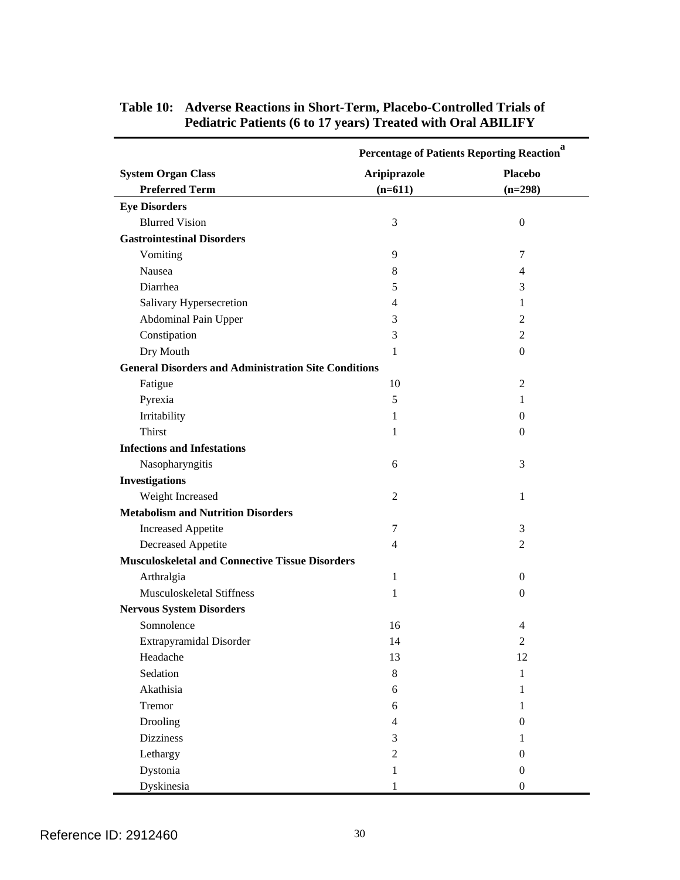**Table 10: Adverse Reactions in Short-Term, Placebo-Controlled Trials of Pediatric Patients (6 to 17 years) Treated with Oral ABILIFY**

| | Percentage of Patients Reporting Reaction[a] | |
|---|---|---|
| **System Organ Class** | **Aripiprazole** | **Placebo** |
| **Preferred Term** | **(n=611)** | **(n=298)** |
| **Eye Disorders** | | |
| Blurred Vision | 3 | 0 |
| **Gastrointestinal Disorders** | | |
| Vomiting | 9 | 7 |
| Nausea | 8 | 4 |
| Diarrhea | 5 | 3 |
| Salivary Hypersecretion | 4 | 1 |
| Abdominal Pain Upper | 3 | 2 |
| Constipation | 3 | 2 |
| Dry Mouth | 1 | 0 |
| **General Disorders and Administration Site Conditions** | | |
| Fatigue | 10 | 2 |
| Pyrexia | 5 | 1 |
| Irritability | 1 | 0 |
| Thirst | 1 | 0 |
| **Infections and Infestations** | | |
| Nasopharyngitis | 6 | 3 |
| **Investigations** | | |
| Weight Increased | 2 | 1 |
| **Metabolism and Nutrition Disorders** | | |
| Increased Appetite | 7 | 3 |
| Decreased Appetite | 4 | 2 |
| **Musculoskeletal and Connective Tissue Disorders** | | |
| Arthralgia | 1 | 0 |
| Musculoskeletal Stiffness | 1 | 0 |
| **Nervous System Disorders** | | |
| Somnolence | 16 | 4 |
| Extrapyramidal Disorder | 14 | 2 |
| Headache | 13 | 12 |
| Sedation | 8 | 1 |
| Akathisia | 6 | 1 |
| Tremor | 6 | 1 |
| Drooling | 4 | 0 |
| Dizziness | 3 | 1 |
| Lethargy | 2 | 0 |
| Dystonia | 1 | 0 |
| Dyskinesia | 1 | 0 |

Reference ID: 2912460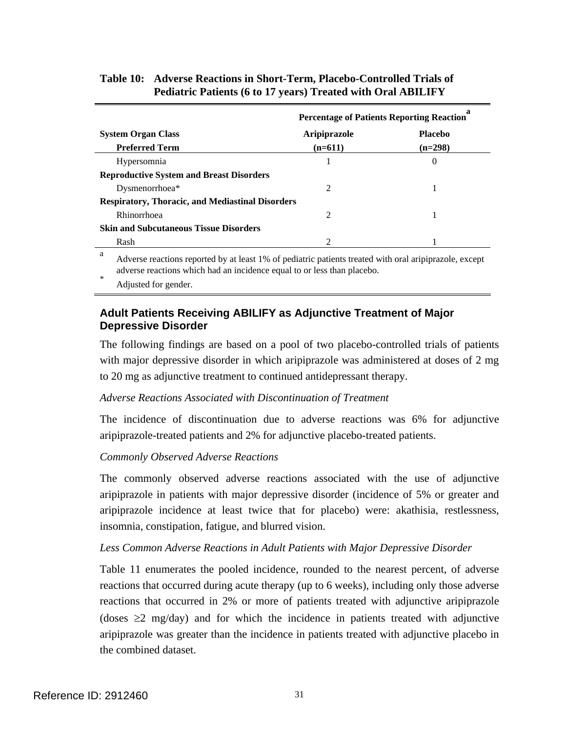**Table 10: Adverse Reactions in Short-Term, Placebo-Controlled Trials of Pediatric Patients (6 to 17 years) Treated with Oral ABILIFY**

| | Percentage of Patients Reporting Reaction[a] | |
|---|---|---|
| **System Organ Class** | **Aripiprazole** | **Placebo** |
| **Preferred Term** | **(n=611)** | **(n=298)** |
| Hypersomnia | 1 | 0 |
| **Reproductive System and Breast Disorders** | | |
| Dysmenorrhoea* | 2 | 1 |
| **Respiratory, Thoracic, and Mediastinal Disorders** | | |
| Rhinorrhoea | 2 | 1 |
| **Skin and Subcutaneous Tissue Disorders** | | |
| Rash | 2 | 1 |

[a] Adverse reactions reported by at least 1% of pediatric patients treated with oral aripiprazole, except adverse reactions which had an incidence equal to or less than placebo.

\* Adjusted for gender.

### Adult Patients Receiving ABILIFY as Adjunctive Treatment of Major Depressive Disorder

The following findings are based on a pool of two placebo-controlled trials of patients with major depressive disorder in which aripiprazole was administered at doses of 2 mg to 20 mg as adjunctive treatment to continued antidepressant therapy.

*Adverse Reactions Associated with Discontinuation of Treatment*

The incidence of discontinuation due to adverse reactions was 6% for adjunctive aripiprazole-treated patients and 2% for adjunctive placebo-treated patients.

*Commonly Observed Adverse Reactions*

The commonly observed adverse reactions associated with the use of adjunctive aripiprazole in patients with major depressive disorder (incidence of 5% or greater and aripiprazole incidence at least twice that for placebo) were: akathisia, restlessness, insomnia, constipation, fatigue, and blurred vision.

*Less Common Adverse Reactions in Adult Patients with Major Depressive Disorder*

Table 11 enumerates the pooled incidence, rounded to the nearest percent, of adverse reactions that occurred during acute therapy (up to 6 weeks), including only those adverse reactions that occurred in 2% or more of patients treated with adjunctive aripiprazole (doses ≥2 mg/day) and for which the incidence in patients treated with adjunctive aripiprazole was greater than the incidence in patients treated with adjunctive placebo in the combined dataset.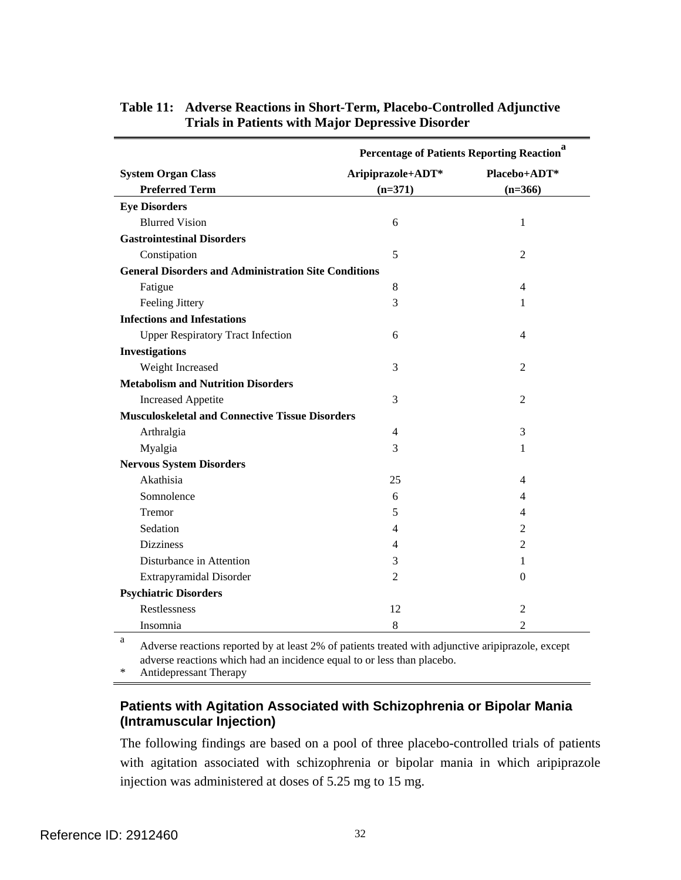**Table 11: Adverse Reactions in Short-Term, Placebo-Controlled Adjunctive Trials in Patients with Major Depressive Disorder**

| | Percentage of Patients Reporting Reaction[a] | |
|---|---|---|
| **System Organ Class** / **Preferred Term** | **Aripiprazole+ADT*** **(n=371)** | **Placebo+ADT*** **(n=366)** |
| **Eye Disorders** | | |
| Blurred Vision | 6 | 1 |
| **Gastrointestinal Disorders** | | |
| Constipation | 5 | 2 |
| **General Disorders and Administration Site Conditions** | | |
| Fatigue | 8 | 4 |
| Feeling Jittery | 3 | 1 |
| **Infections and Infestations** | | |
| Upper Respiratory Tract Infection | 6 | 4 |
| **Investigations** | | |
| Weight Increased | 3 | 2 |
| **Metabolism and Nutrition Disorders** | | |
| Increased Appetite | 3 | 2 |
| **Musculoskeletal and Connective Tissue Disorders** | | |
| Arthralgia | 4 | 3 |
| Myalgia | 3 | 1 |
| **Nervous System Disorders** | | |
| Akathisia | 25 | 4 |
| Somnolence | 6 | 4 |
| Tremor | 5 | 4 |
| Sedation | 4 | 2 |
| Dizziness | 4 | 2 |
| Disturbance in Attention | 3 | 1 |
| Extrapyramidal Disorder | 2 | 0 |
| **Psychiatric Disorders** | | |
| Restlessness | 12 | 2 |
| Insomnia | 8 | 2 |

[a] Adverse reactions reported by at least 2% of patients treated with adjunctive aripiprazole, except adverse reactions which had an incidence equal to or less than placebo.

\* Antidepressant Therapy

### Patients with Agitation Associated with Schizophrenia or Bipolar Mania (Intramuscular Injection)

The following findings are based on a pool of three placebo-controlled trials of patients with agitation associated with schizophrenia or bipolar mania in which aripiprazole injection was administered at doses of 5.25 mg to 15 mg.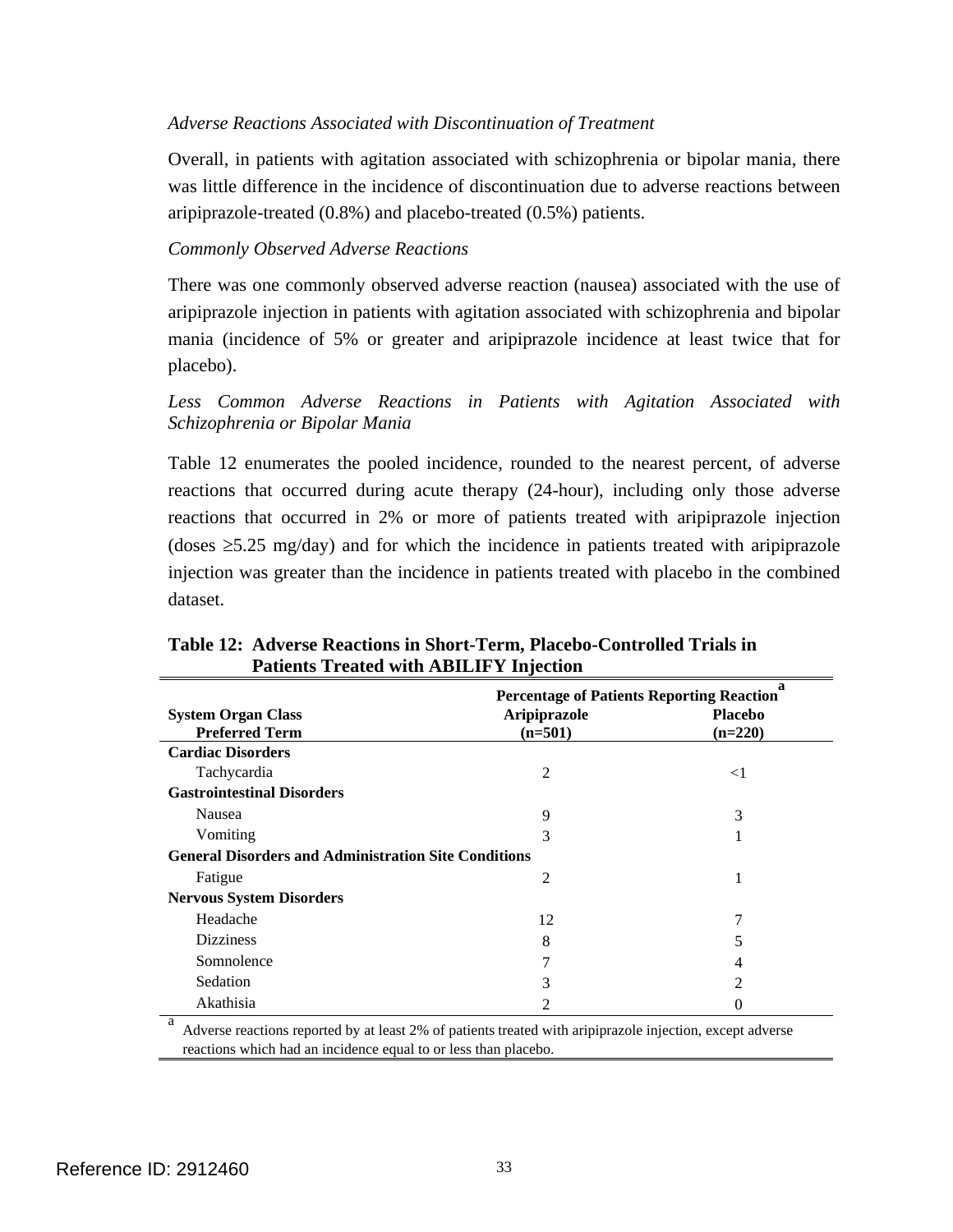*Adverse Reactions Associated with Discontinuation of Treatment*

Overall, in patients with agitation associated with schizophrenia or bipolar mania, there was little difference in the incidence of discontinuation due to adverse reactions between aripiprazole-treated (0.8%) and placebo-treated (0.5%) patients.

*Commonly Observed Adverse Reactions*

There was one commonly observed adverse reaction (nausea) associated with the use of aripiprazole injection in patients with agitation associated with schizophrenia and bipolar mania (incidence of 5% or greater and aripiprazole incidence at least twice that for placebo).

*Less Common Adverse Reactions in Patients with Agitation Associated with Schizophrenia or Bipolar Mania*

Table 12 enumerates the pooled incidence, rounded to the nearest percent, of adverse reactions that occurred during acute therapy (24-hour), including only those adverse reactions that occurred in 2% or more of patients treated with aripiprazole injection (doses ≥5.25 mg/day) and for which the incidence in patients treated with aripiprazole injection was greater than the incidence in patients treated with placebo in the combined dataset.

**Table 12: Adverse Reactions in Short-Term, Placebo-Controlled Trials in Patients Treated with ABILIFY Injection**

| System Organ Class<br>Preferred Term | Percentage of Patients Reporting Reaction[a]<br>Aripiprazole<br>(n=501) | <br>Placebo<br>(n=220) |
|---|---|---|
| **Cardiac Disorders** | | |
| Tachycardia | 2 | <1 |
| **Gastrointestinal Disorders** | | |
| Nausea | 9 | 3 |
| Vomiting | 3 | 1 |
| **General Disorders and Administration Site Conditions** | | |
| Fatigue | 2 | 1 |
| **Nervous System Disorders** | | |
| Headache | 12 | 7 |
| Dizziness | 8 | 5 |
| Somnolence | 7 | 4 |
| Sedation | 3 | 2 |
| Akathisia | 2 | 0 |

[a] Adverse reactions reported by at least 2% of patients treated with aripiprazole injection, except adverse reactions which had an incidence equal to or less than placebo.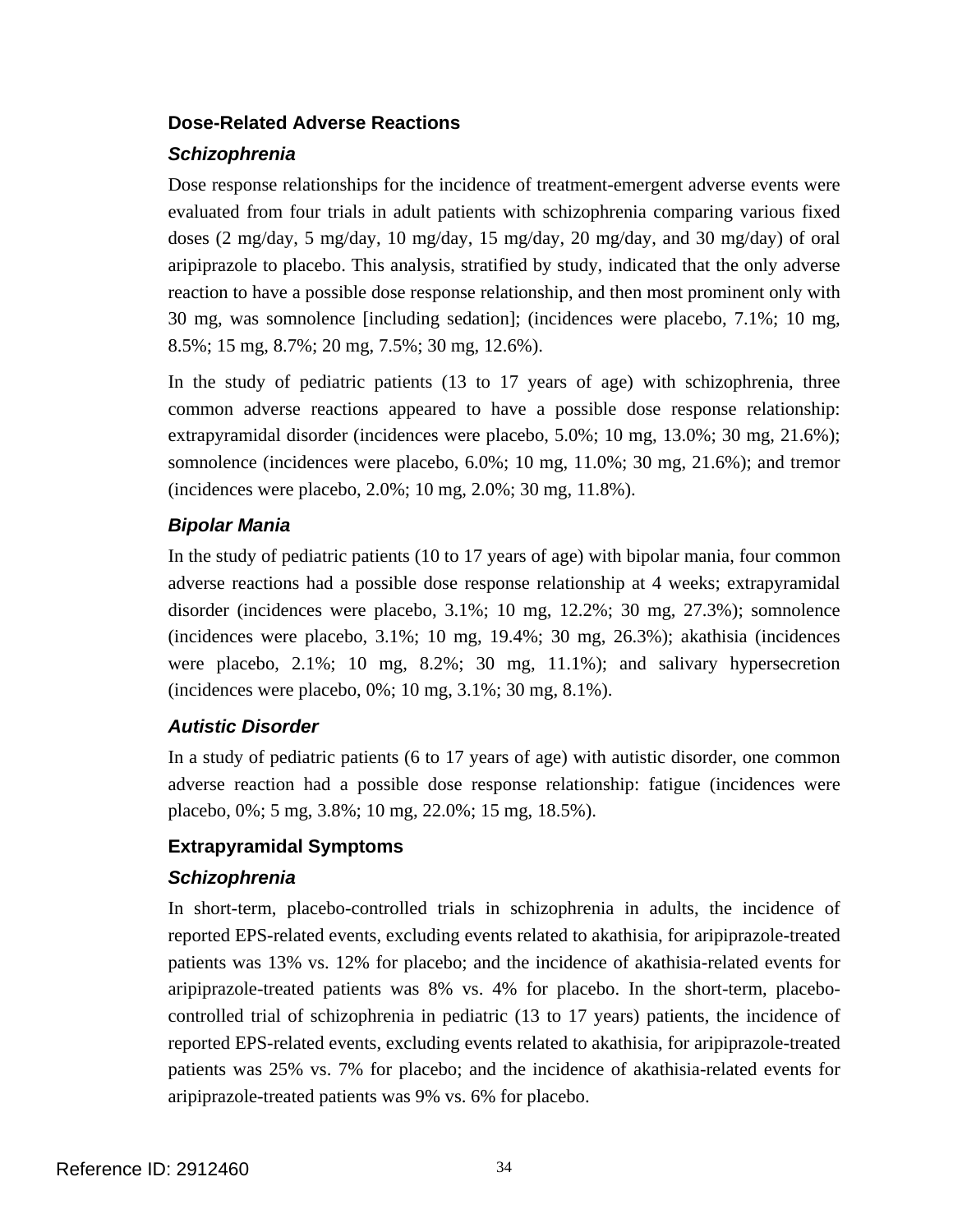### Dose-Related Adverse Reactions

#### *Schizophrenia*

Dose response relationships for the incidence of treatment-emergent adverse events were evaluated from four trials in adult patients with schizophrenia comparing various fixed doses (2 mg/day, 5 mg/day, 10 mg/day, 15 mg/day, 20 mg/day, and 30 mg/day) of oral aripiprazole to placebo. This analysis, stratified by study, indicated that the only adverse reaction to have a possible dose response relationship, and then most prominent only with 30 mg, was somnolence [including sedation]; (incidences were placebo, 7.1%; 10 mg, 8.5%; 15 mg, 8.7%; 20 mg, 7.5%; 30 mg, 12.6%).

In the study of pediatric patients (13 to 17 years of age) with schizophrenia, three common adverse reactions appeared to have a possible dose response relationship: extrapyramidal disorder (incidences were placebo, 5.0%; 10 mg, 13.0%; 30 mg, 21.6%); somnolence (incidences were placebo, 6.0%; 10 mg, 11.0%; 30 mg, 21.6%); and tremor (incidences were placebo, 2.0%; 10 mg, 2.0%; 30 mg, 11.8%).

#### *Bipolar Mania*

In the study of pediatric patients (10 to 17 years of age) with bipolar mania, four common adverse reactions had a possible dose response relationship at 4 weeks; extrapyramidal disorder (incidences were placebo, 3.1%; 10 mg, 12.2%; 30 mg, 27.3%); somnolence (incidences were placebo, 3.1%; 10 mg, 19.4%; 30 mg, 26.3%); akathisia (incidences were placebo, 2.1%; 10 mg, 8.2%; 30 mg, 11.1%); and salivary hypersecretion (incidences were placebo, 0%; 10 mg, 3.1%; 30 mg, 8.1%).

#### *Autistic Disorder*

In a study of pediatric patients (6 to 17 years of age) with autistic disorder, one common adverse reaction had a possible dose response relationship: fatigue (incidences were placebo, 0%; 5 mg, 3.8%; 10 mg, 22.0%; 15 mg, 18.5%).

### Extrapyramidal Symptoms

#### *Schizophrenia*

In short-term, placebo-controlled trials in schizophrenia in adults, the incidence of reported EPS-related events, excluding events related to akathisia, for aripiprazole-treated patients was 13% vs. 12% for placebo; and the incidence of akathisia-related events for aripiprazole-treated patients was 8% vs. 4% for placebo. In the short-term, placebo-controlled trial of schizophrenia in pediatric (13 to 17 years) patients, the incidence of reported EPS-related events, excluding events related to akathisia, for aripiprazole-treated patients was 25% vs. 7% for placebo; and the incidence of akathisia-related events for aripiprazole-treated patients was 9% vs. 6% for placebo.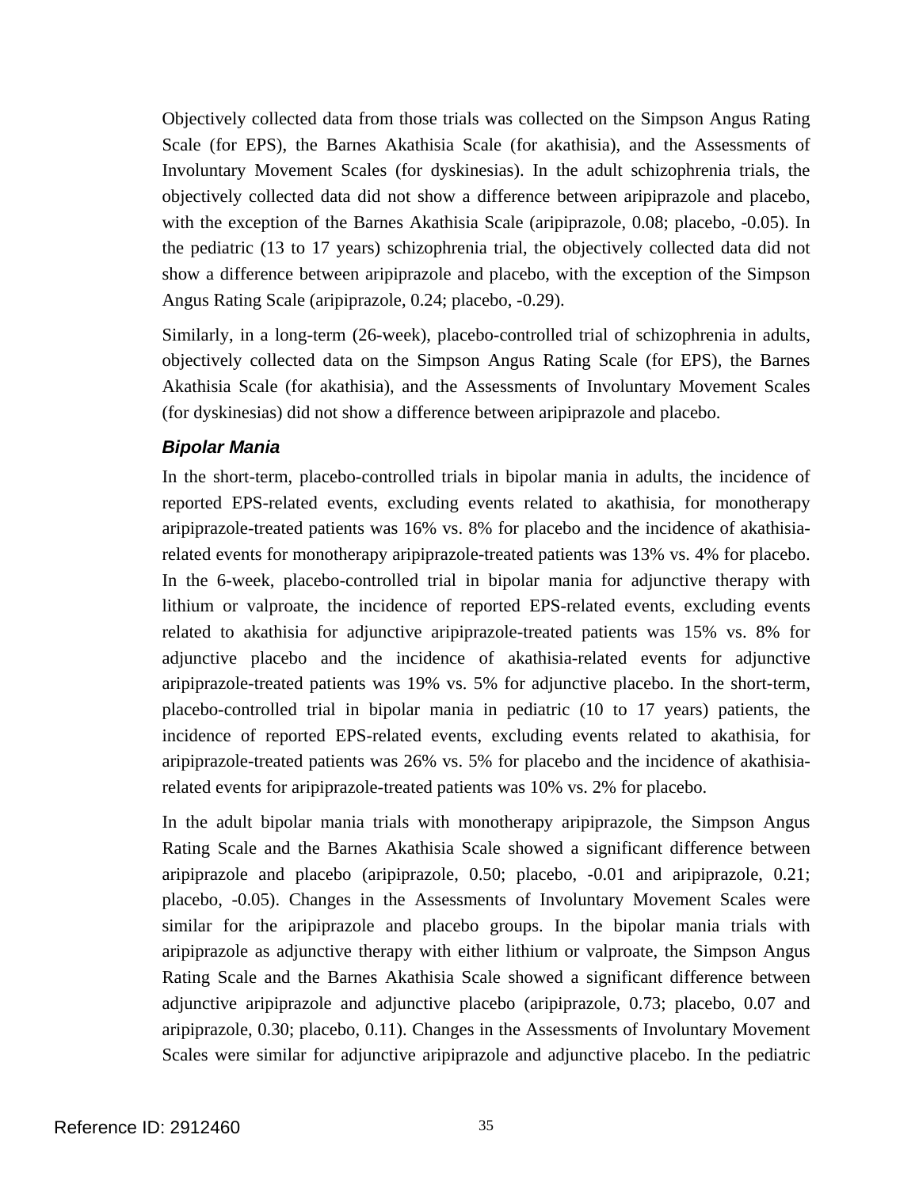Objectively collected data from those trials was collected on the Simpson Angus Rating Scale (for EPS), the Barnes Akathisia Scale (for akathisia), and the Assessments of Involuntary Movement Scales (for dyskinesias). In the adult schizophrenia trials, the objectively collected data did not show a difference between aripiprazole and placebo, with the exception of the Barnes Akathisia Scale (aripiprazole, 0.08; placebo, -0.05). In the pediatric (13 to 17 years) schizophrenia trial, the objectively collected data did not show a difference between aripiprazole and placebo, with the exception of the Simpson Angus Rating Scale (aripiprazole, 0.24; placebo, -0.29).

Similarly, in a long-term (26-week), placebo-controlled trial of schizophrenia in adults, objectively collected data on the Simpson Angus Rating Scale (for EPS), the Barnes Akathisia Scale (for akathisia), and the Assessments of Involuntary Movement Scales (for dyskinesias) did not show a difference between aripiprazole and placebo.

***Bipolar Mania***

In the short-term, placebo-controlled trials in bipolar mania in adults, the incidence of reported EPS-related events, excluding events related to akathisia, for monotherapy aripiprazole-treated patients was 16% vs. 8% for placebo and the incidence of akathisia-related events for monotherapy aripiprazole-treated patients was 13% vs. 4% for placebo. In the 6-week, placebo-controlled trial in bipolar mania for adjunctive therapy with lithium or valproate, the incidence of reported EPS-related events, excluding events related to akathisia for adjunctive aripiprazole-treated patients was 15% vs. 8% for adjunctive placebo and the incidence of akathisia-related events for adjunctive aripiprazole-treated patients was 19% vs. 5% for adjunctive placebo. In the short-term, placebo-controlled trial in bipolar mania in pediatric (10 to 17 years) patients, the incidence of reported EPS-related events, excluding events related to akathisia, for aripiprazole-treated patients was 26% vs. 5% for placebo and the incidence of akathisia-related events for aripiprazole-treated patients was 10% vs. 2% for placebo.

In the adult bipolar mania trials with monotherapy aripiprazole, the Simpson Angus Rating Scale and the Barnes Akathisia Scale showed a significant difference between aripiprazole and placebo (aripiprazole, 0.50; placebo, -0.01 and aripiprazole, 0.21; placebo, -0.05). Changes in the Assessments of Involuntary Movement Scales were similar for the aripiprazole and placebo groups. In the bipolar mania trials with aripiprazole as adjunctive therapy with either lithium or valproate, the Simpson Angus Rating Scale and the Barnes Akathisia Scale showed a significant difference between adjunctive aripiprazole and adjunctive placebo (aripiprazole, 0.73; placebo, 0.07 and aripiprazole, 0.30; placebo, 0.11). Changes in the Assessments of Involuntary Movement Scales were similar for adjunctive aripiprazole and adjunctive placebo. In the pediatric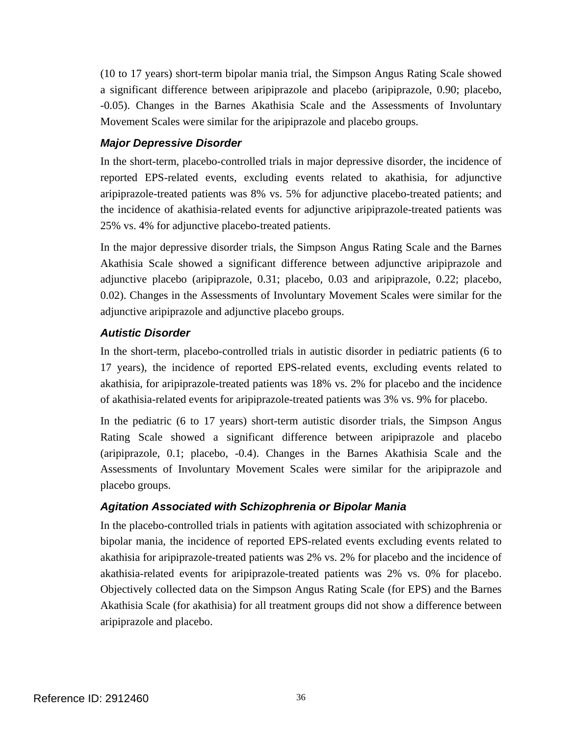(10 to 17 years) short-term bipolar mania trial, the Simpson Angus Rating Scale showed a significant difference between aripiprazole and placebo (aripiprazole, 0.90; placebo, -0.05). Changes in the Barnes Akathisia Scale and the Assessments of Involuntary Movement Scales were similar for the aripiprazole and placebo groups.

### *Major Depressive Disorder*

In the short-term, placebo-controlled trials in major depressive disorder, the incidence of reported EPS-related events, excluding events related to akathisia, for adjunctive aripiprazole-treated patients was 8% vs. 5% for adjunctive placebo-treated patients; and the incidence of akathisia-related events for adjunctive aripiprazole-treated patients was 25% vs. 4% for adjunctive placebo-treated patients.

In the major depressive disorder trials, the Simpson Angus Rating Scale and the Barnes Akathisia Scale showed a significant difference between adjunctive aripiprazole and adjunctive placebo (aripiprazole, 0.31; placebo, 0.03 and aripiprazole, 0.22; placebo, 0.02). Changes in the Assessments of Involuntary Movement Scales were similar for the adjunctive aripiprazole and adjunctive placebo groups.

### *Autistic Disorder*

In the short-term, placebo-controlled trials in autistic disorder in pediatric patients (6 to 17 years), the incidence of reported EPS-related events, excluding events related to akathisia, for aripiprazole-treated patients was 18% vs. 2% for placebo and the incidence of akathisia-related events for aripiprazole-treated patients was 3% vs. 9% for placebo.

In the pediatric (6 to 17 years) short-term autistic disorder trials, the Simpson Angus Rating Scale showed a significant difference between aripiprazole and placebo (aripiprazole, 0.1; placebo, -0.4). Changes in the Barnes Akathisia Scale and the Assessments of Involuntary Movement Scales were similar for the aripiprazole and placebo groups.

### *Agitation Associated with Schizophrenia or Bipolar Mania*

In the placebo-controlled trials in patients with agitation associated with schizophrenia or bipolar mania, the incidence of reported EPS-related events excluding events related to akathisia for aripiprazole-treated patients was 2% vs. 2% for placebo and the incidence of akathisia-related events for aripiprazole-treated patients was 2% vs. 0% for placebo. Objectively collected data on the Simpson Angus Rating Scale (for EPS) and the Barnes Akathisia Scale (for akathisia) for all treatment groups did not show a difference between aripiprazole and placebo.

Reference ID: 2912460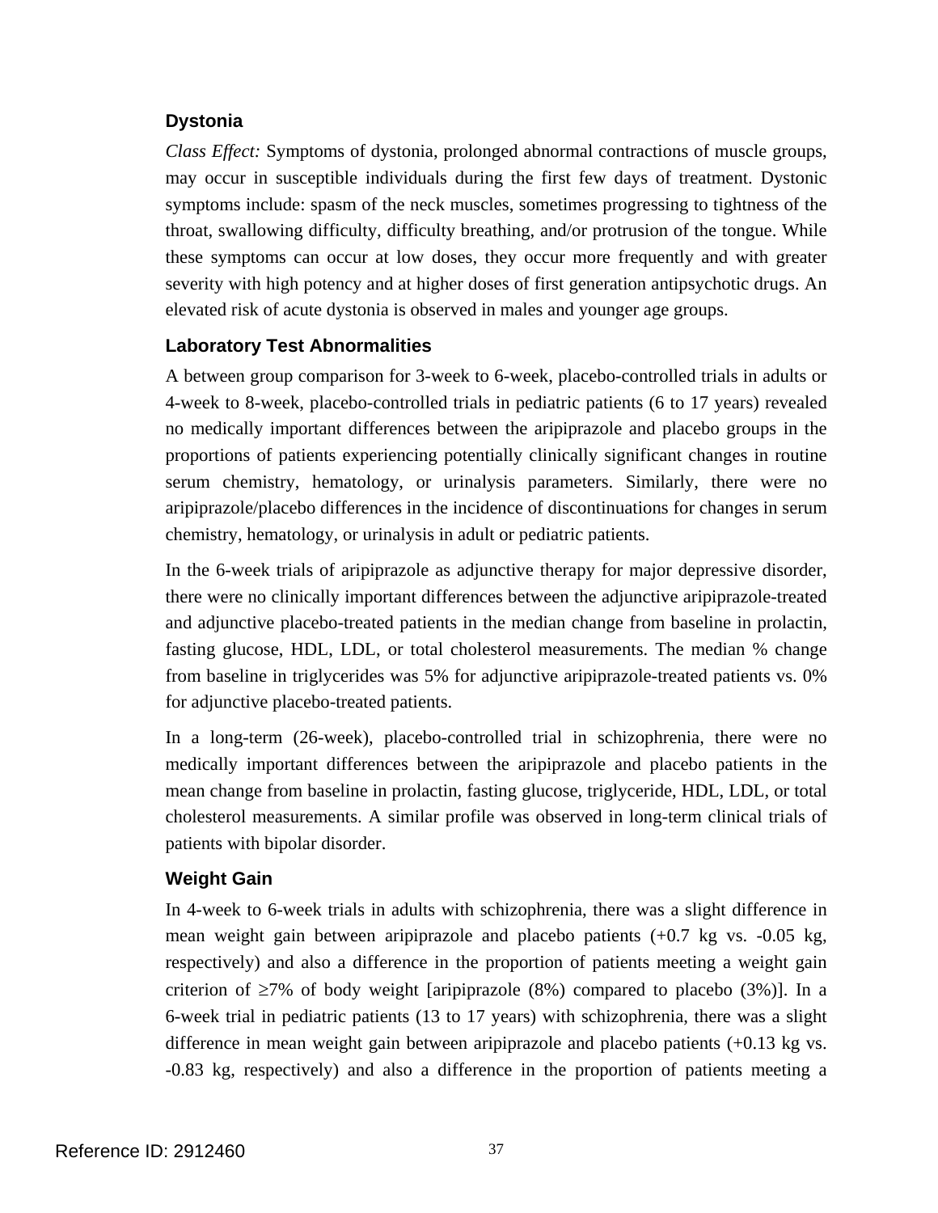### Dystonia

*Class Effect:* Symptoms of dystonia, prolonged abnormal contractions of muscle groups, may occur in susceptible individuals during the first few days of treatment. Dystonic symptoms include: spasm of the neck muscles, sometimes progressing to tightness of the throat, swallowing difficulty, difficulty breathing, and/or protrusion of the tongue. While these symptoms can occur at low doses, they occur more frequently and with greater severity with high potency and at higher doses of first generation antipsychotic drugs. An elevated risk of acute dystonia is observed in males and younger age groups.

### Laboratory Test Abnormalities

A between group comparison for 3-week to 6-week, placebo-controlled trials in adults or 4-week to 8-week, placebo-controlled trials in pediatric patients (6 to 17 years) revealed no medically important differences between the aripiprazole and placebo groups in the proportions of patients experiencing potentially clinically significant changes in routine serum chemistry, hematology, or urinalysis parameters. Similarly, there were no aripiprazole/placebo differences in the incidence of discontinuations for changes in serum chemistry, hematology, or urinalysis in adult or pediatric patients.

In the 6-week trials of aripiprazole as adjunctive therapy for major depressive disorder, there were no clinically important differences between the adjunctive aripiprazole-treated and adjunctive placebo-treated patients in the median change from baseline in prolactin, fasting glucose, HDL, LDL, or total cholesterol measurements. The median % change from baseline in triglycerides was 5% for adjunctive aripiprazole-treated patients vs. 0% for adjunctive placebo-treated patients.

In a long-term (26-week), placebo-controlled trial in schizophrenia, there were no medically important differences between the aripiprazole and placebo patients in the mean change from baseline in prolactin, fasting glucose, triglyceride, HDL, LDL, or total cholesterol measurements. A similar profile was observed in long-term clinical trials of patients with bipolar disorder.

### Weight Gain

In 4-week to 6-week trials in adults with schizophrenia, there was a slight difference in mean weight gain between aripiprazole and placebo patients (+0.7 kg vs. -0.05 kg, respectively) and also a difference in the proportion of patients meeting a weight gain criterion of ≥7% of body weight [aripiprazole (8%) compared to placebo (3%)]. In a 6-week trial in pediatric patients (13 to 17 years) with schizophrenia, there was a slight difference in mean weight gain between aripiprazole and placebo patients (+0.13 kg vs. -0.83 kg, respectively) and also a difference in the proportion of patients meeting a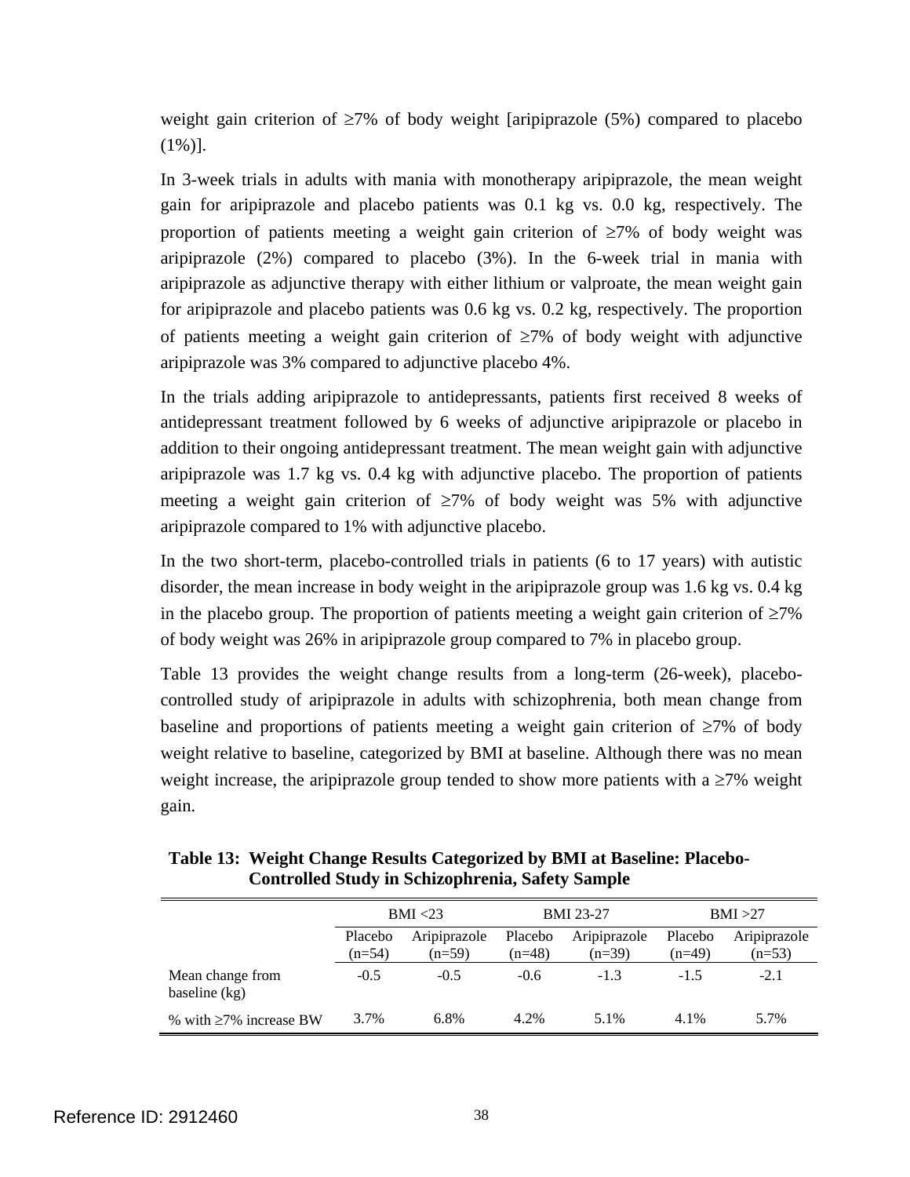weight gain criterion of ≥7% of body weight [aripiprazole (5%) compared to placebo (1%)].

In 3-week trials in adults with mania with monotherapy aripiprazole, the mean weight gain for aripiprazole and placebo patients was 0.1 kg vs. 0.0 kg, respectively. The proportion of patients meeting a weight gain criterion of ≥7% of body weight was aripiprazole (2%) compared to placebo (3%). In the 6-week trial in mania with aripiprazole as adjunctive therapy with either lithium or valproate, the mean weight gain for aripiprazole and placebo patients was 0.6 kg vs. 0.2 kg, respectively. The proportion of patients meeting a weight gain criterion of ≥7% of body weight with adjunctive aripiprazole was 3% compared to adjunctive placebo 4%.

In the trials adding aripiprazole to antidepressants, patients first received 8 weeks of antidepressant treatment followed by 6 weeks of adjunctive aripiprazole or placebo in addition to their ongoing antidepressant treatment. The mean weight gain with adjunctive aripiprazole was 1.7 kg vs. 0.4 kg with adjunctive placebo. The proportion of patients meeting a weight gain criterion of ≥7% of body weight was 5% with adjunctive aripiprazole compared to 1% with adjunctive placebo.

In the two short-term, placebo-controlled trials in patients (6 to 17 years) with autistic disorder, the mean increase in body weight in the aripiprazole group was 1.6 kg vs. 0.4 kg in the placebo group. The proportion of patients meeting a weight gain criterion of ≥7% of body weight was 26% in aripiprazole group compared to 7% in placebo group.

Table 13 provides the weight change results from a long-term (26-week), placebo-controlled study of aripiprazole in adults with schizophrenia, both mean change from baseline and proportions of patients meeting a weight gain criterion of ≥7% of body weight relative to baseline, categorized by BMI at baseline. Although there was no mean weight increase, the aripiprazole group tended to show more patients with a ≥7% weight gain.

**Table 13: Weight Change Results Categorized by BMI at Baseline: Placebo-Controlled Study in Schizophrenia, Safety Sample**

| | BMI <23 | | BMI 23-27 | | BMI >27 | |
|---|---|---|---|---|---|---|
| | Placebo (n=54) | Aripiprazole (n=59) | Placebo (n=48) | Aripiprazole (n=39) | Placebo (n=49) | Aripiprazole (n=53) |
| Mean change from baseline (kg) | -0.5 | -0.5 | -0.6 | -1.3 | -1.5 | -2.1 |
| % with ≥7% increase BW | 3.7% | 6.8% | 4.2% | 5.1% | 4.1% | 5.7% |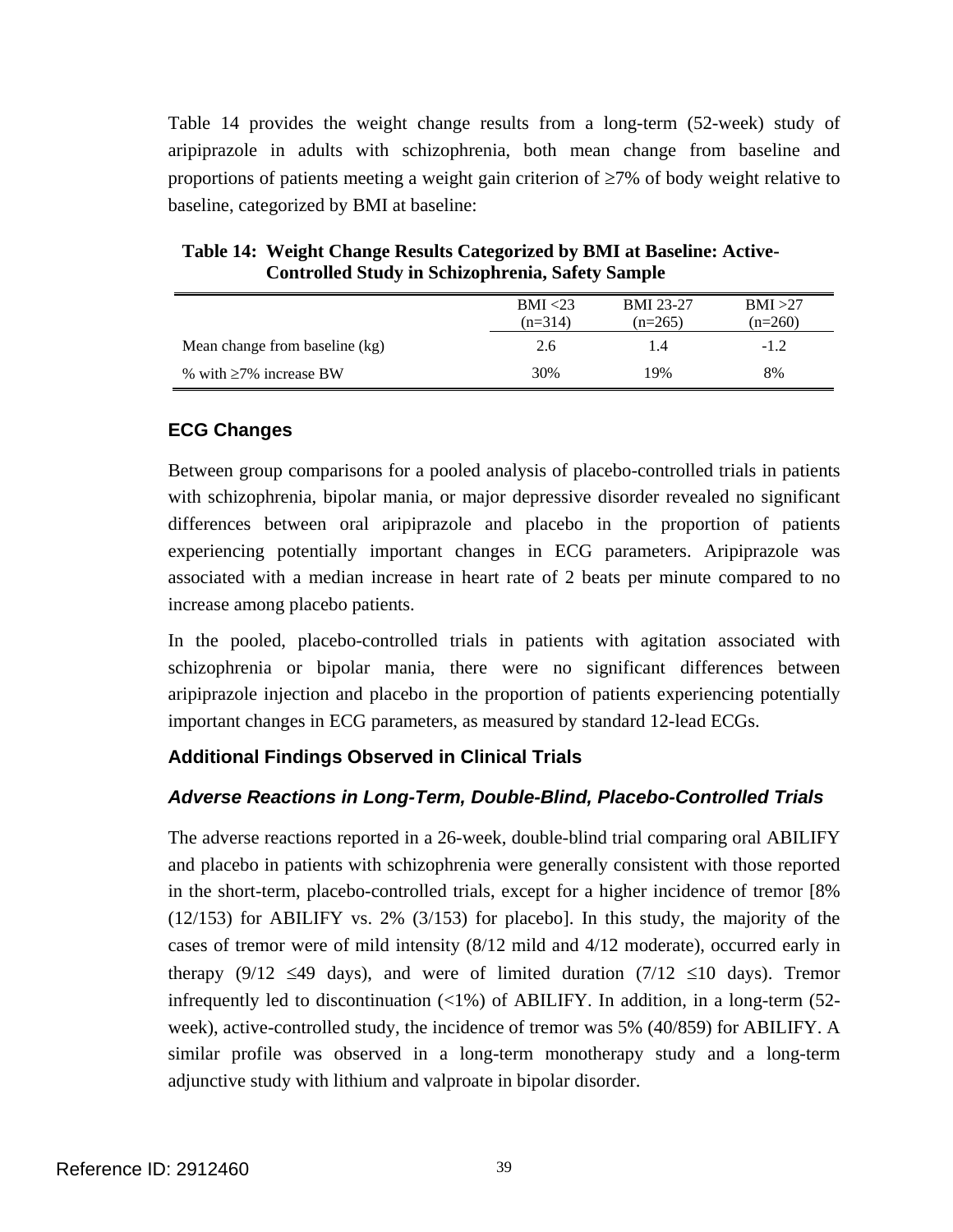Table 14 provides the weight change results from a long-term (52-week) study of aripiprazole in adults with schizophrenia, both mean change from baseline and proportions of patients meeting a weight gain criterion of ≥7% of body weight relative to baseline, categorized by BMI at baseline:

**Table 14: Weight Change Results Categorized by BMI at Baseline: Active-Controlled Study in Schizophrenia, Safety Sample**

| | BMI <23 (n=314) | BMI 23-27 (n=265) | BMI >27 (n=260) |
|---|---|---|---|
| Mean change from baseline (kg) | 2.6 | 1.4 | -1.2 |
| % with ≥7% increase BW | 30% | 19% | 8% |

### ECG Changes

Between group comparisons for a pooled analysis of placebo-controlled trials in patients with schizophrenia, bipolar mania, or major depressive disorder revealed no significant differences between oral aripiprazole and placebo in the proportion of patients experiencing potentially important changes in ECG parameters. Aripiprazole was associated with a median increase in heart rate of 2 beats per minute compared to no increase among placebo patients.

In the pooled, placebo-controlled trials in patients with agitation associated with schizophrenia or bipolar mania, there were no significant differences between aripiprazole injection and placebo in the proportion of patients experiencing potentially important changes in ECG parameters, as measured by standard 12-lead ECGs.

### Additional Findings Observed in Clinical Trials

#### *Adverse Reactions in Long-Term, Double-Blind, Placebo-Controlled Trials*

The adverse reactions reported in a 26-week, double-blind trial comparing oral ABILIFY and placebo in patients with schizophrenia were generally consistent with those reported in the short-term, placebo-controlled trials, except for a higher incidence of tremor [8% (12/153) for ABILIFY vs. 2% (3/153) for placebo]. In this study, the majority of the cases of tremor were of mild intensity (8/12 mild and 4/12 moderate), occurred early in therapy (9/12 ≤49 days), and were of limited duration (7/12 ≤10 days). Tremor infrequently led to discontinuation (<1%) of ABILIFY. In addition, in a long-term (52-week), active-controlled study, the incidence of tremor was 5% (40/859) for ABILIFY. A similar profile was observed in a long-term monotherapy study and a long-term adjunctive study with lithium and valproate in bipolar disorder.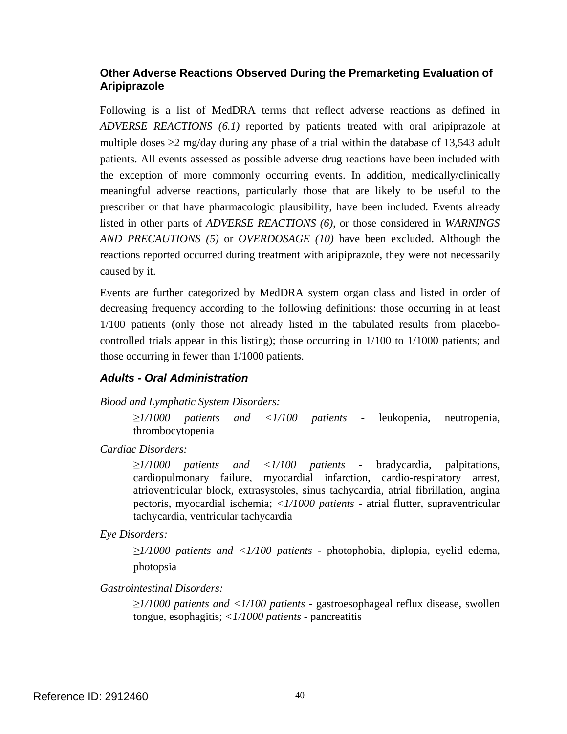### Other Adverse Reactions Observed During the Premarketing Evaluation of Aripiprazole

Following is a list of MedDRA terms that reflect adverse reactions as defined in *ADVERSE REACTIONS (6.1)* reported by patients treated with oral aripiprazole at multiple doses ≥2 mg/day during any phase of a trial within the database of 13,543 adult patients. All events assessed as possible adverse drug reactions have been included with the exception of more commonly occurring events. In addition, medically/clinically meaningful adverse reactions, particularly those that are likely to be useful to the prescriber or that have pharmacologic plausibility, have been included. Events already listed in other parts of *ADVERSE REACTIONS (6)*, or those considered in *WARNINGS AND PRECAUTIONS (5)* or *OVERDOSAGE (10)* have been excluded. Although the reactions reported occurred during treatment with aripiprazole, they were not necessarily caused by it.

Events are further categorized by MedDRA system organ class and listed in order of decreasing frequency according to the following definitions: those occurring in at least 1/100 patients (only those not already listed in the tabulated results from placebo-controlled trials appear in this listing); those occurring in 1/100 to 1/1000 patients; and those occurring in fewer than 1/1000 patients.

#### *Adults - Oral Administration*

*Blood and Lymphatic System Disorders:*

> *≥1/1000 patients and <1/100 patients* - leukopenia, neutropenia, thrombocytopenia

*Cardiac Disorders:*

> *≥1/1000 patients and <1/100 patients* - bradycardia, palpitations, cardiopulmonary failure, myocardial infarction, cardio-respiratory arrest, atrioventricular block, extrasystoles, sinus tachycardia, atrial fibrillation, angina pectoris, myocardial ischemia; *<1/1000 patients* - atrial flutter, supraventricular tachycardia, ventricular tachycardia

*Eye Disorders:*

> *≥1/1000 patients and <1/100 patients* - photophobia, diplopia, eyelid edema, photopsia

*Gastrointestinal Disorders:*

> *≥1/1000 patients and <1/100 patients* - gastroesophageal reflux disease, swollen tongue, esophagitis; *<1/1000 patients* - pancreatitis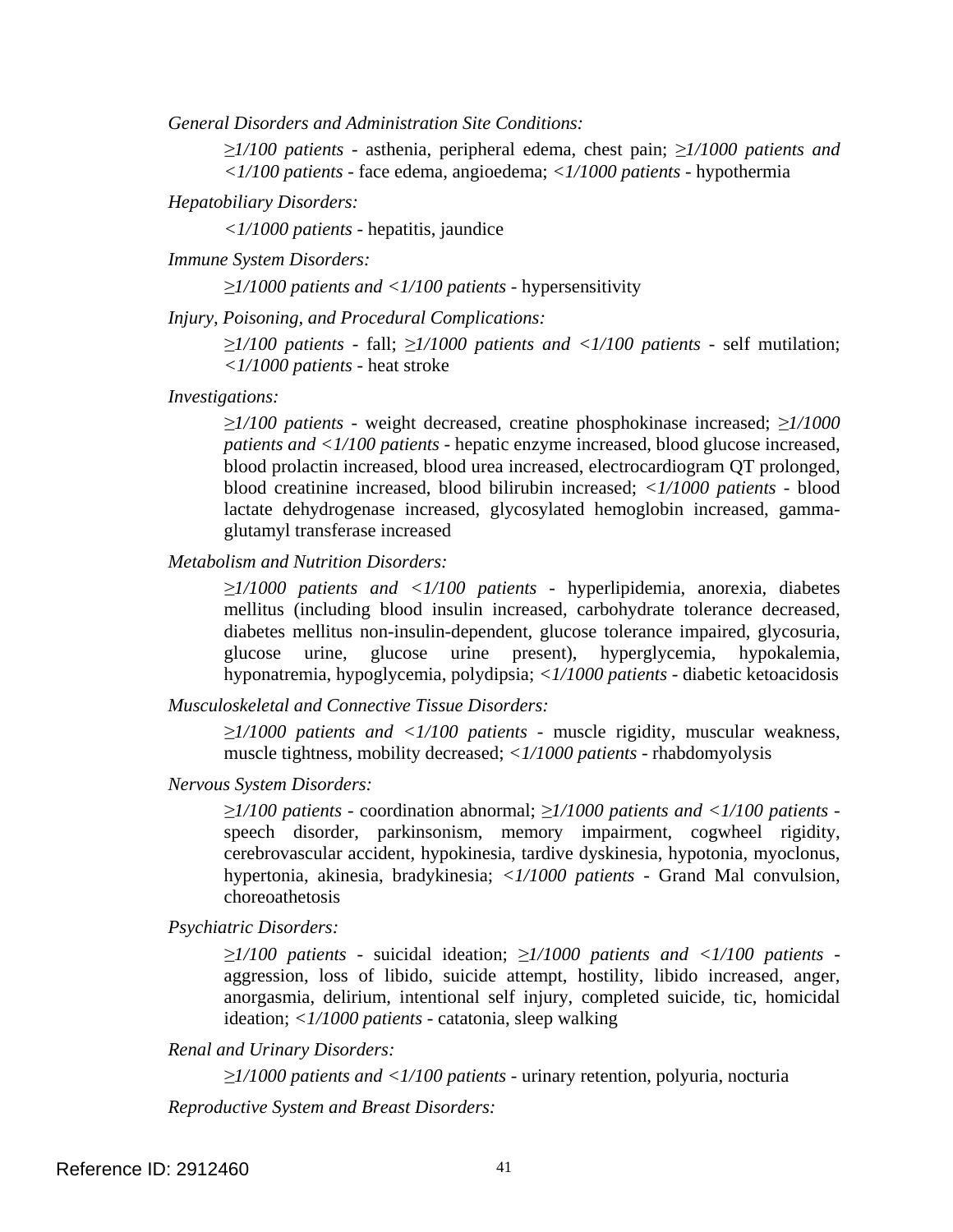*General Disorders and Administration Site Conditions:*

> *≥1/100 patients* - asthenia, peripheral edema, chest pain; *≥1/1000 patients and <1/100 patients* - face edema, angioedema; *<1/1000 patients* - hypothermia

*Hepatobiliary Disorders:*

> *<1/1000 patients* - hepatitis, jaundice

*Immune System Disorders:*

> *≥1/1000 patients and <1/100 patients* - hypersensitivity

*Injury, Poisoning, and Procedural Complications:*

> *≥1/100 patients* - fall; *≥1/1000 patients and <1/100 patients* - self mutilation; *<1/1000 patients* - heat stroke

*Investigations:*

> *≥1/100 patients* - weight decreased, creatine phosphokinase increased; *≥1/1000 patients and <1/100 patients* - hepatic enzyme increased, blood glucose increased, blood prolactin increased, blood urea increased, electrocardiogram QT prolonged, blood creatinine increased, blood bilirubin increased; *<1/1000 patients* - blood lactate dehydrogenase increased, glycosylated hemoglobin increased, gamma-glutamyl transferase increased

*Metabolism and Nutrition Disorders:*

> *≥1/1000 patients and <1/100 patients* - hyperlipidemia, anorexia, diabetes mellitus (including blood insulin increased, carbohydrate tolerance decreased, diabetes mellitus non-insulin-dependent, glucose tolerance impaired, glycosuria, glucose urine, glucose urine present), hyperglycemia, hypokalemia, hyponatremia, hypoglycemia, polydipsia; *<1/1000 patients* - diabetic ketoacidosis

*Musculoskeletal and Connective Tissue Disorders:*

> *≥1/1000 patients and <1/100 patients* - muscle rigidity, muscular weakness, muscle tightness, mobility decreased; *<1/1000 patients* - rhabdomyolysis

*Nervous System Disorders:*

> *≥1/100 patients* - coordination abnormal; *≥1/1000 patients and <1/100 patients* - speech disorder, parkinsonism, memory impairment, cogwheel rigidity, cerebrovascular accident, hypokinesia, tardive dyskinesia, hypotonia, myoclonus, hypertonia, akinesia, bradykinesia; *<1/1000 patients* - Grand Mal convulsion, choreoathetosis

*Psychiatric Disorders:*

> *≥1/100 patients* - suicidal ideation; *≥1/1000 patients and <1/100 patients* - aggression, loss of libido, suicide attempt, hostility, libido increased, anger, anorgasmia, delirium, intentional self injury, completed suicide, tic, homicidal ideation; *<1/1000 patients* - catatonia, sleep walking

*Renal and Urinary Disorders:*

> *≥1/1000 patients and <1/100 patients* - urinary retention, polyuria, nocturia

*Reproductive System and Breast Disorders:*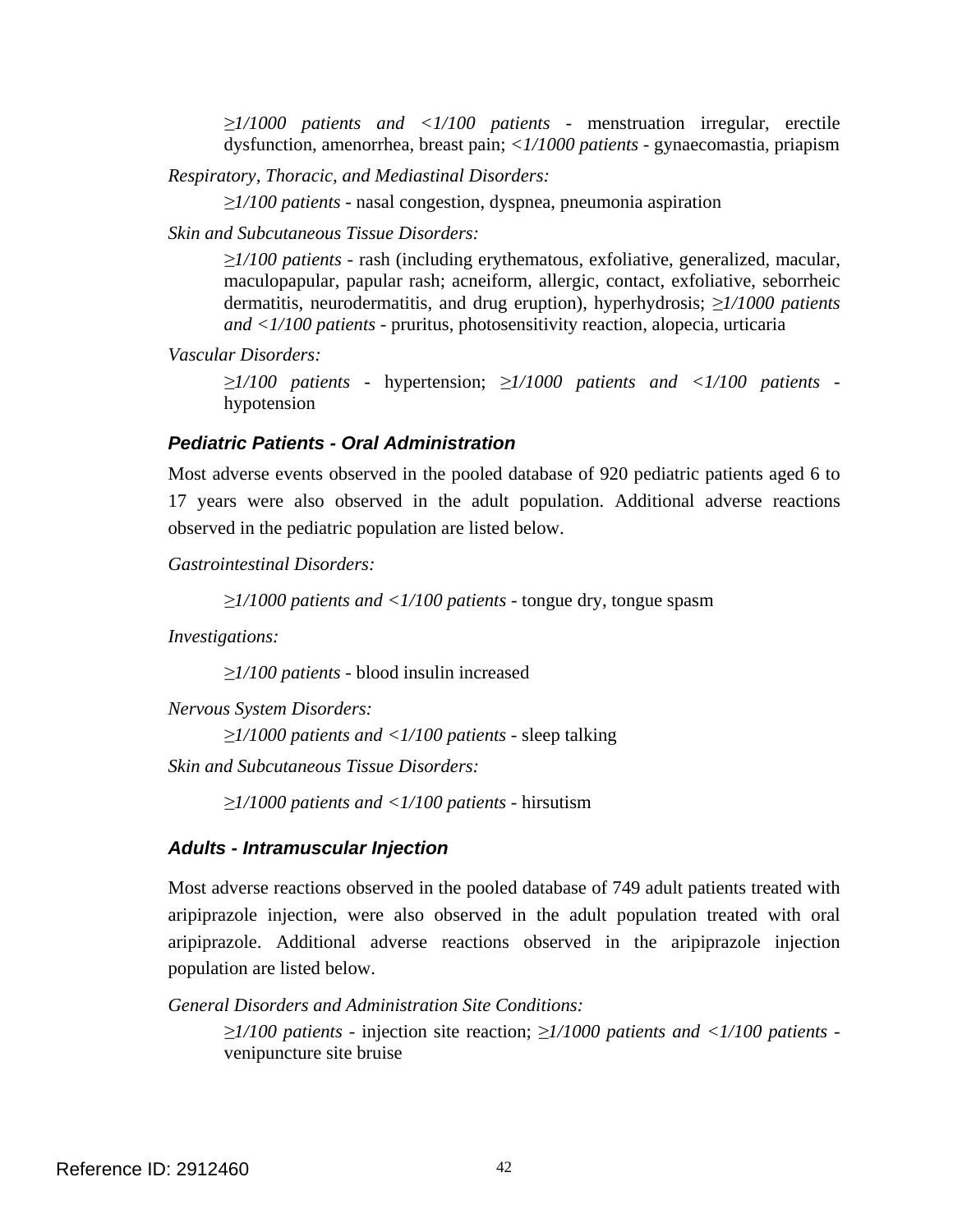*≥1/1000 patients and <1/100 patients* - menstruation irregular, erectile dysfunction, amenorrhea, breast pain; *<1/1000 patients* - gynaecomastia, priapism

*Respiratory, Thoracic, and Mediastinal Disorders:*

*≥1/100 patients* - nasal congestion, dyspnea, pneumonia aspiration

*Skin and Subcutaneous Tissue Disorders:*

*≥1/100 patients* - rash (including erythematous, exfoliative, generalized, macular, maculopapular, papular rash; acneiform, allergic, contact, exfoliative, seborrheic dermatitis, neurodermatitis, and drug eruption), hyperhydrosis; *≥1/1000 patients and <1/100 patients* - pruritus, photosensitivity reaction, alopecia, urticaria

*Vascular Disorders:*

*≥1/100 patients* - hypertension; *≥1/1000 patients and <1/100 patients* - hypotension

### *Pediatric Patients - Oral Administration*

Most adverse events observed in the pooled database of 920 pediatric patients aged 6 to 17 years were also observed in the adult population. Additional adverse reactions observed in the pediatric population are listed below.

*Gastrointestinal Disorders:*

*≥1/1000 patients and <1/100 patients* - tongue dry, tongue spasm

*Investigations:*

*≥1/100 patients* - blood insulin increased

*Nervous System Disorders:*

*≥1/1000 patients and <1/100 patients* - sleep talking

*Skin and Subcutaneous Tissue Disorders:*

*≥1/1000 patients and <1/100 patients* - hirsutism

### *Adults - Intramuscular Injection*

Most adverse reactions observed in the pooled database of 749 adult patients treated with aripiprazole injection, were also observed in the adult population treated with oral aripiprazole. Additional adverse reactions observed in the aripiprazole injection population are listed below.

*General Disorders and Administration Site Conditions:*

*≥1/100 patients* - injection site reaction; *≥1/1000 patients and <1/100 patients* - venipuncture site bruise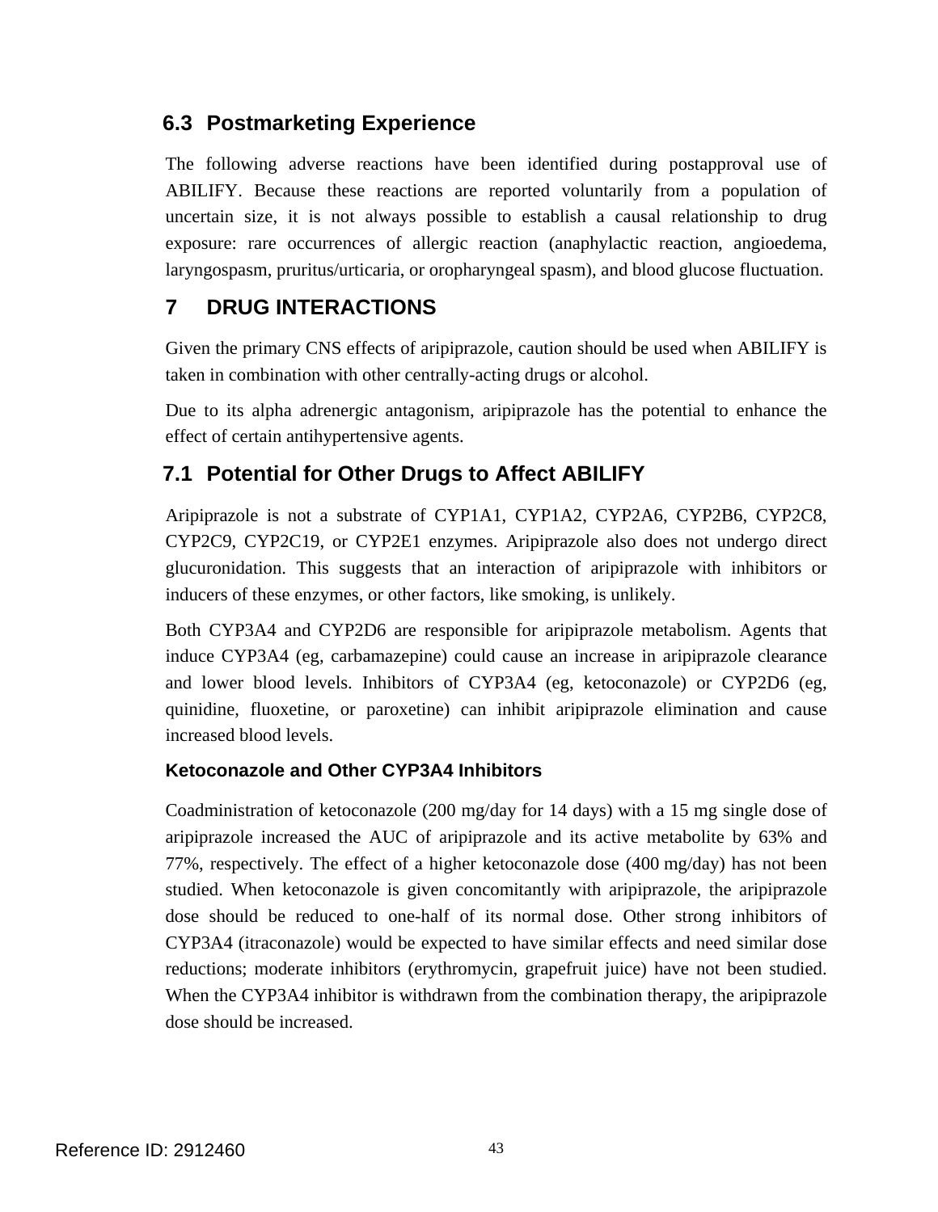### 6.3 Postmarketing Experience

The following adverse reactions have been identified during postapproval use of ABILIFY. Because these reactions are reported voluntarily from a population of uncertain size, it is not always possible to establish a causal relationship to drug exposure: rare occurrences of allergic reaction (anaphylactic reaction, angioedema, laryngospasm, pruritus/urticaria, or oropharyngeal spasm), and blood glucose fluctuation.

## 7 DRUG INTERACTIONS

Given the primary CNS effects of aripiprazole, caution should be used when ABILIFY is taken in combination with other centrally-acting drugs or alcohol.

Due to its alpha adrenergic antagonism, aripiprazole has the potential to enhance the effect of certain antihypertensive agents.

### 7.1 Potential for Other Drugs to Affect ABILIFY

Aripiprazole is not a substrate of CYP1A1, CYP1A2, CYP2A6, CYP2B6, CYP2C8, CYP2C9, CYP2C19, or CYP2E1 enzymes. Aripiprazole also does not undergo direct glucuronidation. This suggests that an interaction of aripiprazole with inhibitors or inducers of these enzymes, or other factors, like smoking, is unlikely.

Both CYP3A4 and CYP2D6 are responsible for aripiprazole metabolism. Agents that induce CYP3A4 (eg, carbamazepine) could cause an increase in aripiprazole clearance and lower blood levels. Inhibitors of CYP3A4 (eg, ketoconazole) or CYP2D6 (eg, quinidine, fluoxetine, or paroxetine) can inhibit aripiprazole elimination and cause increased blood levels.

#### Ketoconazole and Other CYP3A4 Inhibitors

Coadministration of ketoconazole (200 mg/day for 14 days) with a 15 mg single dose of aripiprazole increased the AUC of aripiprazole and its active metabolite by 63% and 77%, respectively. The effect of a higher ketoconazole dose (400 mg/day) has not been studied. When ketoconazole is given concomitantly with aripiprazole, the aripiprazole dose should be reduced to one-half of its normal dose. Other strong inhibitors of CYP3A4 (itraconazole) would be expected to have similar effects and need similar dose reductions; moderate inhibitors (erythromycin, grapefruit juice) have not been studied. When the CYP3A4 inhibitor is withdrawn from the combination therapy, the aripiprazole dose should be increased.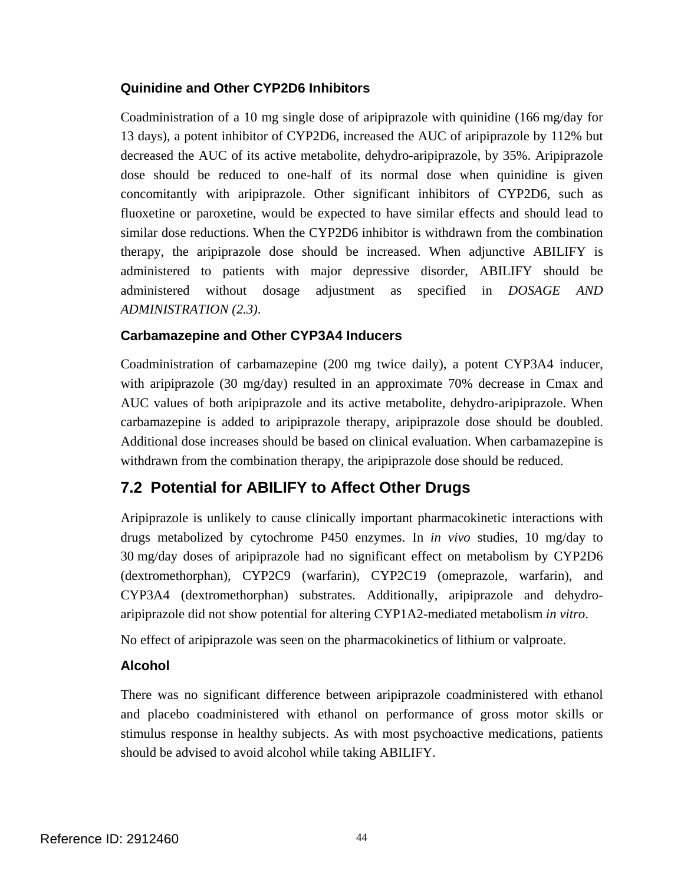### Quinidine and Other CYP2D6 Inhibitors

Coadministration of a 10 mg single dose of aripiprazole with quinidine (166 mg/day for 13 days), a potent inhibitor of CYP2D6, increased the AUC of aripiprazole by 112% but decreased the AUC of its active metabolite, dehydro-aripiprazole, by 35%. Aripiprazole dose should be reduced to one-half of its normal dose when quinidine is given concomitantly with aripiprazole. Other significant inhibitors of CYP2D6, such as fluoxetine or paroxetine, would be expected to have similar effects and should lead to similar dose reductions. When the CYP2D6 inhibitor is withdrawn from the combination therapy, the aripiprazole dose should be increased. When adjunctive ABILIFY is administered to patients with major depressive disorder, ABILIFY should be administered without dosage adjustment as specified in *DOSAGE AND ADMINISTRATION (2.3)*.

### Carbamazepine and Other CYP3A4 Inducers

Coadministration of carbamazepine (200 mg twice daily), a potent CYP3A4 inducer, with aripiprazole (30 mg/day) resulted in an approximate 70% decrease in Cmax and AUC values of both aripiprazole and its active metabolite, dehydro-aripiprazole. When carbamazepine is added to aripiprazole therapy, aripiprazole dose should be doubled. Additional dose increases should be based on clinical evaluation. When carbamazepine is withdrawn from the combination therapy, the aripiprazole dose should be reduced.

## 7.2 Potential for ABILIFY to Affect Other Drugs

Aripiprazole is unlikely to cause clinically important pharmacokinetic interactions with drugs metabolized by cytochrome P450 enzymes. In *in vivo* studies, 10 mg/day to 30 mg/day doses of aripiprazole had no significant effect on metabolism by CYP2D6 (dextromethorphan), CYP2C9 (warfarin), CYP2C19 (omeprazole, warfarin), and CYP3A4 (dextromethorphan) substrates. Additionally, aripiprazole and dehydro-aripiprazole did not show potential for altering CYP1A2-mediated metabolism *in vitro*.

No effect of aripiprazole was seen on the pharmacokinetics of lithium or valproate.

### Alcohol

There was no significant difference between aripiprazole coadministered with ethanol and placebo coadministered with ethanol on performance of gross motor skills or stimulus response in healthy subjects. As with most psychoactive medications, patients should be advised to avoid alcohol while taking ABILIFY.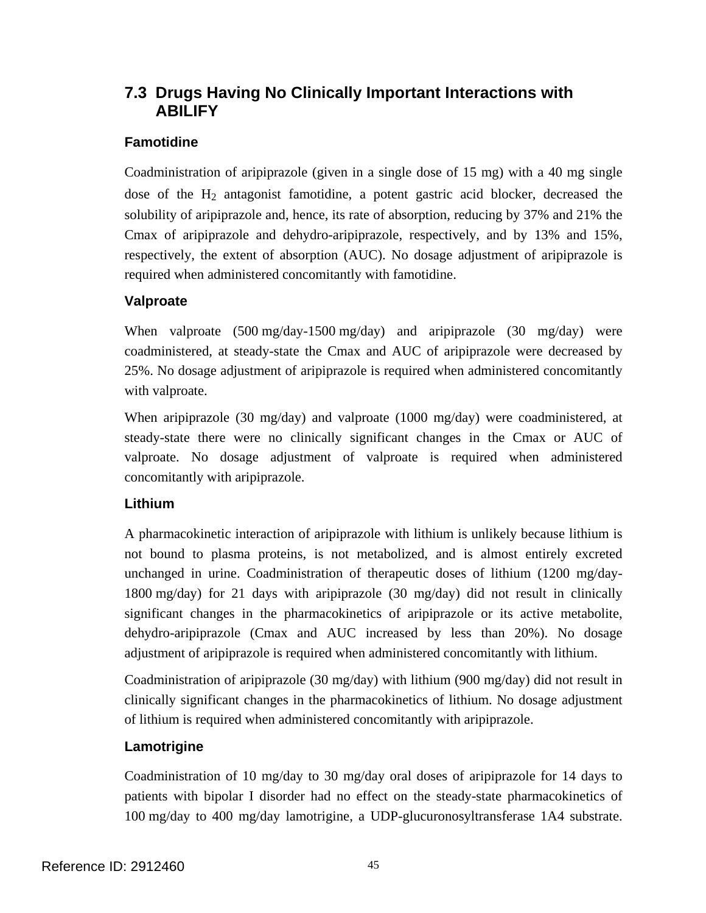## 7.3 Drugs Having No Clinically Important Interactions with ABILIFY

### Famotidine

Coadministration of aripiprazole (given in a single dose of 15 mg) with a 40 mg single dose of the $H_2$ antagonist famotidine, a potent gastric acid blocker, decreased the solubility of aripiprazole and, hence, its rate of absorption, reducing by 37% and 21% the Cmax of aripiprazole and dehydro-aripiprazole, respectively, and by 13% and 15%, respectively, the extent of absorption (AUC). No dosage adjustment of aripiprazole is required when administered concomitantly with famotidine.

### Valproate

When valproate (500 mg/day-1500 mg/day) and aripiprazole (30 mg/day) were coadministered, at steady-state the Cmax and AUC of aripiprazole were decreased by 25%. No dosage adjustment of aripiprazole is required when administered concomitantly with valproate.

When aripiprazole (30 mg/day) and valproate (1000 mg/day) were coadministered, at steady-state there were no clinically significant changes in the Cmax or AUC of valproate. No dosage adjustment of valproate is required when administered concomitantly with aripiprazole.

### Lithium

A pharmacokinetic interaction of aripiprazole with lithium is unlikely because lithium is not bound to plasma proteins, is not metabolized, and is almost entirely excreted unchanged in urine. Coadministration of therapeutic doses of lithium (1200 mg/day-1800 mg/day) for 21 days with aripiprazole (30 mg/day) did not result in clinically significant changes in the pharmacokinetics of aripiprazole or its active metabolite, dehydro-aripiprazole (Cmax and AUC increased by less than 20%). No dosage adjustment of aripiprazole is required when administered concomitantly with lithium.

Coadministration of aripiprazole (30 mg/day) with lithium (900 mg/day) did not result in clinically significant changes in the pharmacokinetics of lithium. No dosage adjustment of lithium is required when administered concomitantly with aripiprazole.

### Lamotrigine

Coadministration of 10 mg/day to 30 mg/day oral doses of aripiprazole for 14 days to patients with bipolar I disorder had no effect on the steady-state pharmacokinetics of 100 mg/day to 400 mg/day lamotrigine, a UDP-glucuronosyltransferase 1A4 substrate.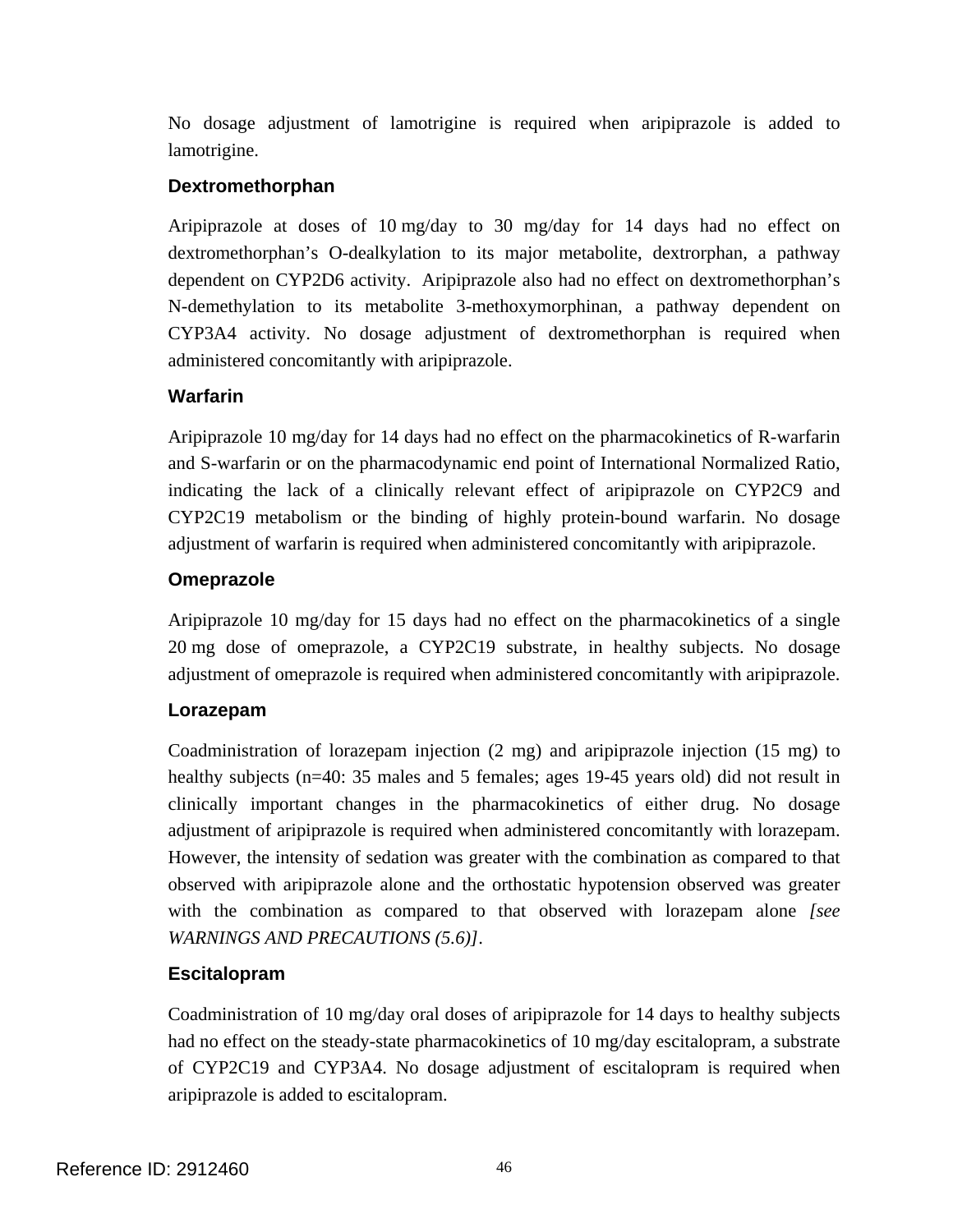No dosage adjustment of lamotrigine is required when aripiprazole is added to lamotrigine.

### Dextromethorphan

Aripiprazole at doses of 10 mg/day to 30 mg/day for 14 days had no effect on dextromethorphan's O-dealkylation to its major metabolite, dextrorphan, a pathway dependent on CYP2D6 activity. Aripiprazole also had no effect on dextromethorphan's N-demethylation to its metabolite 3-methoxymorphinan, a pathway dependent on CYP3A4 activity. No dosage adjustment of dextromethorphan is required when administered concomitantly with aripiprazole.

### Warfarin

Aripiprazole 10 mg/day for 14 days had no effect on the pharmacokinetics of R-warfarin and S-warfarin or on the pharmacodynamic end point of International Normalized Ratio, indicating the lack of a clinically relevant effect of aripiprazole on CYP2C9 and CYP2C19 metabolism or the binding of highly protein-bound warfarin. No dosage adjustment of warfarin is required when administered concomitantly with aripiprazole.

### Omeprazole

Aripiprazole 10 mg/day for 15 days had no effect on the pharmacokinetics of a single 20 mg dose of omeprazole, a CYP2C19 substrate, in healthy subjects. No dosage adjustment of omeprazole is required when administered concomitantly with aripiprazole.

### Lorazepam

Coadministration of lorazepam injection (2 mg) and aripiprazole injection (15 mg) to healthy subjects (n=40: 35 males and 5 females; ages 19-45 years old) did not result in clinically important changes in the pharmacokinetics of either drug. No dosage adjustment of aripiprazole is required when administered concomitantly with lorazepam. However, the intensity of sedation was greater with the combination as compared to that observed with aripiprazole alone and the orthostatic hypotension observed was greater with the combination as compared to that observed with lorazepam alone *[see WARNINGS AND PRECAUTIONS (5.6)]*.

### Escitalopram

Coadministration of 10 mg/day oral doses of aripiprazole for 14 days to healthy subjects had no effect on the steady-state pharmacokinetics of 10 mg/day escitalopram, a substrate of CYP2C19 and CYP3A4. No dosage adjustment of escitalopram is required when aripiprazole is added to escitalopram.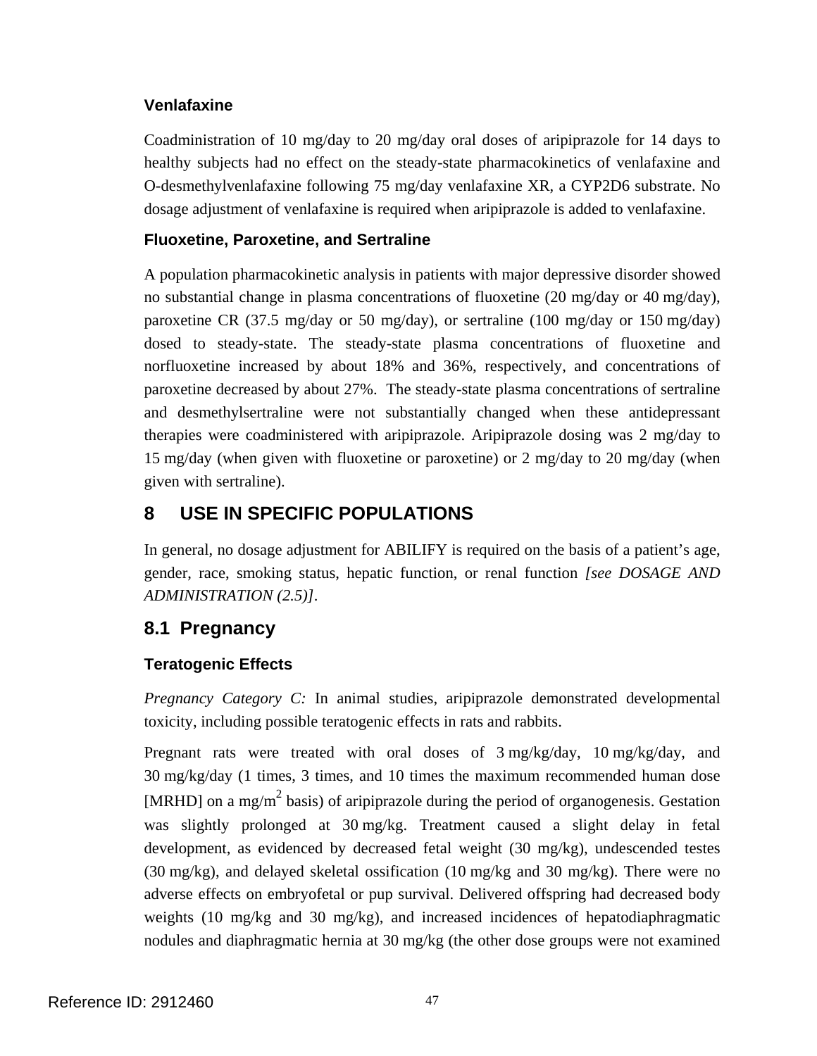#### Venlafaxine

Coadministration of 10 mg/day to 20 mg/day oral doses of aripiprazole for 14 days to healthy subjects had no effect on the steady-state pharmacokinetics of venlafaxine and O-desmethylvenlafaxine following 75 mg/day venlafaxine XR, a CYP2D6 substrate. No dosage adjustment of venlafaxine is required when aripiprazole is added to venlafaxine.

#### Fluoxetine, Paroxetine, and Sertraline

A population pharmacokinetic analysis in patients with major depressive disorder showed no substantial change in plasma concentrations of fluoxetine (20 mg/day or 40 mg/day), paroxetine CR (37.5 mg/day or 50 mg/day), or sertraline (100 mg/day or 150 mg/day) dosed to steady-state. The steady-state plasma concentrations of fluoxetine and norfluoxetine increased by about 18% and 36%, respectively, and concentrations of paroxetine decreased by about 27%. The steady-state plasma concentrations of sertraline and desmethylsertraline were not substantially changed when these antidepressant therapies were coadministered with aripiprazole. Aripiprazole dosing was 2 mg/day to 15 mg/day (when given with fluoxetine or paroxetine) or 2 mg/day to 20 mg/day (when given with sertraline).

## 8 USE IN SPECIFIC POPULATIONS

In general, no dosage adjustment for ABILIFY is required on the basis of a patient's age, gender, race, smoking status, hepatic function, or renal function *[see DOSAGE AND ADMINISTRATION (2.5)]*.

### 8.1 Pregnancy

#### Teratogenic Effects

*Pregnancy Category C:* In animal studies, aripiprazole demonstrated developmental toxicity, including possible teratogenic effects in rats and rabbits.

Pregnant rats were treated with oral doses of 3 mg/kg/day, 10 mg/kg/day, and 30 mg/kg/day (1 times, 3 times, and 10 times the maximum recommended human dose [MRHD] on a $mg/m^2$ basis) of aripiprazole during the period of organogenesis. Gestation was slightly prolonged at 30 mg/kg. Treatment caused a slight delay in fetal development, as evidenced by decreased fetal weight (30 mg/kg), undescended testes (30 mg/kg), and delayed skeletal ossification (10 mg/kg and 30 mg/kg). There were no adverse effects on embryofetal or pup survival. Delivered offspring had decreased body weights (10 mg/kg and 30 mg/kg), and increased incidences of hepatodiaphragmatic nodules and diaphragmatic hernia at 30 mg/kg (the other dose groups were not examined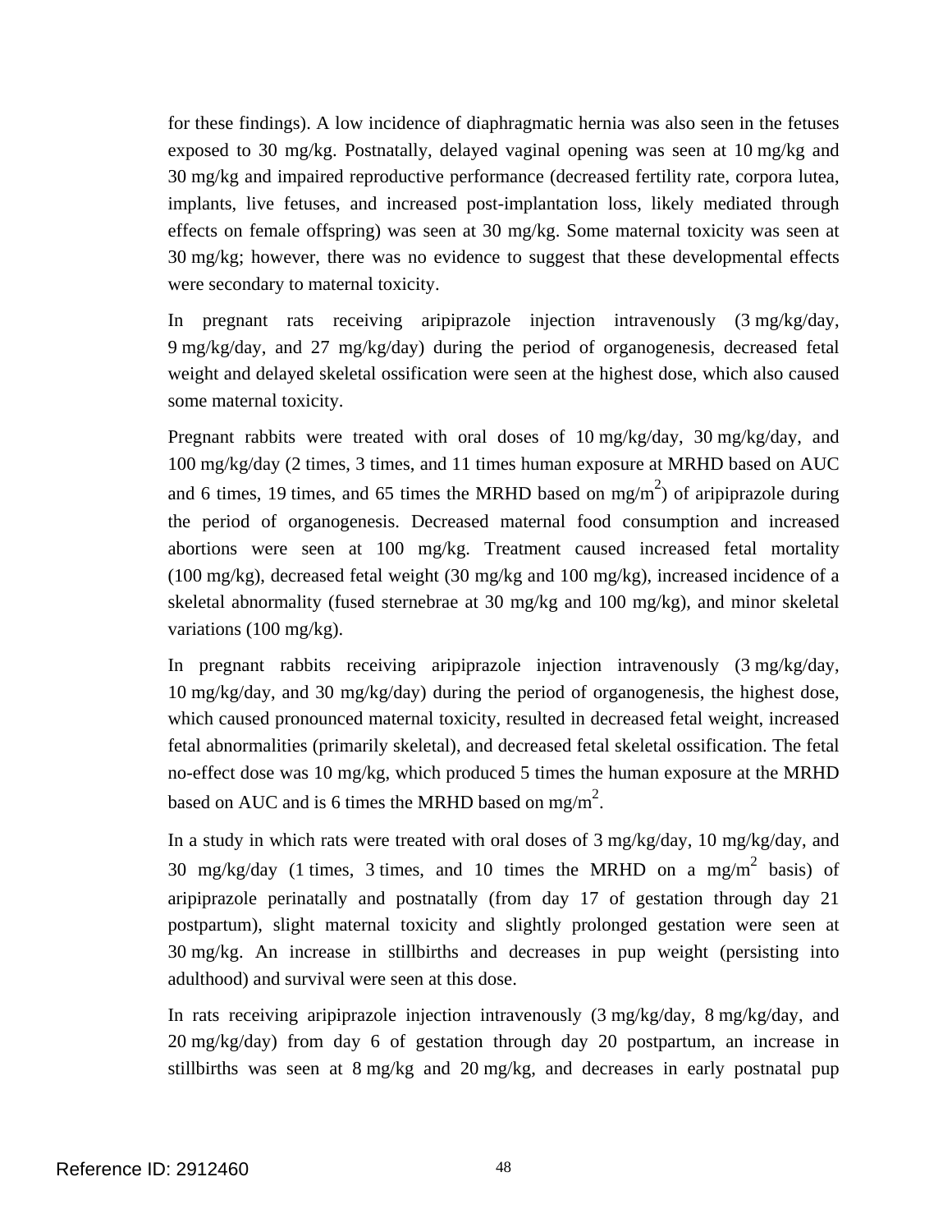for these findings). A low incidence of diaphragmatic hernia was also seen in the fetuses exposed to 30 mg/kg. Postnatally, delayed vaginal opening was seen at 10 mg/kg and 30 mg/kg and impaired reproductive performance (decreased fertility rate, corpora lutea, implants, live fetuses, and increased post-implantation loss, likely mediated through effects on female offspring) was seen at 30 mg/kg. Some maternal toxicity was seen at 30 mg/kg; however, there was no evidence to suggest that these developmental effects were secondary to maternal toxicity.

In pregnant rats receiving aripiprazole injection intravenously (3 mg/kg/day, 9 mg/kg/day, and 27 mg/kg/day) during the period of organogenesis, decreased fetal weight and delayed skeletal ossification were seen at the highest dose, which also caused some maternal toxicity.

Pregnant rabbits were treated with oral doses of 10 mg/kg/day, 30 mg/kg/day, and 100 mg/kg/day (2 times, 3 times, and 11 times human exposure at MRHD based on AUC and 6 times, 19 times, and 65 times the MRHD based on $mg/m^2$) of aripiprazole during the period of organogenesis. Decreased maternal food consumption and increased abortions were seen at 100 mg/kg. Treatment caused increased fetal mortality (100 mg/kg), decreased fetal weight (30 mg/kg and 100 mg/kg), increased incidence of a skeletal abnormality (fused sternebrae at 30 mg/kg and 100 mg/kg), and minor skeletal variations (100 mg/kg).

In pregnant rabbits receiving aripiprazole injection intravenously (3 mg/kg/day, 10 mg/kg/day, and 30 mg/kg/day) during the period of organogenesis, the highest dose, which caused pronounced maternal toxicity, resulted in decreased fetal weight, increased fetal abnormalities (primarily skeletal), and decreased fetal skeletal ossification. The fetal no-effect dose was 10 mg/kg, which produced 5 times the human exposure at the MRHD based on AUC and is 6 times the MRHD based on $mg/m^2$.

In a study in which rats were treated with oral doses of 3 mg/kg/day, 10 mg/kg/day, and 30 mg/kg/day (1 times, 3 times, and 10 times the MRHD on a $mg/m^2$ basis) of aripiprazole perinatally and postnatally (from day 17 of gestation through day 21 postpartum), slight maternal toxicity and slightly prolonged gestation were seen at 30 mg/kg. An increase in stillbirths and decreases in pup weight (persisting into adulthood) and survival were seen at this dose.

In rats receiving aripiprazole injection intravenously (3 mg/kg/day, 8 mg/kg/day, and 20 mg/kg/day) from day 6 of gestation through day 20 postpartum, an increase in stillbirths was seen at 8 mg/kg and 20 mg/kg, and decreases in early postnatal pup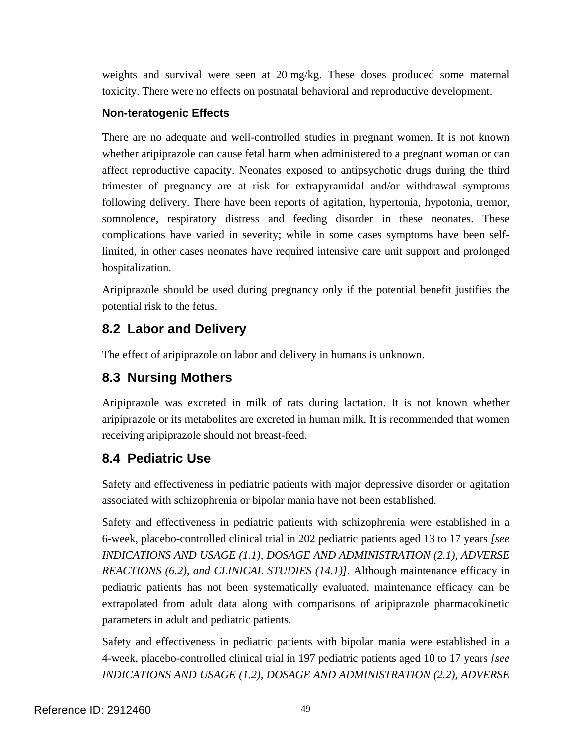weights and survival were seen at 20 mg/kg. These doses produced some maternal toxicity. There were no effects on postnatal behavioral and reproductive development.

### Non-teratogenic Effects

There are no adequate and well-controlled studies in pregnant women. It is not known whether aripiprazole can cause fetal harm when administered to a pregnant woman or can affect reproductive capacity. Neonates exposed to antipsychotic drugs during the third trimester of pregnancy are at risk for extrapyramidal and/or withdrawal symptoms following delivery. There have been reports of agitation, hypertonia, hypotonia, tremor, somnolence, respiratory distress and feeding disorder in these neonates. These complications have varied in severity; while in some cases symptoms have been self-limited, in other cases neonates have required intensive care unit support and prolonged hospitalization.

Aripiprazole should be used during pregnancy only if the potential benefit justifies the potential risk to the fetus.

## 8.2 Labor and Delivery

The effect of aripiprazole on labor and delivery in humans is unknown.

## 8.3 Nursing Mothers

Aripiprazole was excreted in milk of rats during lactation. It is not known whether aripiprazole or its metabolites are excreted in human milk. It is recommended that women receiving aripiprazole should not breast-feed.

## 8.4 Pediatric Use

Safety and effectiveness in pediatric patients with major depressive disorder or agitation associated with schizophrenia or bipolar mania have not been established.

Safety and effectiveness in pediatric patients with schizophrenia were established in a 6-week, placebo-controlled clinical trial in 202 pediatric patients aged 13 to 17 years *[see INDICATIONS AND USAGE (1.1), DOSAGE AND ADMINISTRATION (2.1), ADVERSE REACTIONS (6.2), and CLINICAL STUDIES (14.1)]*. Although maintenance efficacy in pediatric patients has not been systematically evaluated, maintenance efficacy can be extrapolated from adult data along with comparisons of aripiprazole pharmacokinetic parameters in adult and pediatric patients.

Safety and effectiveness in pediatric patients with bipolar mania were established in a 4-week, placebo-controlled clinical trial in 197 pediatric patients aged 10 to 17 years *[see INDICATIONS AND USAGE (1.2), DOSAGE AND ADMINISTRATION (2.2), ADVERSE*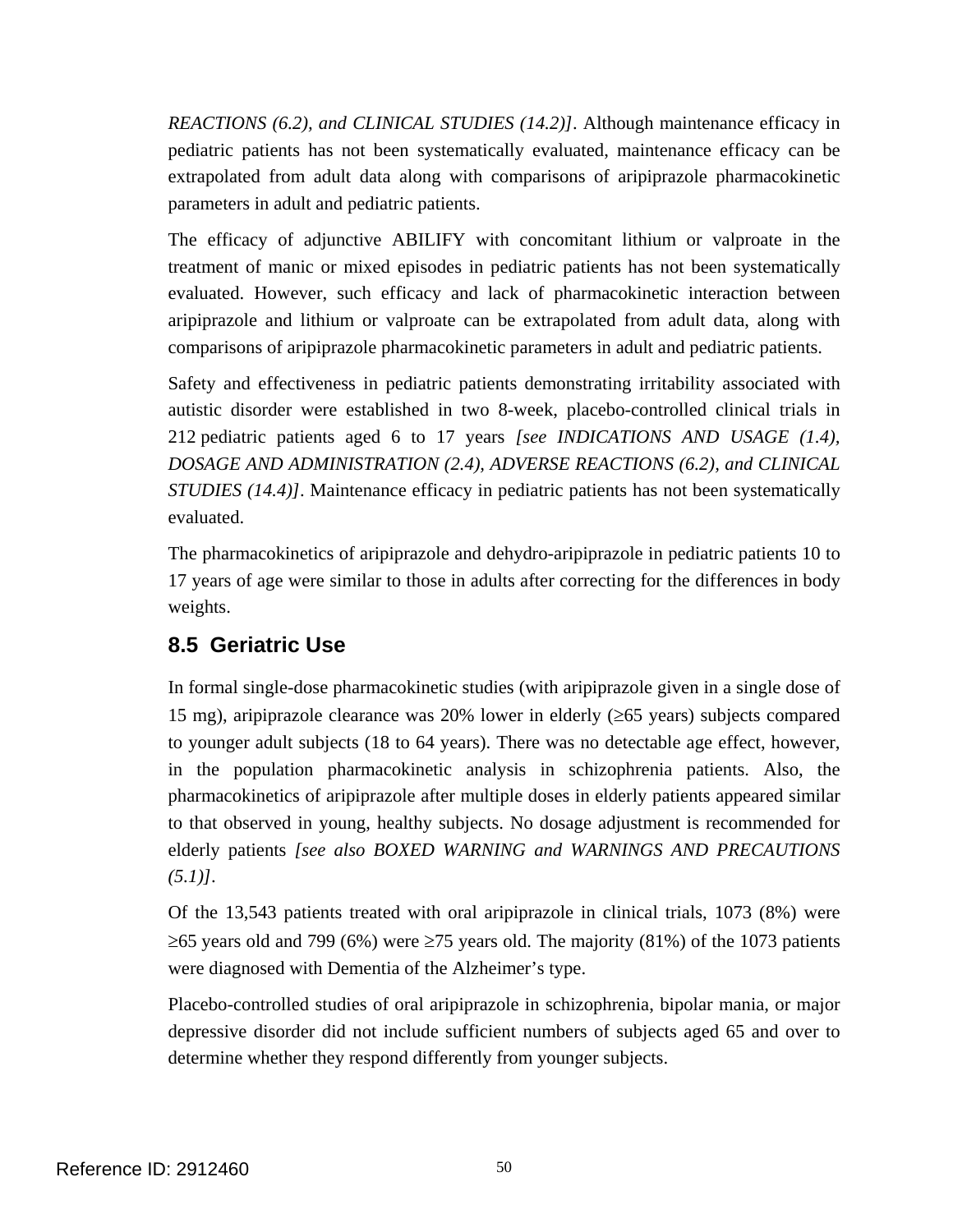*REACTIONS (6.2), and CLINICAL STUDIES (14.2)]*. Although maintenance efficacy in pediatric patients has not been systematically evaluated, maintenance efficacy can be extrapolated from adult data along with comparisons of aripiprazole pharmacokinetic parameters in adult and pediatric patients.

The efficacy of adjunctive ABILIFY with concomitant lithium or valproate in the treatment of manic or mixed episodes in pediatric patients has not been systematically evaluated. However, such efficacy and lack of pharmacokinetic interaction between aripiprazole and lithium or valproate can be extrapolated from adult data, along with comparisons of aripiprazole pharmacokinetic parameters in adult and pediatric patients.

Safety and effectiveness in pediatric patients demonstrating irritability associated with autistic disorder were established in two 8-week, placebo-controlled clinical trials in 212 pediatric patients aged 6 to 17 years *[see INDICATIONS AND USAGE (1.4), DOSAGE AND ADMINISTRATION (2.4), ADVERSE REACTIONS (6.2), and CLINICAL STUDIES (14.4)]*. Maintenance efficacy in pediatric patients has not been systematically evaluated.

The pharmacokinetics of aripiprazole and dehydro-aripiprazole in pediatric patients 10 to 17 years of age were similar to those in adults after correcting for the differences in body weights.

## 8.5 Geriatric Use

In formal single-dose pharmacokinetic studies (with aripiprazole given in a single dose of 15 mg), aripiprazole clearance was 20% lower in elderly (≥65 years) subjects compared to younger adult subjects (18 to 64 years). There was no detectable age effect, however, in the population pharmacokinetic analysis in schizophrenia patients. Also, the pharmacokinetics of aripiprazole after multiple doses in elderly patients appeared similar to that observed in young, healthy subjects. No dosage adjustment is recommended for elderly patients *[see also BOXED WARNING and WARNINGS AND PRECAUTIONS (5.1)]*.

Of the 13,543 patients treated with oral aripiprazole in clinical trials, 1073 (8%) were ≥65 years old and 799 (6%) were ≥75 years old. The majority (81%) of the 1073 patients were diagnosed with Dementia of the Alzheimer's type.

Placebo-controlled studies of oral aripiprazole in schizophrenia, bipolar mania, or major depressive disorder did not include sufficient numbers of subjects aged 65 and over to determine whether they respond differently from younger subjects.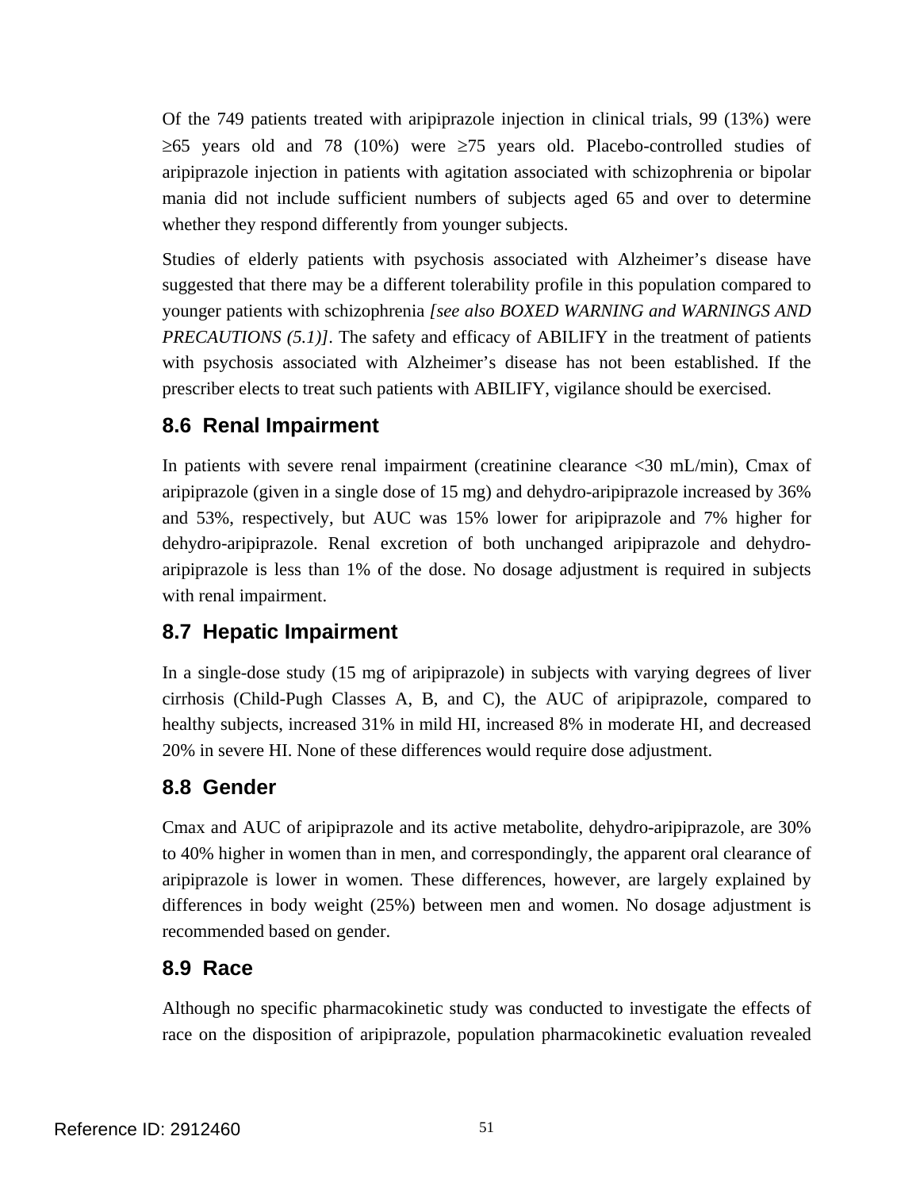Of the 749 patients treated with aripiprazole injection in clinical trials, 99 (13%) were ≥65 years old and 78 (10%) were ≥75 years old. Placebo-controlled studies of aripiprazole injection in patients with agitation associated with schizophrenia or bipolar mania did not include sufficient numbers of subjects aged 65 and over to determine whether they respond differently from younger subjects.

Studies of elderly patients with psychosis associated with Alzheimer's disease have suggested that there may be a different tolerability profile in this population compared to younger patients with schizophrenia *[see also BOXED WARNING and WARNINGS AND PRECAUTIONS (5.1)]*. The safety and efficacy of ABILIFY in the treatment of patients with psychosis associated with Alzheimer's disease has not been established. If the prescriber elects to treat such patients with ABILIFY, vigilance should be exercised.

## 8.6 Renal Impairment

In patients with severe renal impairment (creatinine clearance <30 mL/min), Cmax of aripiprazole (given in a single dose of 15 mg) and dehydro-aripiprazole increased by 36% and 53%, respectively, but AUC was 15% lower for aripiprazole and 7% higher for dehydro-aripiprazole. Renal excretion of both unchanged aripiprazole and dehydro-aripiprazole is less than 1% of the dose. No dosage adjustment is required in subjects with renal impairment.

## 8.7 Hepatic Impairment

In a single-dose study (15 mg of aripiprazole) in subjects with varying degrees of liver cirrhosis (Child-Pugh Classes A, B, and C), the AUC of aripiprazole, compared to healthy subjects, increased 31% in mild HI, increased 8% in moderate HI, and decreased 20% in severe HI. None of these differences would require dose adjustment.

## 8.8 Gender

Cmax and AUC of aripiprazole and its active metabolite, dehydro-aripiprazole, are 30% to 40% higher in women than in men, and correspondingly, the apparent oral clearance of aripiprazole is lower in women. These differences, however, are largely explained by differences in body weight (25%) between men and women. No dosage adjustment is recommended based on gender.

## 8.9 Race

Although no specific pharmacokinetic study was conducted to investigate the effects of race on the disposition of aripiprazole, population pharmacokinetic evaluation revealed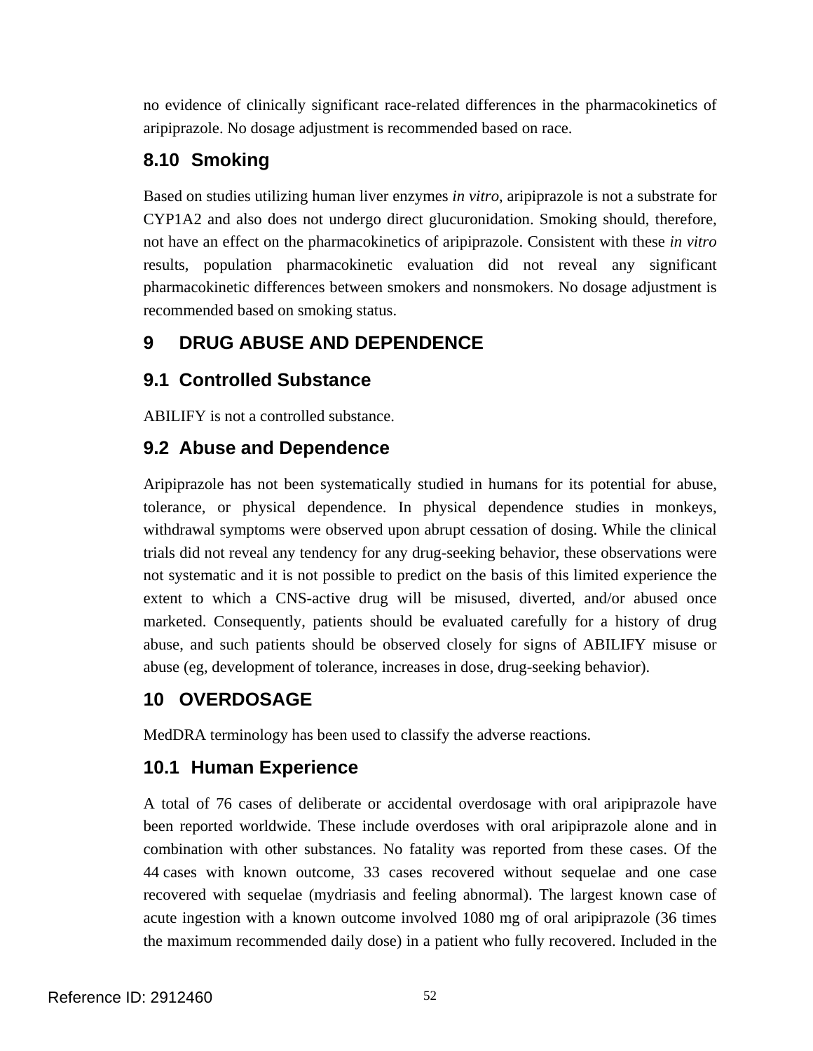no evidence of clinically significant race-related differences in the pharmacokinetics of aripiprazole. No dosage adjustment is recommended based on race.

### 8.10 Smoking

Based on studies utilizing human liver enzymes *in vitro*, aripiprazole is not a substrate for CYP1A2 and also does not undergo direct glucuronidation. Smoking should, therefore, not have an effect on the pharmacokinetics of aripiprazole. Consistent with these *in vitro* results, population pharmacokinetic evaluation did not reveal any significant pharmacokinetic differences between smokers and nonsmokers. No dosage adjustment is recommended based on smoking status.

## 9 DRUG ABUSE AND DEPENDENCE

### 9.1 Controlled Substance

ABILIFY is not a controlled substance.

### 9.2 Abuse and Dependence

Aripiprazole has not been systematically studied in humans for its potential for abuse, tolerance, or physical dependence. In physical dependence studies in monkeys, withdrawal symptoms were observed upon abrupt cessation of dosing. While the clinical trials did not reveal any tendency for any drug-seeking behavior, these observations were not systematic and it is not possible to predict on the basis of this limited experience the extent to which a CNS-active drug will be misused, diverted, and/or abused once marketed. Consequently, patients should be evaluated carefully for a history of drug abuse, and such patients should be observed closely for signs of ABILIFY misuse or abuse (eg, development of tolerance, increases in dose, drug-seeking behavior).

## 10 OVERDOSAGE

MedDRA terminology has been used to classify the adverse reactions.

### 10.1 Human Experience

A total of 76 cases of deliberate or accidental overdosage with oral aripiprazole have been reported worldwide. These include overdoses with oral aripiprazole alone and in combination with other substances. No fatality was reported from these cases. Of the 44 cases with known outcome, 33 cases recovered without sequelae and one case recovered with sequelae (mydriasis and feeling abnormal). The largest known case of acute ingestion with a known outcome involved 1080 mg of oral aripiprazole (36 times the maximum recommended daily dose) in a patient who fully recovered. Included in the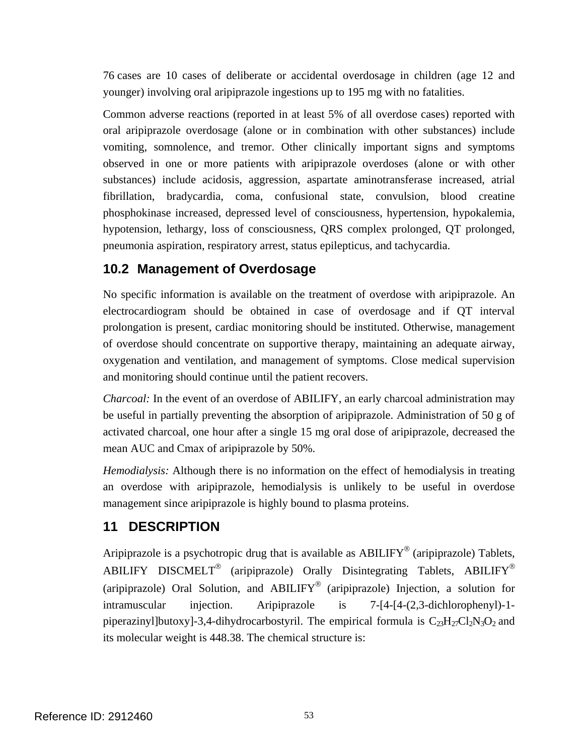76 cases are 10 cases of deliberate or accidental overdosage in children (age 12 and younger) involving oral aripiprazole ingestions up to 195 mg with no fatalities.

Common adverse reactions (reported in at least 5% of all overdose cases) reported with oral aripiprazole overdosage (alone or in combination with other substances) include vomiting, somnolence, and tremor. Other clinically important signs and symptoms observed in one or more patients with aripiprazole overdoses (alone or with other substances) include acidosis, aggression, aspartate aminotransferase increased, atrial fibrillation, bradycardia, coma, confusional state, convulsion, blood creatine phosphokinase increased, depressed level of consciousness, hypertension, hypokalemia, hypotension, lethargy, loss of consciousness, QRS complex prolonged, QT prolonged, pneumonia aspiration, respiratory arrest, status epilepticus, and tachycardia.

## 10.2 Management of Overdosage

No specific information is available on the treatment of overdose with aripiprazole. An electrocardiogram should be obtained in case of overdosage and if QT interval prolongation is present, cardiac monitoring should be instituted. Otherwise, management of overdose should concentrate on supportive therapy, maintaining an adequate airway, oxygenation and ventilation, and management of symptoms. Close medical supervision and monitoring should continue until the patient recovers.

*Charcoal:* In the event of an overdose of ABILIFY, an early charcoal administration may be useful in partially preventing the absorption of aripiprazole. Administration of 50 g of activated charcoal, one hour after a single 15 mg oral dose of aripiprazole, decreased the mean AUC and Cmax of aripiprazole by 50%.

*Hemodialysis:* Although there is no information on the effect of hemodialysis in treating an overdose with aripiprazole, hemodialysis is unlikely to be useful in overdose management since aripiprazole is highly bound to plasma proteins.

# 11 DESCRIPTION

Aripiprazole is a psychotropic drug that is available as ABILIFY® (aripiprazole) Tablets, ABILIFY DISCMELT® (aripiprazole) Orally Disintegrating Tablets, ABILIFY® (aripiprazole) Oral Solution, and ABILIFY® (aripiprazole) Injection, a solution for intramuscular injection. Aripiprazole is 7-[4-[4-(2,3-dichlorophenyl)-1-piperazinyl]butoxy]-3,4-dihydrocarbostyril. The empirical formula is $C_{23}H_{27}Cl_2N_3O_2$ and its molecular weight is 448.38. The chemical structure is: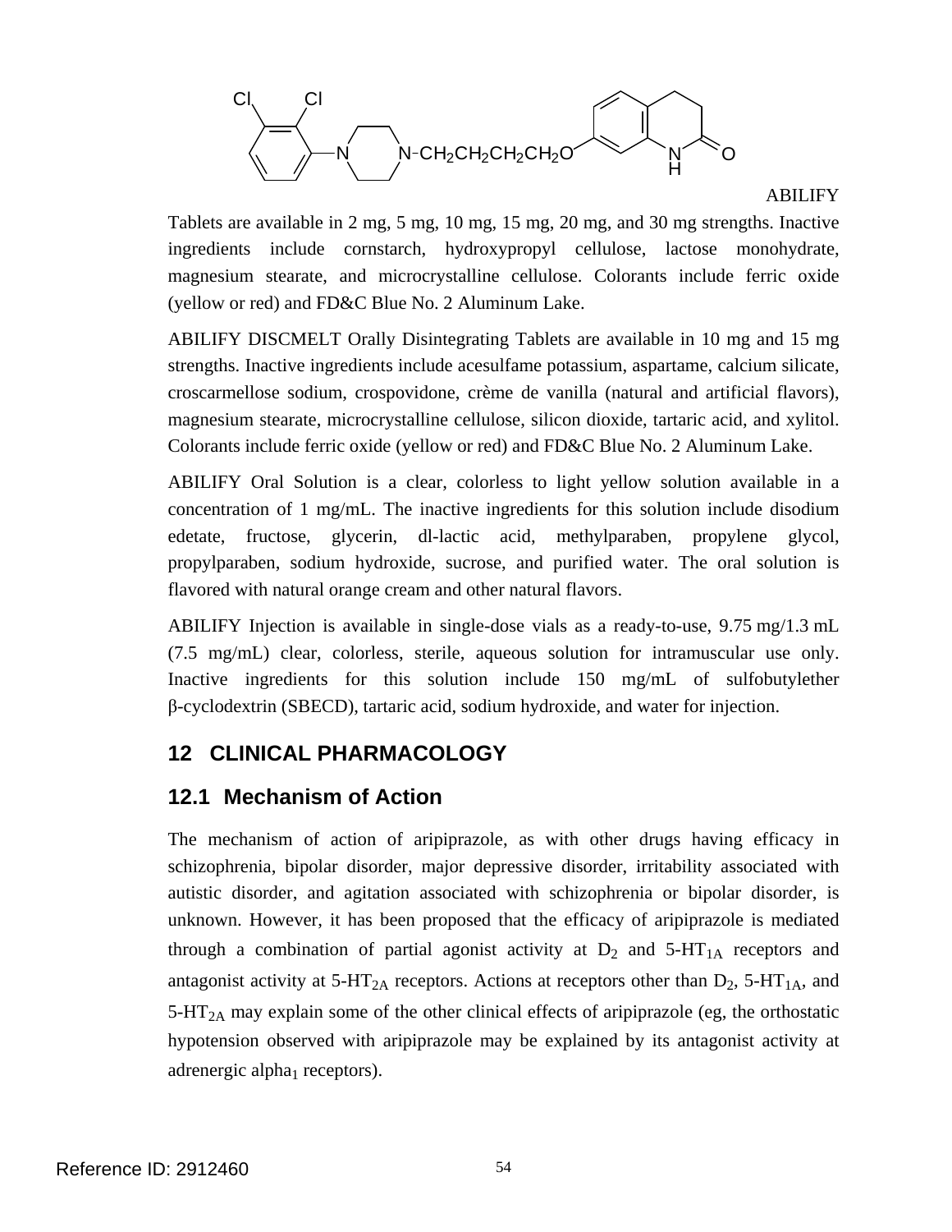ABILIFY Tablets are available in 2 mg, 5 mg, 10 mg, 15 mg, 20 mg, and 30 mg strengths. Inactive ingredients include cornstarch, hydroxypropyl cellulose, lactose monohydrate, magnesium stearate, and microcrystalline cellulose. Colorants include ferric oxide (yellow or red) and FD&C Blue No. 2 Aluminum Lake.

ABILIFY DISCMELT Orally Disintegrating Tablets are available in 10 mg and 15 mg strengths. Inactive ingredients include acesulfame potassium, aspartame, calcium silicate, croscarmellose sodium, crospovidone, crème de vanilla (natural and artificial flavors), magnesium stearate, microcrystalline cellulose, silicon dioxide, tartaric acid, and xylitol. Colorants include ferric oxide (yellow or red) and FD&C Blue No. 2 Aluminum Lake.

ABILIFY Oral Solution is a clear, colorless to light yellow solution available in a concentration of 1 mg/mL. The inactive ingredients for this solution include disodium edetate, fructose, glycerin, dl-lactic acid, methylparaben, propylene glycol, propylparaben, sodium hydroxide, sucrose, and purified water. The oral solution is flavored with natural orange cream and other natural flavors.

ABILIFY Injection is available in single-dose vials as a ready-to-use, 9.75 mg/1.3 mL (7.5 mg/mL) clear, colorless, sterile, aqueous solution for intramuscular use only. Inactive ingredients for this solution include 150 mg/mL of sulfobutylether β-cyclodextrin (SBECD), tartaric acid, sodium hydroxide, and water for injection.

# 12 CLINICAL PHARMACOLOGY

## 12.1 Mechanism of Action

The mechanism of action of aripiprazole, as with other drugs having efficacy in schizophrenia, bipolar disorder, major depressive disorder, irritability associated with autistic disorder, and agitation associated with schizophrenia or bipolar disorder, is unknown. However, it has been proposed that the efficacy of aripiprazole is mediated through a combination of partial agonist activity at $D_2$ and $5\text{-}HT_{1A}$ receptors and antagonist activity at $5\text{-}HT_{2A}$ receptors. Actions at receptors other than $D_2$, $5\text{-}HT_{1A}$, and $5\text{-}HT_{2A}$ may explain some of the other clinical effects of aripiprazole (eg, the orthostatic hypotension observed with aripiprazole may be explained by its antagonist activity at adrenergic $alpha_1$ receptors).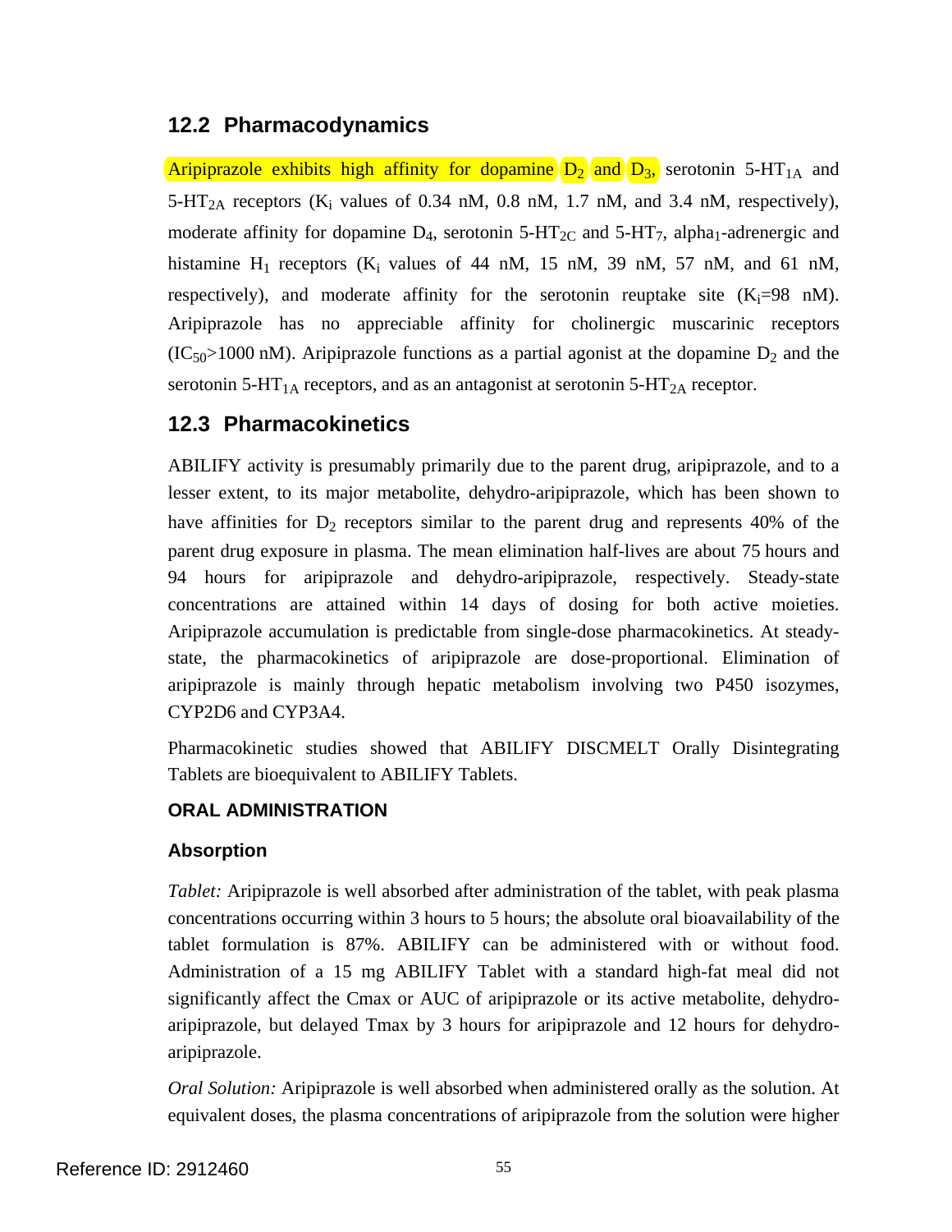## 12.2 Pharmacodynamics

Aripiprazole exhibits high affinity for dopamine $D_2$ and $D_3$, serotonin 5-$HT_{1A}$ and 5-$HT_{2A}$ receptors ($K_i$ values of 0.34 nM, 0.8 nM, 1.7 nM, and 3.4 nM, respectively), moderate affinity for dopamine $D_4$, serotonin 5-$HT_{2C}$ and 5-$HT_7$, alpha$_1$-adrenergic and histamine $H_1$ receptors ($K_i$ values of 44 nM, 15 nM, 39 nM, 57 nM, and 61 nM, respectively), and moderate affinity for the serotonin reuptake site ($K_i$=98 nM). Aripiprazole has no appreciable affinity for cholinergic muscarinic receptors ($IC_{50}$>1000 nM). Aripiprazole functions as a partial agonist at the dopamine $D_2$ and the serotonin 5-$HT_{1A}$ receptors, and as an antagonist at serotonin 5-$HT_{2A}$ receptor.

## 12.3 Pharmacokinetics

ABILIFY activity is presumably primarily due to the parent drug, aripiprazole, and to a lesser extent, to its major metabolite, dehydro-aripiprazole, which has been shown to have affinities for $D_2$ receptors similar to the parent drug and represents 40% of the parent drug exposure in plasma. The mean elimination half-lives are about 75 hours and 94 hours for aripiprazole and dehydro-aripiprazole, respectively. Steady-state concentrations are attained within 14 days of dosing for both active moieties. Aripiprazole accumulation is predictable from single-dose pharmacokinetics. At steady-state, the pharmacokinetics of aripiprazole are dose-proportional. Elimination of aripiprazole is mainly through hepatic metabolism involving two P450 isozymes, CYP2D6 and CYP3A4.

Pharmacokinetic studies showed that ABILIFY DISCMELT Orally Disintegrating Tablets are bioequivalent to ABILIFY Tablets.

### ORAL ADMINISTRATION

#### Absorption

*Tablet:* Aripiprazole is well absorbed after administration of the tablet, with peak plasma concentrations occurring within 3 hours to 5 hours; the absolute oral bioavailability of the tablet formulation is 87%. ABILIFY can be administered with or without food. Administration of a 15 mg ABILIFY Tablet with a standard high-fat meal did not significantly affect the Cmax or AUC of aripiprazole or its active metabolite, dehydro-aripiprazole, but delayed Tmax by 3 hours for aripiprazole and 12 hours for dehydro-aripiprazole.

*Oral Solution:* Aripiprazole is well absorbed when administered orally as the solution. At equivalent doses, the plasma concentrations of aripiprazole from the solution were higher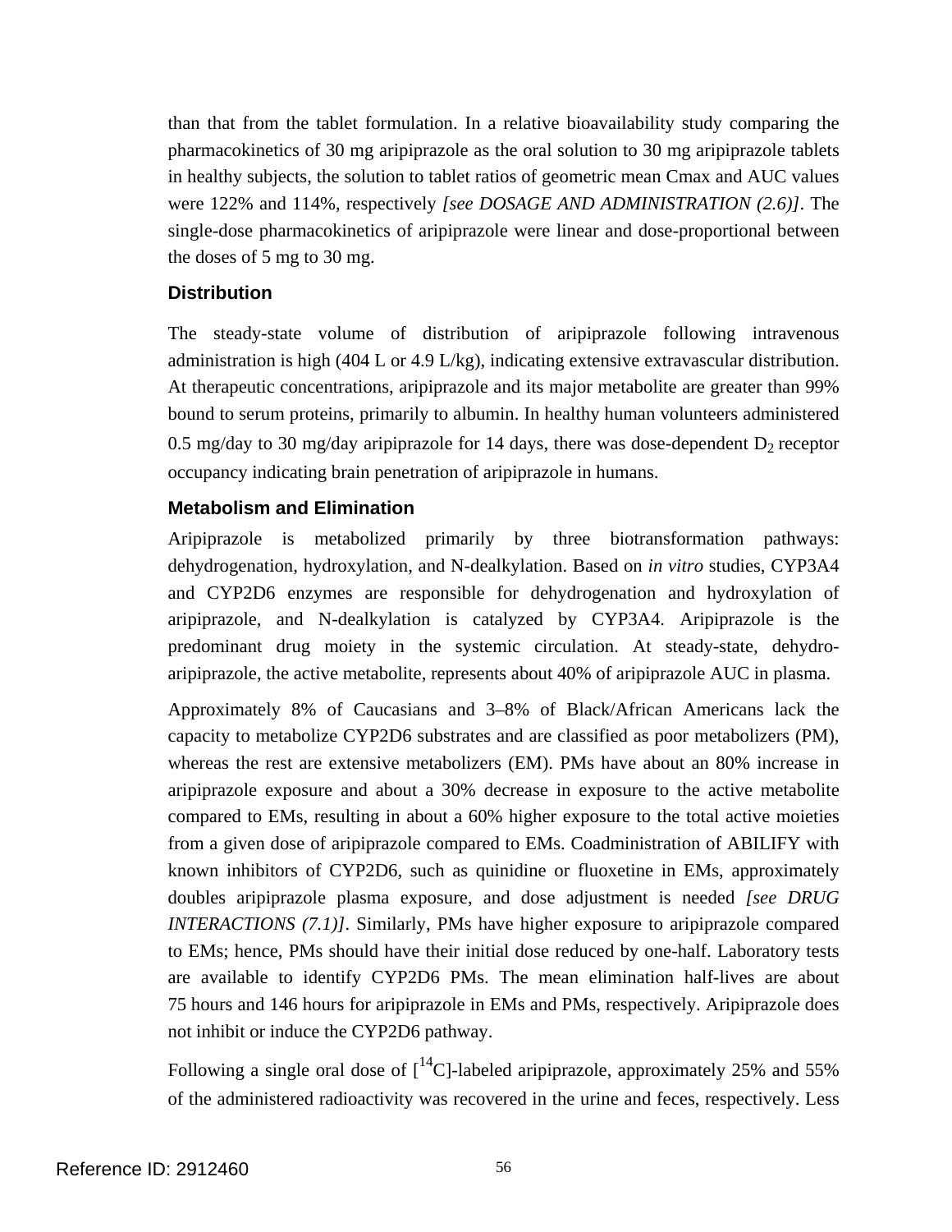than that from the tablet formulation. In a relative bioavailability study comparing the pharmacokinetics of 30 mg aripiprazole as the oral solution to 30 mg aripiprazole tablets in healthy subjects, the solution to tablet ratios of geometric mean Cmax and AUC values were 122% and 114%, respectively *[see DOSAGE AND ADMINISTRATION (2.6)]*. The single-dose pharmacokinetics of aripiprazole were linear and dose-proportional between the doses of 5 mg to 30 mg.

### Distribution

The steady-state volume of distribution of aripiprazole following intravenous administration is high (404 L or 4.9 L/kg), indicating extensive extravascular distribution. At therapeutic concentrations, aripiprazole and its major metabolite are greater than 99% bound to serum proteins, primarily to albumin. In healthy human volunteers administered 0.5 mg/day to 30 mg/day aripiprazole for 14 days, there was dose-dependent $D_2$ receptor occupancy indicating brain penetration of aripiprazole in humans.

### Metabolism and Elimination

Aripiprazole is metabolized primarily by three biotransformation pathways: dehydrogenation, hydroxylation, and N-dealkylation. Based on *in vitro* studies, CYP3A4 and CYP2D6 enzymes are responsible for dehydrogenation and hydroxylation of aripiprazole, and N-dealkylation is catalyzed by CYP3A4. Aripiprazole is the predominant drug moiety in the systemic circulation. At steady-state, dehydro-aripiprazole, the active metabolite, represents about 40% of aripiprazole AUC in plasma.

Approximately 8% of Caucasians and 3–8% of Black/African Americans lack the capacity to metabolize CYP2D6 substrates and are classified as poor metabolizers (PM), whereas the rest are extensive metabolizers (EM). PMs have about an 80% increase in aripiprazole exposure and about a 30% decrease in exposure to the active metabolite compared to EMs, resulting in about a 60% higher exposure to the total active moieties from a given dose of aripiprazole compared to EMs. Coadministration of ABILIFY with known inhibitors of CYP2D6, such as quinidine or fluoxetine in EMs, approximately doubles aripiprazole plasma exposure, and dose adjustment is needed *[see DRUG INTERACTIONS (7.1)]*. Similarly, PMs have higher exposure to aripiprazole compared to EMs; hence, PMs should have their initial dose reduced by one-half. Laboratory tests are available to identify CYP2D6 PMs. The mean elimination half-lives are about 75 hours and 146 hours for aripiprazole in EMs and PMs, respectively. Aripiprazole does not inhibit or induce the CYP2D6 pathway.

Following a single oral dose of [$^{14}$C]-labeled aripiprazole, approximately 25% and 55% of the administered radioactivity was recovered in the urine and feces, respectively. Less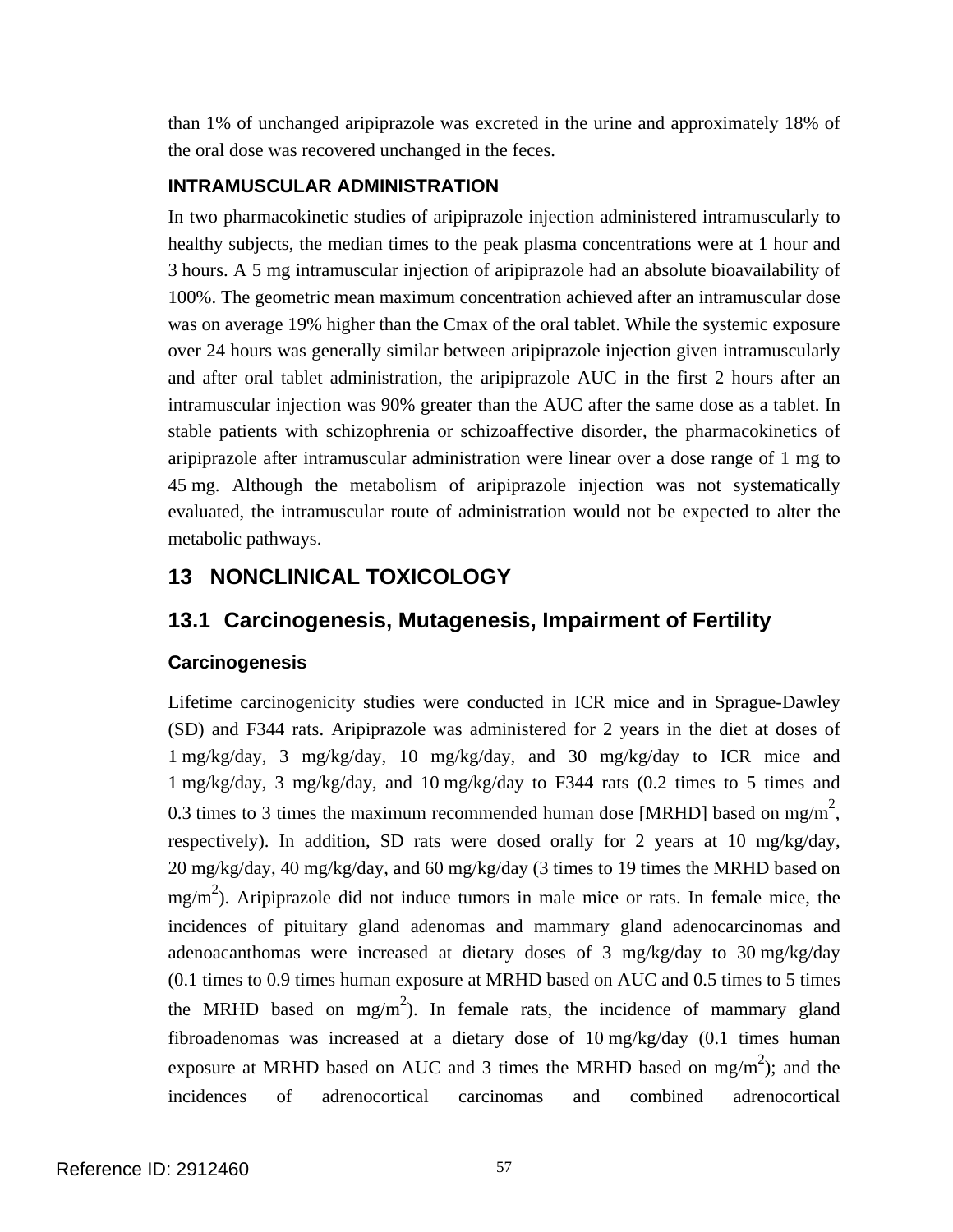than 1% of unchanged aripiprazole was excreted in the urine and approximately 18% of the oral dose was recovered unchanged in the feces.

**INTRAMUSCULAR ADMINISTRATION**

In two pharmacokinetic studies of aripiprazole injection administered intramuscularly to healthy subjects, the median times to the peak plasma concentrations were at 1 hour and 3 hours. A 5 mg intramuscular injection of aripiprazole had an absolute bioavailability of 100%. The geometric mean maximum concentration achieved after an intramuscular dose was on average 19% higher than the Cmax of the oral tablet. While the systemic exposure over 24 hours was generally similar between aripiprazole injection given intramuscularly and after oral tablet administration, the aripiprazole AUC in the first 2 hours after an intramuscular injection was 90% greater than the AUC after the same dose as a tablet. In stable patients with schizophrenia or schizoaffective disorder, the pharmacokinetics of aripiprazole after intramuscular administration were linear over a dose range of 1 mg to 45 mg. Although the metabolism of aripiprazole injection was not systematically evaluated, the intramuscular route of administration would not be expected to alter the metabolic pathways.

# 13 NONCLINICAL TOXICOLOGY

## 13.1 Carcinogenesis, Mutagenesis, Impairment of Fertility

### Carcinogenesis

Lifetime carcinogenicity studies were conducted in ICR mice and in Sprague-Dawley (SD) and F344 rats. Aripiprazole was administered for 2 years in the diet at doses of 1 mg/kg/day, 3 mg/kg/day, 10 mg/kg/day, and 30 mg/kg/day to ICR mice and 1 mg/kg/day, 3 mg/kg/day, and 10 mg/kg/day to F344 rats (0.2 times to 5 times and 0.3 times to 3 times the maximum recommended human dose [MRHD] based on $mg/m^2$, respectively). In addition, SD rats were dosed orally for 2 years at 10 mg/kg/day, 20 mg/kg/day, 40 mg/kg/day, and 60 mg/kg/day (3 times to 19 times the MRHD based on $mg/m^2$). Aripiprazole did not induce tumors in male mice or rats. In female mice, the incidences of pituitary gland adenomas and mammary gland adenocarcinomas and adenoacanthomas were increased at dietary doses of 3 mg/kg/day to 30 mg/kg/day (0.1 times to 0.9 times human exposure at MRHD based on AUC and 0.5 times to 5 times the MRHD based on $mg/m^2$). In female rats, the incidence of mammary gland fibroadenomas was increased at a dietary dose of 10 mg/kg/day (0.1 times human exposure at MRHD based on AUC and 3 times the MRHD based on $mg/m^2$); and the incidences of adrenocortical carcinomas and combined adrenocortical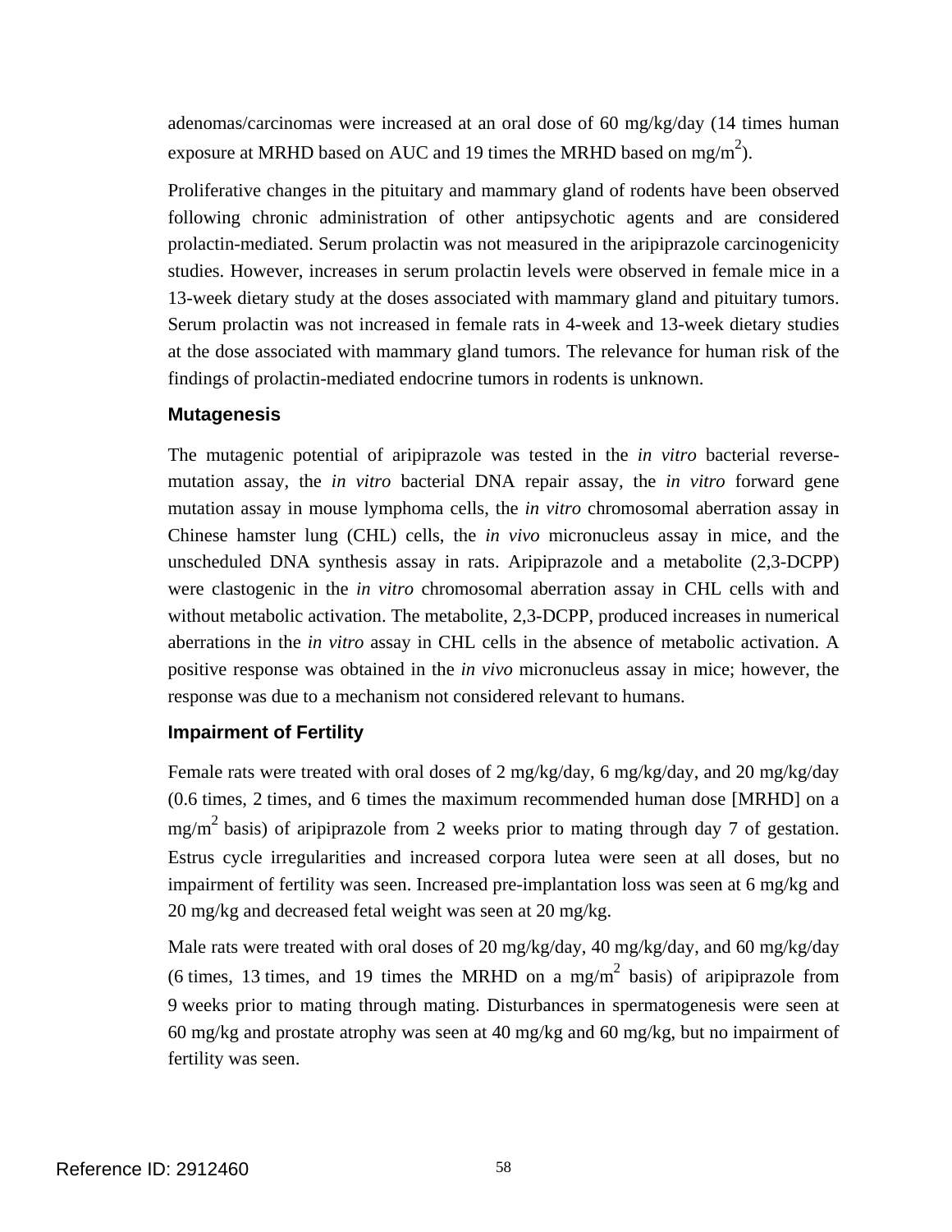adenomas/carcinomas were increased at an oral dose of 60 mg/kg/day (14 times human exposure at MRHD based on AUC and 19 times the MRHD based on mg/m$^2$).

Proliferative changes in the pituitary and mammary gland of rodents have been observed following chronic administration of other antipsychotic agents and are considered prolactin-mediated. Serum prolactin was not measured in the aripiprazole carcinogenicity studies. However, increases in serum prolactin levels were observed in female mice in a 13-week dietary study at the doses associated with mammary gland and pituitary tumors. Serum prolactin was not increased in female rats in 4-week and 13-week dietary studies at the dose associated with mammary gland tumors. The relevance for human risk of the findings of prolactin-mediated endocrine tumors in rodents is unknown.

**Mutagenesis**

The mutagenic potential of aripiprazole was tested in the *in vitro* bacterial reverse-mutation assay, the *in vitro* bacterial DNA repair assay, the *in vitro* forward gene mutation assay in mouse lymphoma cells, the *in vitro* chromosomal aberration assay in Chinese hamster lung (CHL) cells, the *in vivo* micronucleus assay in mice, and the unscheduled DNA synthesis assay in rats. Aripiprazole and a metabolite (2,3-DCPP) were clastogenic in the *in vitro* chromosomal aberration assay in CHL cells with and without metabolic activation. The metabolite, 2,3-DCPP, produced increases in numerical aberrations in the *in vitro* assay in CHL cells in the absence of metabolic activation. A positive response was obtained in the *in vivo* micronucleus assay in mice; however, the response was due to a mechanism not considered relevant to humans.

**Impairment of Fertility**

Female rats were treated with oral doses of 2 mg/kg/day, 6 mg/kg/day, and 20 mg/kg/day (0.6 times, 2 times, and 6 times the maximum recommended human dose [MRHD] on a mg/m$^2$ basis) of aripiprazole from 2 weeks prior to mating through day 7 of gestation. Estrus cycle irregularities and increased corpora lutea were seen at all doses, but no impairment of fertility was seen. Increased pre-implantation loss was seen at 6 mg/kg and 20 mg/kg and decreased fetal weight was seen at 20 mg/kg.

Male rats were treated with oral doses of 20 mg/kg/day, 40 mg/kg/day, and 60 mg/kg/day (6 times, 13 times, and 19 times the MRHD on a mg/m$^2$ basis) of aripiprazole from 9 weeks prior to mating through mating. Disturbances in spermatogenesis were seen at 60 mg/kg and prostate atrophy was seen at 40 mg/kg and 60 mg/kg, but no impairment of fertility was seen.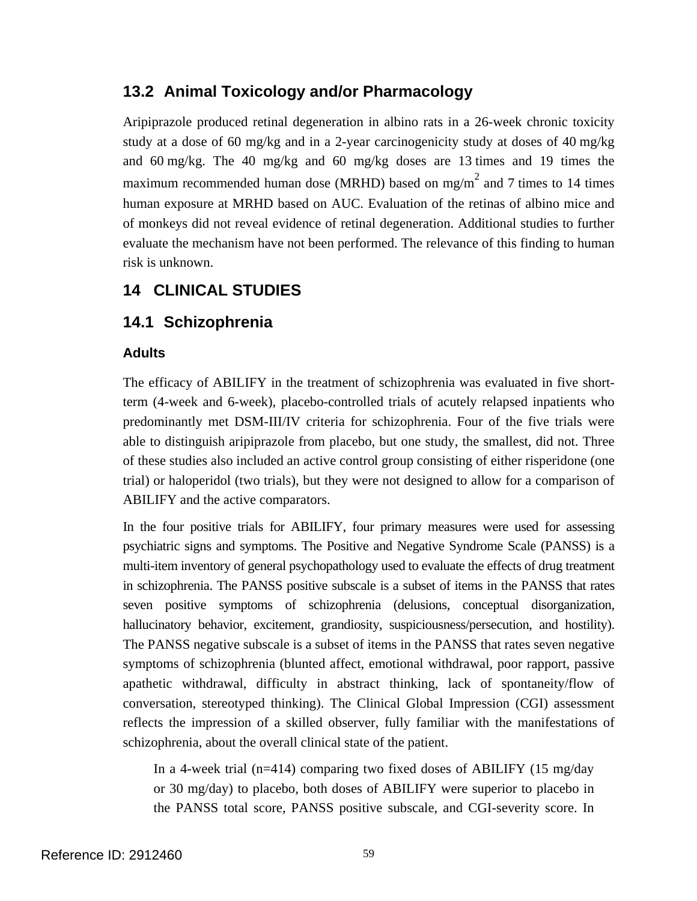## 13.2 Animal Toxicology and/or Pharmacology

Aripiprazole produced retinal degeneration in albino rats in a 26-week chronic toxicity study at a dose of 60 mg/kg and in a 2-year carcinogenicity study at doses of 40 mg/kg and 60 mg/kg. The 40 mg/kg and 60 mg/kg doses are 13 times and 19 times the maximum recommended human dose (MRHD) based on $mg/m^2$ and 7 times to 14 times human exposure at MRHD based on AUC. Evaluation of the retinas of albino mice and of monkeys did not reveal evidence of retinal degeneration. Additional studies to further evaluate the mechanism have not been performed. The relevance of this finding to human risk is unknown.

# 14 CLINICAL STUDIES

## 14.1 Schizophrenia

### Adults

The efficacy of ABILIFY in the treatment of schizophrenia was evaluated in five short-term (4-week and 6-week), placebo-controlled trials of acutely relapsed inpatients who predominantly met DSM-III/IV criteria for schizophrenia. Four of the five trials were able to distinguish aripiprazole from placebo, but one study, the smallest, did not. Three of these studies also included an active control group consisting of either risperidone (one trial) or haloperidol (two trials), but they were not designed to allow for a comparison of ABILIFY and the active comparators.

In the four positive trials for ABILIFY, four primary measures were used for assessing psychiatric signs and symptoms. The Positive and Negative Syndrome Scale (PANSS) is a multi-item inventory of general psychopathology used to evaluate the effects of drug treatment in schizophrenia. The PANSS positive subscale is a subset of items in the PANSS that rates seven positive symptoms of schizophrenia (delusions, conceptual disorganization, hallucinatory behavior, excitement, grandiosity, suspiciousness/persecution, and hostility). The PANSS negative subscale is a subset of items in the PANSS that rates seven negative symptoms of schizophrenia (blunted affect, emotional withdrawal, poor rapport, passive apathetic withdrawal, difficulty in abstract thinking, lack of spontaneity/flow of conversation, stereotyped thinking). The Clinical Global Impression (CGI) assessment reflects the impression of a skilled observer, fully familiar with the manifestations of schizophrenia, about the overall clinical state of the patient.

> In a 4-week trial (n=414) comparing two fixed doses of ABILIFY (15 mg/day or 30 mg/day) to placebo, both doses of ABILIFY were superior to placebo in the PANSS total score, PANSS positive subscale, and CGI-severity score. In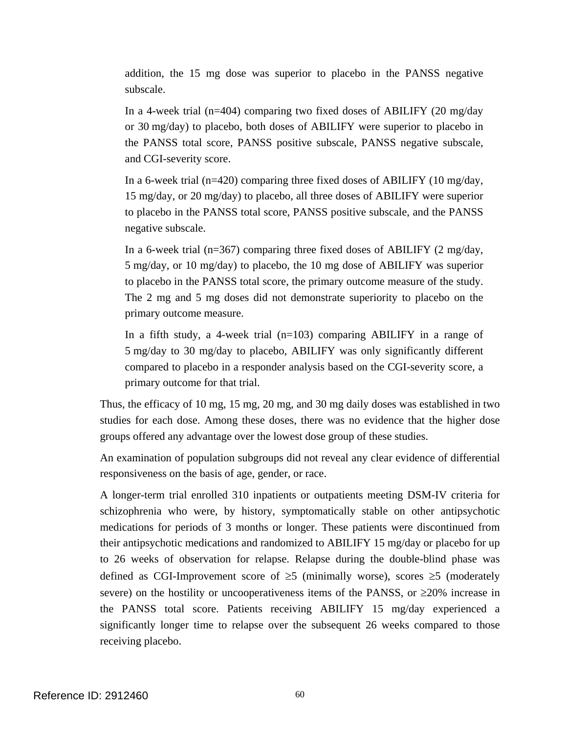addition, the 15 mg dose was superior to placebo in the PANSS negative subscale.

In a 4-week trial (n=404) comparing two fixed doses of ABILIFY (20 mg/day or 30 mg/day) to placebo, both doses of ABILIFY were superior to placebo in the PANSS total score, PANSS positive subscale, PANSS negative subscale, and CGI-severity score.

In a 6-week trial (n=420) comparing three fixed doses of ABILIFY (10 mg/day, 15 mg/day, or 20 mg/day) to placebo, all three doses of ABILIFY were superior to placebo in the PANSS total score, PANSS positive subscale, and the PANSS negative subscale.

In a 6-week trial (n=367) comparing three fixed doses of ABILIFY (2 mg/day, 5 mg/day, or 10 mg/day) to placebo, the 10 mg dose of ABILIFY was superior to placebo in the PANSS total score, the primary outcome measure of the study. The 2 mg and 5 mg doses did not demonstrate superiority to placebo on the primary outcome measure.

In a fifth study, a 4-week trial (n=103) comparing ABILIFY in a range of 5 mg/day to 30 mg/day to placebo, ABILIFY was only significantly different compared to placebo in a responder analysis based on the CGI-severity score, a primary outcome for that trial.

Thus, the efficacy of 10 mg, 15 mg, 20 mg, and 30 mg daily doses was established in two studies for each dose. Among these doses, there was no evidence that the higher dose groups offered any advantage over the lowest dose group of these studies.

An examination of population subgroups did not reveal any clear evidence of differential responsiveness on the basis of age, gender, or race.

A longer-term trial enrolled 310 inpatients or outpatients meeting DSM-IV criteria for schizophrenia who were, by history, symptomatically stable on other antipsychotic medications for periods of 3 months or longer. These patients were discontinued from their antipsychotic medications and randomized to ABILIFY 15 mg/day or placebo for up to 26 weeks of observation for relapse. Relapse during the double-blind phase was defined as CGI-Improvement score of ≥5 (minimally worse), scores ≥5 (moderately severe) on the hostility or uncooperativeness items of the PANSS, or ≥20% increase in the PANSS total score. Patients receiving ABILIFY 15 mg/day experienced a significantly longer time to relapse over the subsequent 26 weeks compared to those receiving placebo.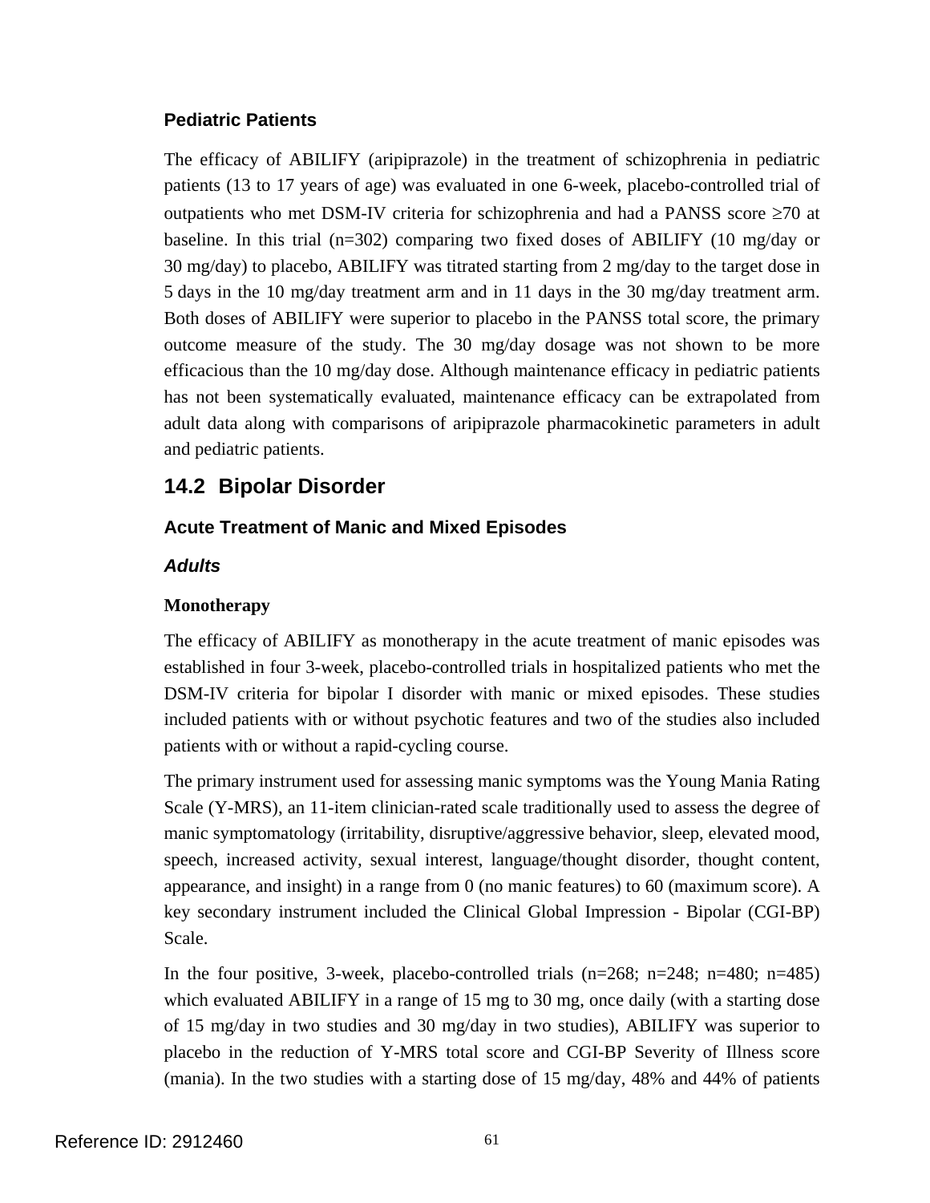### Pediatric Patients

The efficacy of ABILIFY (aripiprazole) in the treatment of schizophrenia in pediatric patients (13 to 17 years of age) was evaluated in one 6-week, placebo-controlled trial of outpatients who met DSM-IV criteria for schizophrenia and had a PANSS score ≥70 at baseline. In this trial (n=302) comparing two fixed doses of ABILIFY (10 mg/day or 30 mg/day) to placebo, ABILIFY was titrated starting from 2 mg/day to the target dose in 5 days in the 10 mg/day treatment arm and in 11 days in the 30 mg/day treatment arm. Both doses of ABILIFY were superior to placebo in the PANSS total score, the primary outcome measure of the study. The 30 mg/day dosage was not shown to be more efficacious than the 10 mg/day dose. Although maintenance efficacy in pediatric patients has not been systematically evaluated, maintenance efficacy can be extrapolated from adult data along with comparisons of aripiprazole pharmacokinetic parameters in adult and pediatric patients.

## 14.2 Bipolar Disorder

### Acute Treatment of Manic and Mixed Episodes

#### *Adults*

**Monotherapy**

The efficacy of ABILIFY as monotherapy in the acute treatment of manic episodes was established in four 3-week, placebo-controlled trials in hospitalized patients who met the DSM-IV criteria for bipolar I disorder with manic or mixed episodes. These studies included patients with or without psychotic features and two of the studies also included patients with or without a rapid-cycling course.

The primary instrument used for assessing manic symptoms was the Young Mania Rating Scale (Y-MRS), an 11-item clinician-rated scale traditionally used to assess the degree of manic symptomatology (irritability, disruptive/aggressive behavior, sleep, elevated mood, speech, increased activity, sexual interest, language/thought disorder, thought content, appearance, and insight) in a range from 0 (no manic features) to 60 (maximum score). A key secondary instrument included the Clinical Global Impression - Bipolar (CGI-BP) Scale.

In the four positive, 3-week, placebo-controlled trials (n=268; n=248; n=480; n=485) which evaluated ABILIFY in a range of 15 mg to 30 mg, once daily (with a starting dose of 15 mg/day in two studies and 30 mg/day in two studies), ABILIFY was superior to placebo in the reduction of Y-MRS total score and CGI-BP Severity of Illness score (mania). In the two studies with a starting dose of 15 mg/day, 48% and 44% of patients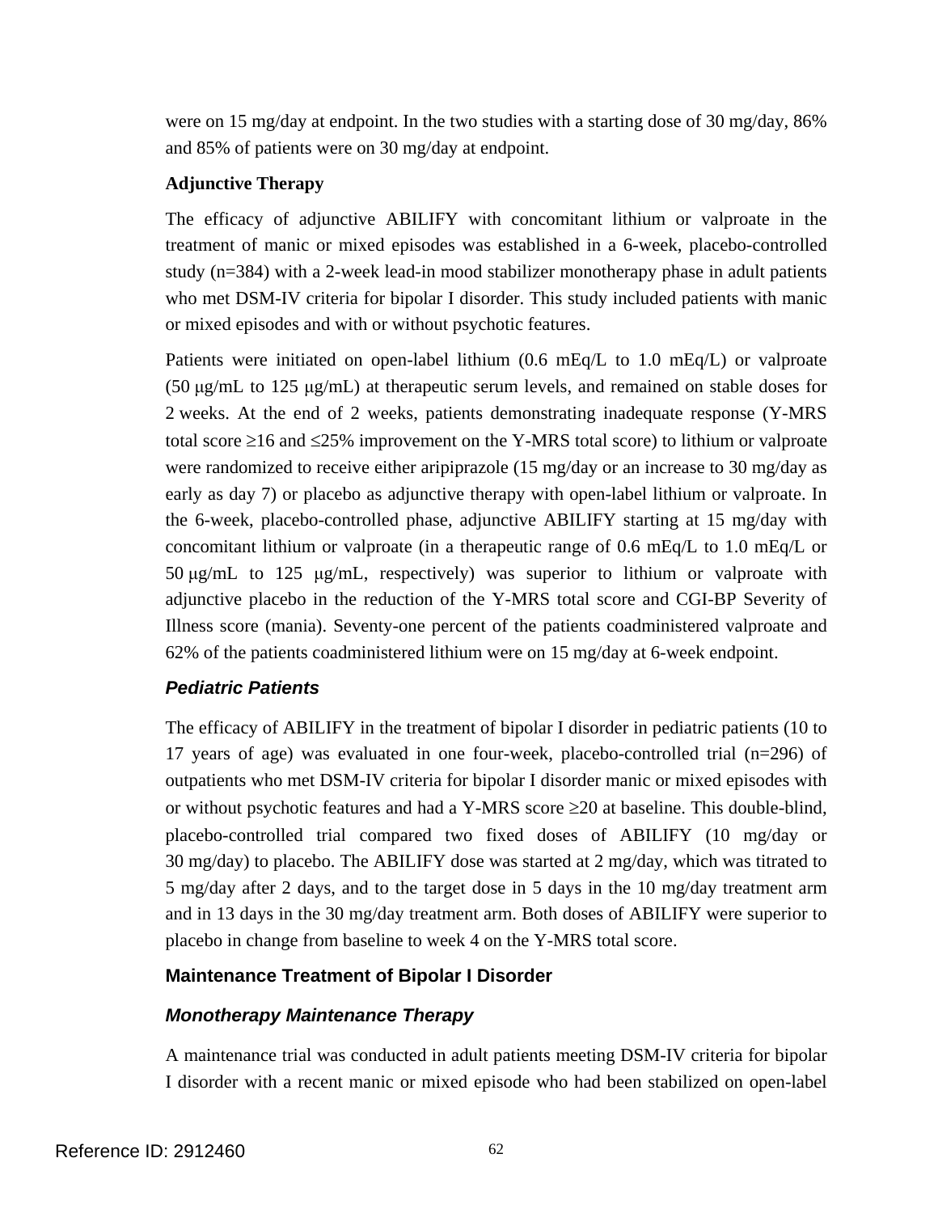were on 15 mg/day at endpoint. In the two studies with a starting dose of 30 mg/day, 86% and 85% of patients were on 30 mg/day at endpoint.

**Adjunctive Therapy**

The efficacy of adjunctive ABILIFY with concomitant lithium or valproate in the treatment of manic or mixed episodes was established in a 6-week, placebo-controlled study (n=384) with a 2-week lead-in mood stabilizer monotherapy phase in adult patients who met DSM-IV criteria for bipolar I disorder. This study included patients with manic or mixed episodes and with or without psychotic features.

Patients were initiated on open-label lithium (0.6 mEq/L to 1.0 mEq/L) or valproate (50 μg/mL to 125 μg/mL) at therapeutic serum levels, and remained on stable doses for 2 weeks. At the end of 2 weeks, patients demonstrating inadequate response (Y-MRS total score ≥16 and ≤25% improvement on the Y-MRS total score) to lithium or valproate were randomized to receive either aripiprazole (15 mg/day or an increase to 30 mg/day as early as day 7) or placebo as adjunctive therapy with open-label lithium or valproate. In the 6-week, placebo-controlled phase, adjunctive ABILIFY starting at 15 mg/day with concomitant lithium or valproate (in a therapeutic range of 0.6 mEq/L to 1.0 mEq/L or 50 μg/mL to 125 μg/mL, respectively) was superior to lithium or valproate with adjunctive placebo in the reduction of the Y-MRS total score and CGI-BP Severity of Illness score (mania). Seventy-one percent of the patients coadministered valproate and 62% of the patients coadministered lithium were on 15 mg/day at 6-week endpoint.

### *Pediatric Patients*

The efficacy of ABILIFY in the treatment of bipolar I disorder in pediatric patients (10 to 17 years of age) was evaluated in one four-week, placebo-controlled trial (n=296) of outpatients who met DSM-IV criteria for bipolar I disorder manic or mixed episodes with or without psychotic features and had a Y-MRS score ≥20 at baseline. This double-blind, placebo-controlled trial compared two fixed doses of ABILIFY (10 mg/day or 30 mg/day) to placebo. The ABILIFY dose was started at 2 mg/day, which was titrated to 5 mg/day after 2 days, and to the target dose in 5 days in the 10 mg/day treatment arm and in 13 days in the 30 mg/day treatment arm. Both doses of ABILIFY were superior to placebo in change from baseline to week 4 on the Y-MRS total score.

## Maintenance Treatment of Bipolar I Disorder

### *Monotherapy Maintenance Therapy*

A maintenance trial was conducted in adult patients meeting DSM-IV criteria for bipolar I disorder with a recent manic or mixed episode who had been stabilized on open-label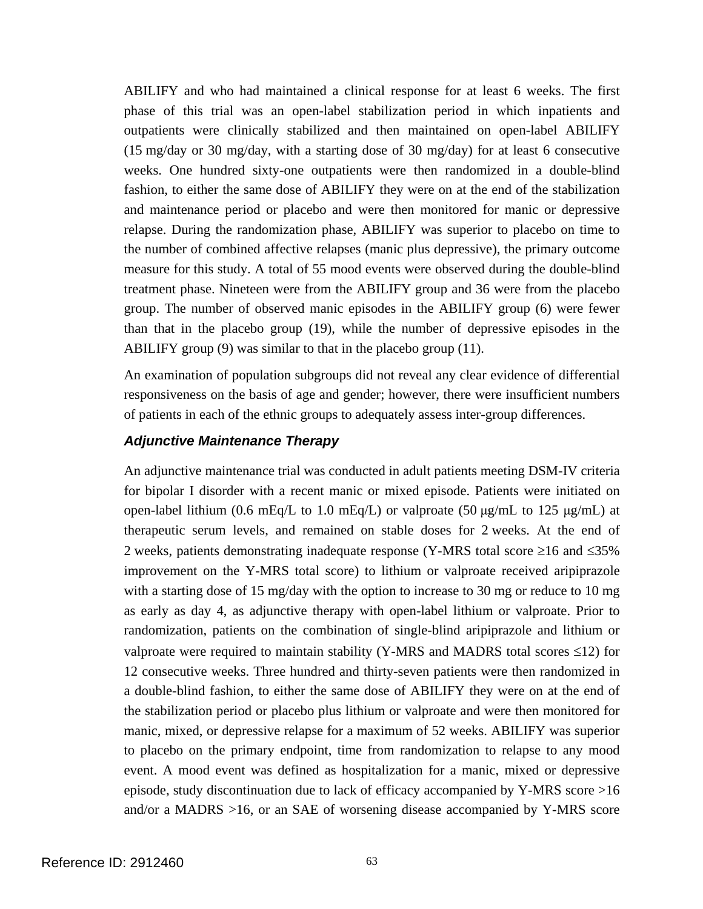ABILIFY and who had maintained a clinical response for at least 6 weeks. The first phase of this trial was an open-label stabilization period in which inpatients and outpatients were clinically stabilized and then maintained on open-label ABILIFY (15 mg/day or 30 mg/day, with a starting dose of 30 mg/day) for at least 6 consecutive weeks. One hundred sixty-one outpatients were then randomized in a double-blind fashion, to either the same dose of ABILIFY they were on at the end of the stabilization and maintenance period or placebo and were then monitored for manic or depressive relapse. During the randomization phase, ABILIFY was superior to placebo on time to the number of combined affective relapses (manic plus depressive), the primary outcome measure for this study. A total of 55 mood events were observed during the double-blind treatment phase. Nineteen were from the ABILIFY group and 36 were from the placebo group. The number of observed manic episodes in the ABILIFY group (6) were fewer than that in the placebo group (19), while the number of depressive episodes in the ABILIFY group (9) was similar to that in the placebo group (11).

An examination of population subgroups did not reveal any clear evidence of differential responsiveness on the basis of age and gender; however, there were insufficient numbers of patients in each of the ethnic groups to adequately assess inter-group differences.

### *Adjunctive Maintenance Therapy*

An adjunctive maintenance trial was conducted in adult patients meeting DSM-IV criteria for bipolar I disorder with a recent manic or mixed episode. Patients were initiated on open-label lithium (0.6 mEq/L to 1.0 mEq/L) or valproate (50 μg/mL to 125 μg/mL) at therapeutic serum levels, and remained on stable doses for 2 weeks. At the end of 2 weeks, patients demonstrating inadequate response (Y-MRS total score ≥16 and ≤35% improvement on the Y-MRS total score) to lithium or valproate received aripiprazole with a starting dose of 15 mg/day with the option to increase to 30 mg or reduce to 10 mg as early as day 4, as adjunctive therapy with open-label lithium or valproate. Prior to randomization, patients on the combination of single-blind aripiprazole and lithium or valproate were required to maintain stability (Y-MRS and MADRS total scores ≤12) for 12 consecutive weeks. Three hundred and thirty-seven patients were then randomized in a double-blind fashion, to either the same dose of ABILIFY they were on at the end of the stabilization period or placebo plus lithium or valproate and were then monitored for manic, mixed, or depressive relapse for a maximum of 52 weeks. ABILIFY was superior to placebo on the primary endpoint, time from randomization to relapse to any mood event. A mood event was defined as hospitalization for a manic, mixed or depressive episode, study discontinuation due to lack of efficacy accompanied by Y-MRS score >16 and/or a MADRS >16, or an SAE of worsening disease accompanied by Y-MRS score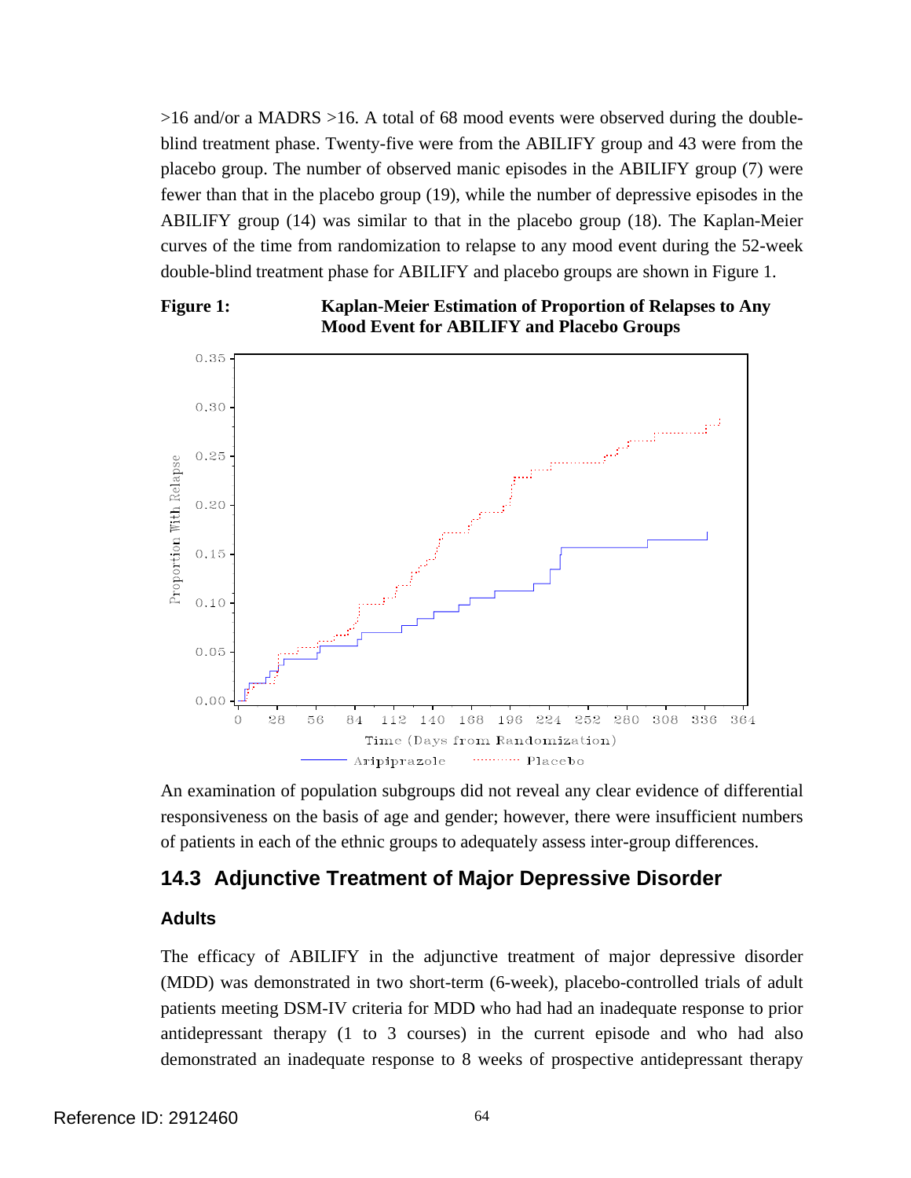>16 and/or a MADRS >16. A total of 68 mood events were observed during the double-blind treatment phase. Twenty-five were from the ABILIFY group and 43 were from the placebo group. The number of observed manic episodes in the ABILIFY group (7) were fewer than that in the placebo group (19), while the number of depressive episodes in the ABILIFY group (14) was similar to that in the placebo group (18). The Kaplan-Meier curves of the time from randomization to relapse to any mood event during the 52-week double-blind treatment phase for ABILIFY and placebo groups are shown in Figure 1.

**Figure 1: Kaplan-Meier Estimation of Proportion of Relapses to Any Mood Event for ABILIFY and Placebo Groups**

An examination of population subgroups did not reveal any clear evidence of differential responsiveness on the basis of age and gender; however, there were insufficient numbers of patients in each of the ethnic groups to adequately assess inter-group differences.

## 14.3 Adjunctive Treatment of Major Depressive Disorder

### Adults

The efficacy of ABILIFY in the adjunctive treatment of major depressive disorder (MDD) was demonstrated in two short-term (6-week), placebo-controlled trials of adult patients meeting DSM-IV criteria for MDD who had had an inadequate response to prior antidepressant therapy (1 to 3 courses) in the current episode and who had also demonstrated an inadequate response to 8 weeks of prospective antidepressant therapy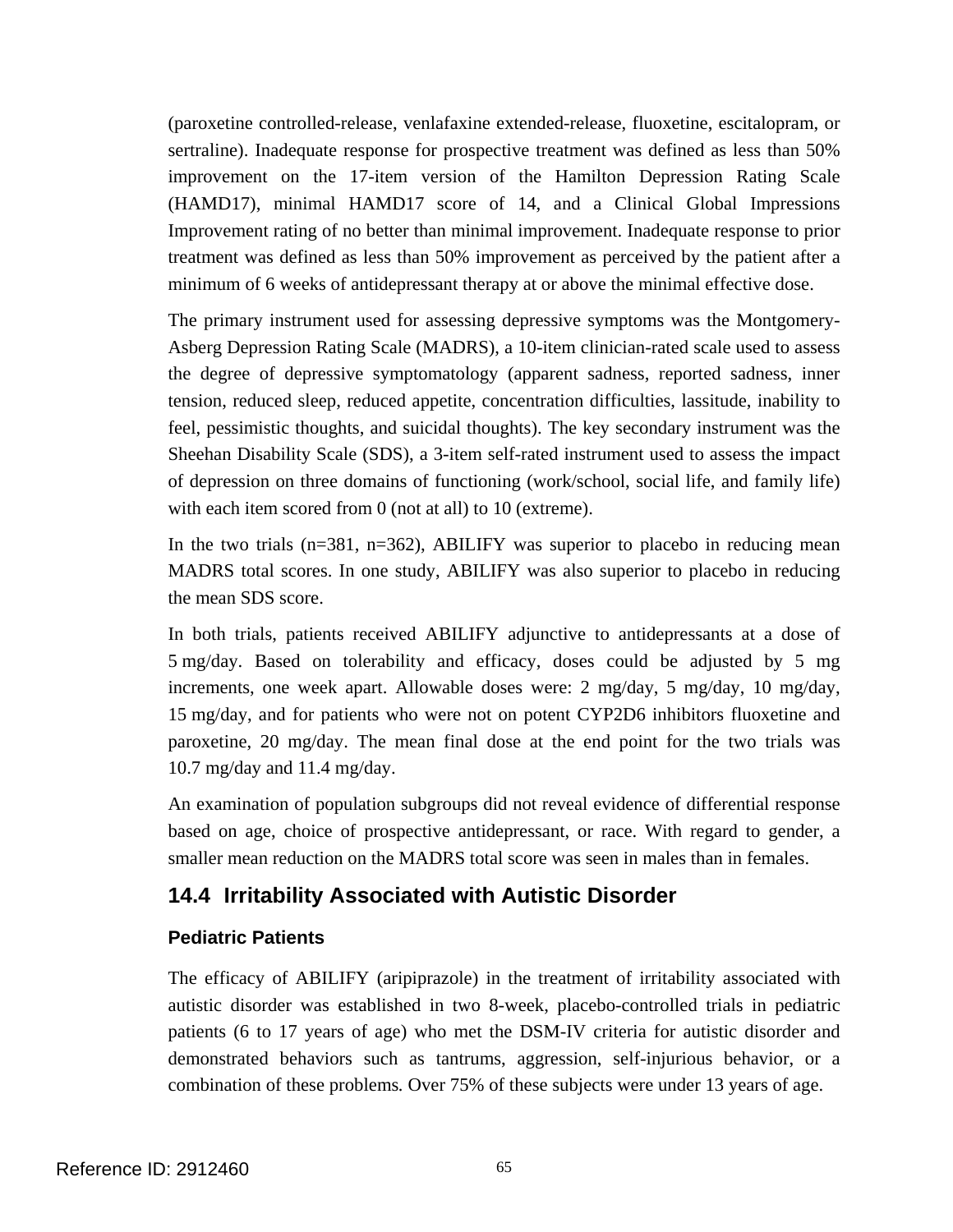(paroxetine controlled-release, venlafaxine extended-release, fluoxetine, escitalopram, or sertraline). Inadequate response for prospective treatment was defined as less than 50% improvement on the 17-item version of the Hamilton Depression Rating Scale (HAMD17), minimal HAMD17 score of 14, and a Clinical Global Impressions Improvement rating of no better than minimal improvement. Inadequate response to prior treatment was defined as less than 50% improvement as perceived by the patient after a minimum of 6 weeks of antidepressant therapy at or above the minimal effective dose.

The primary instrument used for assessing depressive symptoms was the Montgomery-Asberg Depression Rating Scale (MADRS), a 10-item clinician-rated scale used to assess the degree of depressive symptomatology (apparent sadness, reported sadness, inner tension, reduced sleep, reduced appetite, concentration difficulties, lassitude, inability to feel, pessimistic thoughts, and suicidal thoughts). The key secondary instrument was the Sheehan Disability Scale (SDS), a 3-item self-rated instrument used to assess the impact of depression on three domains of functioning (work/school, social life, and family life) with each item scored from 0 (not at all) to 10 (extreme).

In the two trials (n=381, n=362), ABILIFY was superior to placebo in reducing mean MADRS total scores. In one study, ABILIFY was also superior to placebo in reducing the mean SDS score.

In both trials, patients received ABILIFY adjunctive to antidepressants at a dose of 5 mg/day. Based on tolerability and efficacy, doses could be adjusted by 5 mg increments, one week apart. Allowable doses were: 2 mg/day, 5 mg/day, 10 mg/day, 15 mg/day, and for patients who were not on potent CYP2D6 inhibitors fluoxetine and paroxetine, 20 mg/day. The mean final dose at the end point for the two trials was 10.7 mg/day and 11.4 mg/day.

An examination of population subgroups did not reveal evidence of differential response based on age, choice of prospective antidepressant, or race. With regard to gender, a smaller mean reduction on the MADRS total score was seen in males than in females.

## 14.4 Irritability Associated with Autistic Disorder

### Pediatric Patients

The efficacy of ABILIFY (aripiprazole) in the treatment of irritability associated with autistic disorder was established in two 8-week, placebo-controlled trials in pediatric patients (6 to 17 years of age) who met the DSM-IV criteria for autistic disorder and demonstrated behaviors such as tantrums, aggression, self-injurious behavior, or a combination of these problems. Over 75% of these subjects were under 13 years of age.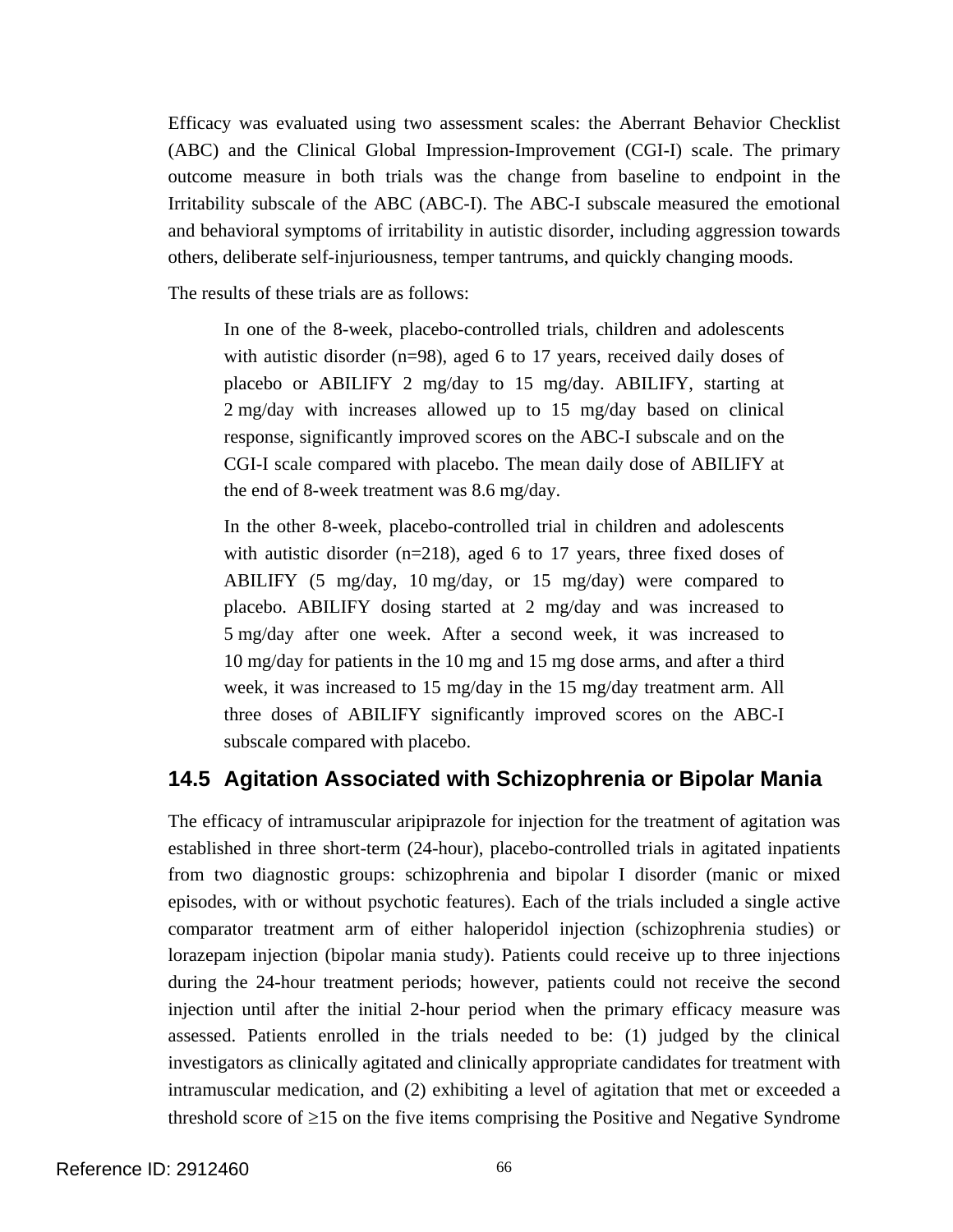Efficacy was evaluated using two assessment scales: the Aberrant Behavior Checklist (ABC) and the Clinical Global Impression-Improvement (CGI-I) scale. The primary outcome measure in both trials was the change from baseline to endpoint in the Irritability subscale of the ABC (ABC-I). The ABC-I subscale measured the emotional and behavioral symptoms of irritability in autistic disorder, including aggression towards others, deliberate self-injuriousness, temper tantrums, and quickly changing moods.

The results of these trials are as follows:

> In one of the 8-week, placebo-controlled trials, children and adolescents with autistic disorder (n=98), aged 6 to 17 years, received daily doses of placebo or ABILIFY 2 mg/day to 15 mg/day. ABILIFY, starting at 2 mg/day with increases allowed up to 15 mg/day based on clinical response, significantly improved scores on the ABC-I subscale and on the CGI-I scale compared with placebo. The mean daily dose of ABILIFY at the end of 8-week treatment was 8.6 mg/day.
>
> In the other 8-week, placebo-controlled trial in children and adolescents with autistic disorder (n=218), aged 6 to 17 years, three fixed doses of ABILIFY (5 mg/day, 10 mg/day, or 15 mg/day) were compared to placebo. ABILIFY dosing started at 2 mg/day and was increased to 5 mg/day after one week. After a second week, it was increased to 10 mg/day for patients in the 10 mg and 15 mg dose arms, and after a third week, it was increased to 15 mg/day in the 15 mg/day treatment arm. All three doses of ABILIFY significantly improved scores on the ABC-I subscale compared with placebo.

## 14.5 Agitation Associated with Schizophrenia or Bipolar Mania

The efficacy of intramuscular aripiprazole for injection for the treatment of agitation was established in three short-term (24-hour), placebo-controlled trials in agitated inpatients from two diagnostic groups: schizophrenia and bipolar I disorder (manic or mixed episodes, with or without psychotic features). Each of the trials included a single active comparator treatment arm of either haloperidol injection (schizophrenia studies) or lorazepam injection (bipolar mania study). Patients could receive up to three injections during the 24-hour treatment periods; however, patients could not receive the second injection until after the initial 2-hour period when the primary efficacy measure was assessed. Patients enrolled in the trials needed to be: (1) judged by the clinical investigators as clinically agitated and clinically appropriate candidates for treatment with intramuscular medication, and (2) exhibiting a level of agitation that met or exceeded a threshold score of ≥15 on the five items comprising the Positive and Negative Syndrome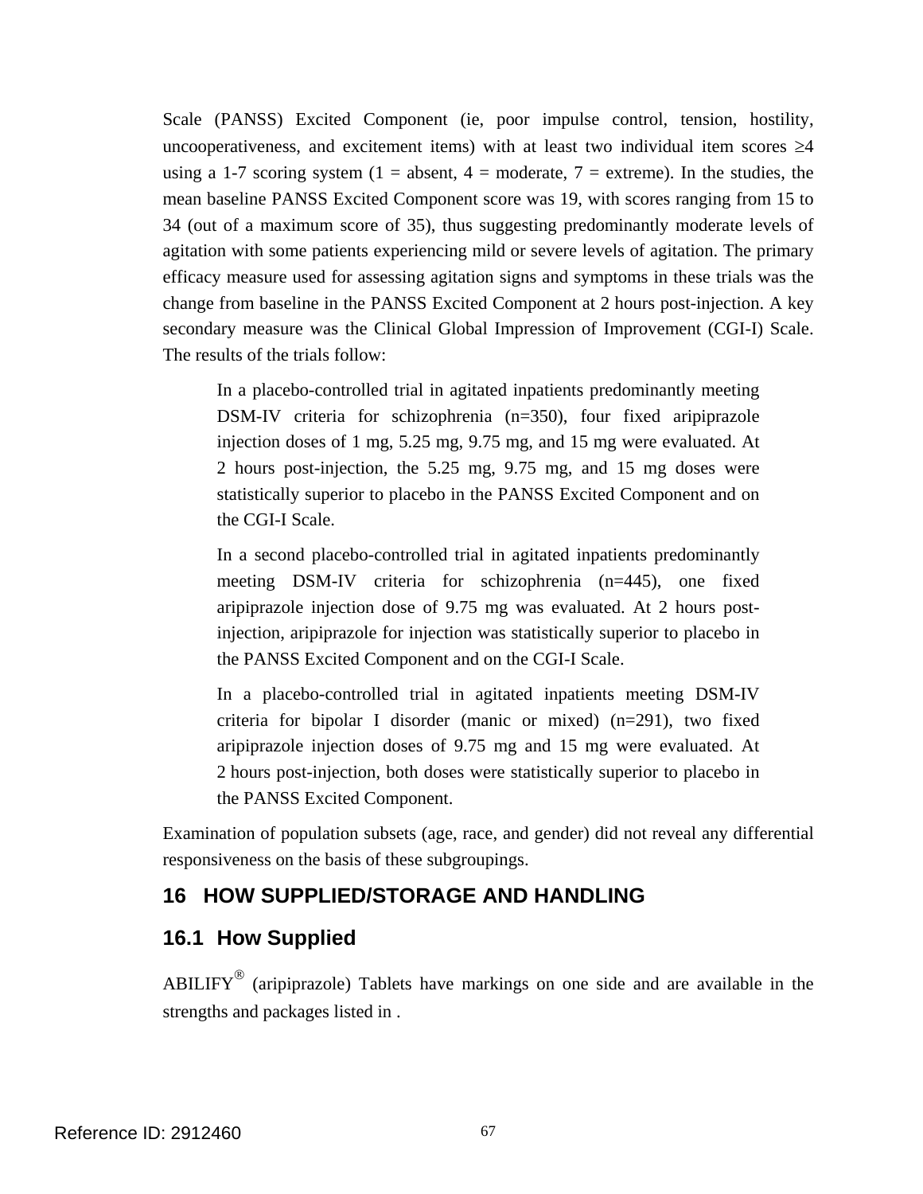Scale (PANSS) Excited Component (ie, poor impulse control, tension, hostility, uncooperativeness, and excitement items) with at least two individual item scores ≥4 using a 1-7 scoring system (1 = absent, 4 = moderate, 7 = extreme). In the studies, the mean baseline PANSS Excited Component score was 19, with scores ranging from 15 to 34 (out of a maximum score of 35), thus suggesting predominantly moderate levels of agitation with some patients experiencing mild or severe levels of agitation. The primary efficacy measure used for assessing agitation signs and symptoms in these trials was the change from baseline in the PANSS Excited Component at 2 hours post-injection. A key secondary measure was the Clinical Global Impression of Improvement (CGI-I) Scale. The results of the trials follow:

> In a placebo-controlled trial in agitated inpatients predominantly meeting DSM-IV criteria for schizophrenia (n=350), four fixed aripiprazole injection doses of 1 mg, 5.25 mg, 9.75 mg, and 15 mg were evaluated. At 2 hours post-injection, the 5.25 mg, 9.75 mg, and 15 mg doses were statistically superior to placebo in the PANSS Excited Component and on the CGI-I Scale.
>
> In a second placebo-controlled trial in agitated inpatients predominantly meeting DSM-IV criteria for schizophrenia (n=445), one fixed aripiprazole injection dose of 9.75 mg was evaluated. At 2 hours post-injection, aripiprazole for injection was statistically superior to placebo in the PANSS Excited Component and on the CGI-I Scale.
>
> In a placebo-controlled trial in agitated inpatients meeting DSM-IV criteria for bipolar I disorder (manic or mixed) (n=291), two fixed aripiprazole injection doses of 9.75 mg and 15 mg were evaluated. At 2 hours post-injection, both doses were statistically superior to placebo in the PANSS Excited Component.

Examination of population subsets (age, race, and gender) did not reveal any differential responsiveness on the basis of these subgroupings.

## 16 HOW SUPPLIED/STORAGE AND HANDLING

### 16.1 How Supplied

ABILIFY® (aripiprazole) Tablets have markings on one side and are available in the strengths and packages listed in .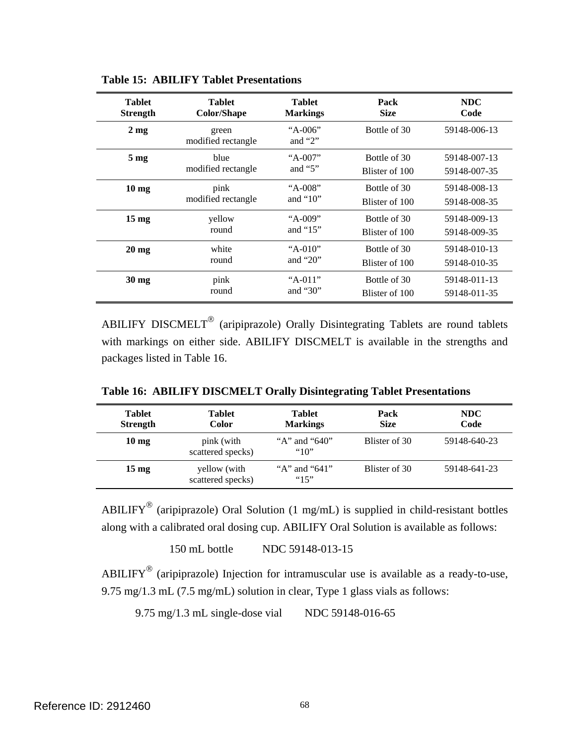**Table 15: ABILIFY Tablet Presentations**

| Tablet Strength | Tablet Color/Shape | Tablet Markings | Pack Size | NDC Code |
|---|---|---|---|---|
| **2 mg** | green modified rectangle | "A-006" and "2" | Bottle of 30 | 59148-006-13 |
| **5 mg** | blue modified rectangle | "A-007" and "5" | Bottle of 30<br>Blister of 100 | 59148-007-13<br>59148-007-35 |
| **10 mg** | pink modified rectangle | "A-008" and "10" | Bottle of 30<br>Blister of 100 | 59148-008-13<br>59148-008-35 |
| **15 mg** | yellow round | "A-009" and "15" | Bottle of 30<br>Blister of 100 | 59148-009-13<br>59148-009-35 |
| **20 mg** | white round | "A-010" and "20" | Bottle of 30<br>Blister of 100 | 59148-010-13<br>59148-010-35 |
| **30 mg** | pink round | "A-011" and "30" | Bottle of 30<br>Blister of 100 | 59148-011-13<br>59148-011-35 |

ABILIFY DISCMELT® (aripiprazole) Orally Disintegrating Tablets are round tablets with markings on either side. ABILIFY DISCMELT is available in the strengths and packages listed in Table 16.

**Table 16: ABILIFY DISCMELT Orally Disintegrating Tablet Presentations**

| Tablet Strength | Tablet Color | Tablet Markings | Pack Size | NDC Code |
|---|---|---|---|---|
| **10 mg** | pink (with scattered specks) | "A" and "640" "10" | Blister of 30 | 59148-640-23 |
| **15 mg** | yellow (with scattered specks) | "A" and "641" "15" | Blister of 30 | 59148-641-23 |

ABILIFY® (aripiprazole) Oral Solution (1 mg/mL) is supplied in child-resistant bottles along with a calibrated oral dosing cup. ABILIFY Oral Solution is available as follows:

150 mL bottle NDC 59148-013-15

ABILIFY® (aripiprazole) Injection for intramuscular use is available as a ready-to-use, 9.75 mg/1.3 mL (7.5 mg/mL) solution in clear, Type 1 glass vials as follows:

9.75 mg/1.3 mL single-dose vial NDC 59148-016-65

Reference ID: 2912460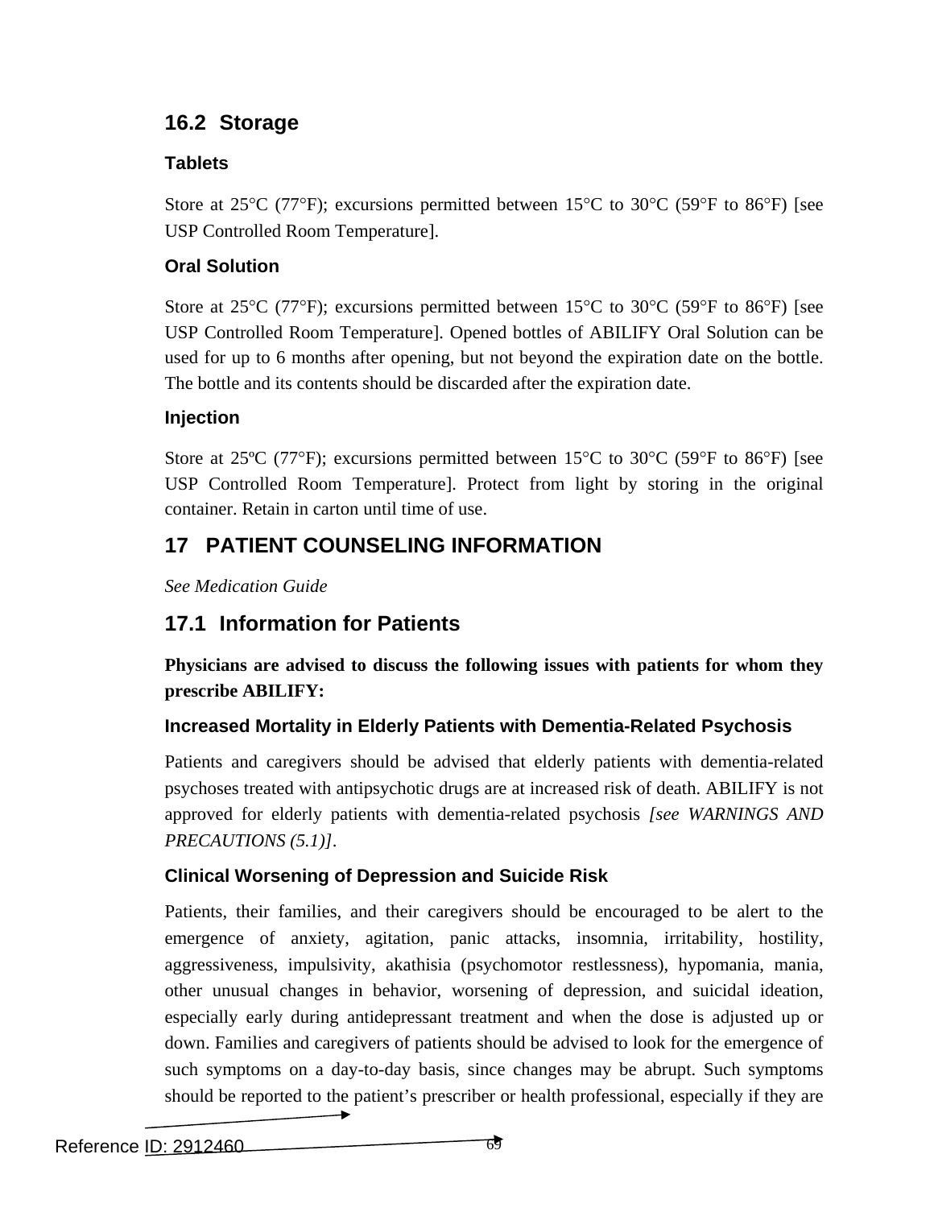## 16.2 Storage

### Tablets

Store at 25°C (77°F); excursions permitted between 15°C to 30°C (59°F to 86°F) [see USP Controlled Room Temperature].

### Oral Solution

Store at 25°C (77°F); excursions permitted between 15°C to 30°C (59°F to 86°F) [see USP Controlled Room Temperature]. Opened bottles of ABILIFY Oral Solution can be used for up to 6 months after opening, but not beyond the expiration date on the bottle. The bottle and its contents should be discarded after the expiration date.

### Injection

Store at 25ºC (77°F); excursions permitted between 15°C to 30°C (59°F to 86°F) [see USP Controlled Room Temperature]. Protect from light by storing in the original container. Retain in carton until time of use.

# 17 PATIENT COUNSELING INFORMATION

*See Medication Guide*

## 17.1 Information for Patients

**Physicians are advised to discuss the following issues with patients for whom they prescribe ABILIFY:**

### Increased Mortality in Elderly Patients with Dementia-Related Psychosis

Patients and caregivers should be advised that elderly patients with dementia-related psychoses treated with antipsychotic drugs are at increased risk of death. ABILIFY is not approved for elderly patients with dementia-related psychosis *[see WARNINGS AND PRECAUTIONS (5.1)]*.

### Clinical Worsening of Depression and Suicide Risk

Patients, their families, and their caregivers should be encouraged to be alert to the emergence of anxiety, agitation, panic attacks, insomnia, irritability, hostility, aggressiveness, impulsivity, akathisia (psychomotor restlessness), hypomania, mania, other unusual changes in behavior, worsening of depression, and suicidal ideation, especially early during antidepressant treatment and when the dose is adjusted up or down. Families and caregivers of patients should be advised to look for the emergence of such symptoms on a day-to-day basis, since changes may be abrupt. Such symptoms should be reported to the patient's prescriber or health professional, especially if they are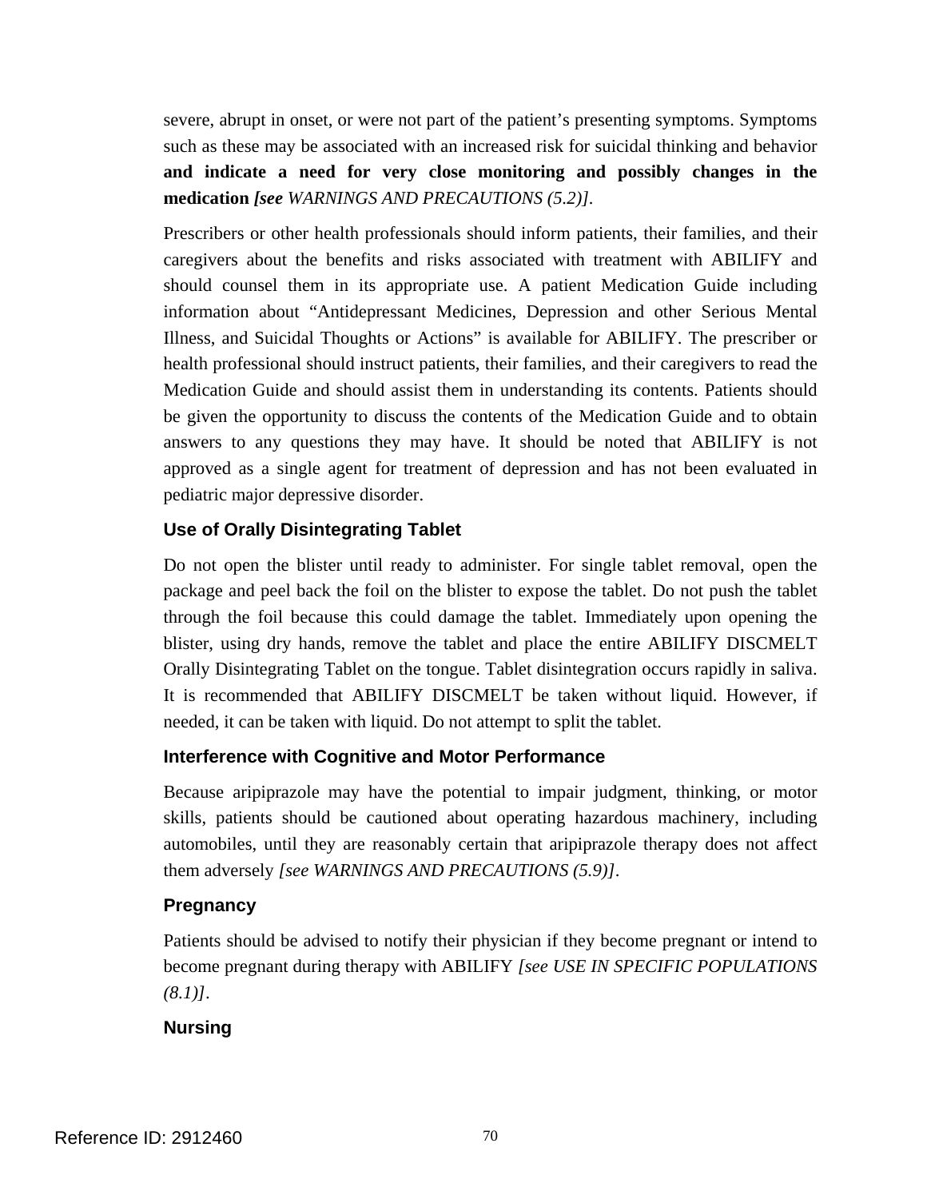severe, abrupt in onset, or were not part of the patient's presenting symptoms. Symptoms such as these may be associated with an increased risk for suicidal thinking and behavior **and indicate a need for very close monitoring and possibly changes in the medication** ***[see*** *WARNINGS AND PRECAUTIONS (5.2)]*.

Prescribers or other health professionals should inform patients, their families, and their caregivers about the benefits and risks associated with treatment with ABILIFY and should counsel them in its appropriate use. A patient Medication Guide including information about "Antidepressant Medicines, Depression and other Serious Mental Illness, and Suicidal Thoughts or Actions" is available for ABILIFY. The prescriber or health professional should instruct patients, their families, and their caregivers to read the Medication Guide and should assist them in understanding its contents. Patients should be given the opportunity to discuss the contents of the Medication Guide and to obtain answers to any questions they may have. It should be noted that ABILIFY is not approved as a single agent for treatment of depression and has not been evaluated in pediatric major depressive disorder.

### Use of Orally Disintegrating Tablet

Do not open the blister until ready to administer. For single tablet removal, open the package and peel back the foil on the blister to expose the tablet. Do not push the tablet through the foil because this could damage the tablet. Immediately upon opening the blister, using dry hands, remove the tablet and place the entire ABILIFY DISCMELT Orally Disintegrating Tablet on the tongue. Tablet disintegration occurs rapidly in saliva. It is recommended that ABILIFY DISCMELT be taken without liquid. However, if needed, it can be taken with liquid. Do not attempt to split the tablet.

### Interference with Cognitive and Motor Performance

Because aripiprazole may have the potential to impair judgment, thinking, or motor skills, patients should be cautioned about operating hazardous machinery, including automobiles, until they are reasonably certain that aripiprazole therapy does not affect them adversely *[see WARNINGS AND PRECAUTIONS (5.9)]*.

### Pregnancy

Patients should be advised to notify their physician if they become pregnant or intend to become pregnant during therapy with ABILIFY *[see USE IN SPECIFIC POPULATIONS (8.1)]*.

### Nursing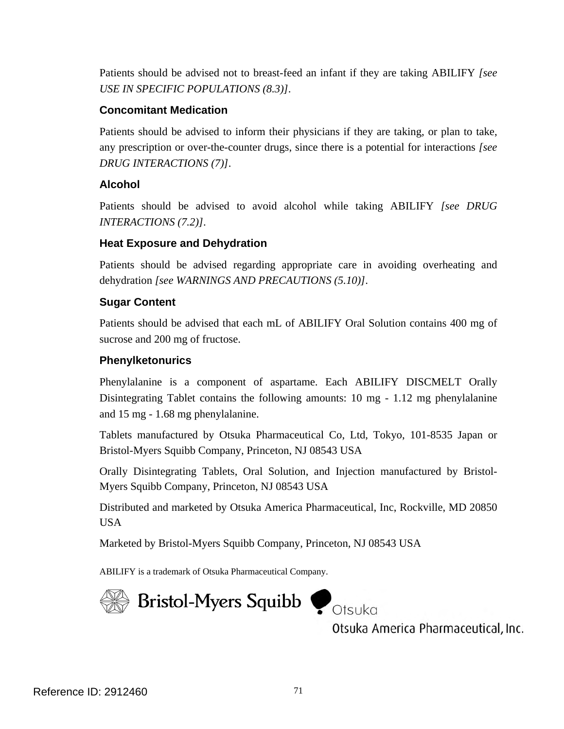Patients should be advised not to breast-feed an infant if they are taking ABILIFY *[see USE IN SPECIFIC POPULATIONS (8.3)]*.

### Concomitant Medication

Patients should be advised to inform their physicians if they are taking, or plan to take, any prescription or over-the-counter drugs, since there is a potential for interactions *[see DRUG INTERACTIONS (7)]*.

### Alcohol

Patients should be advised to avoid alcohol while taking ABILIFY *[see DRUG INTERACTIONS (7.2)]*.

### Heat Exposure and Dehydration

Patients should be advised regarding appropriate care in avoiding overheating and dehydration *[see WARNINGS AND PRECAUTIONS (5.10)]*.

### Sugar Content

Patients should be advised that each mL of ABILIFY Oral Solution contains 400 mg of sucrose and 200 mg of fructose.

### Phenylketonurics

Phenylalanine is a component of aspartame. Each ABILIFY DISCMELT Orally Disintegrating Tablet contains the following amounts: 10 mg - 1.12 mg phenylalanine and 15 mg - 1.68 mg phenylalanine.

Tablets manufactured by Otsuka Pharmaceutical Co, Ltd, Tokyo, 101-8535 Japan or Bristol-Myers Squibb Company, Princeton, NJ 08543 USA

Orally Disintegrating Tablets, Oral Solution, and Injection manufactured by Bristol-Myers Squibb Company, Princeton, NJ 08543 USA

Distributed and marketed by Otsuka America Pharmaceutical, Inc, Rockville, MD 20850 USA

Marketed by Bristol-Myers Squibb Company, Princeton, NJ 08543 USA

ABILIFY is a trademark of Otsuka Pharmaceutical Company.

Bristol-Myers Squibb    Otsuka

Otsuka America Pharmaceutical, Inc.

Reference ID: 2912460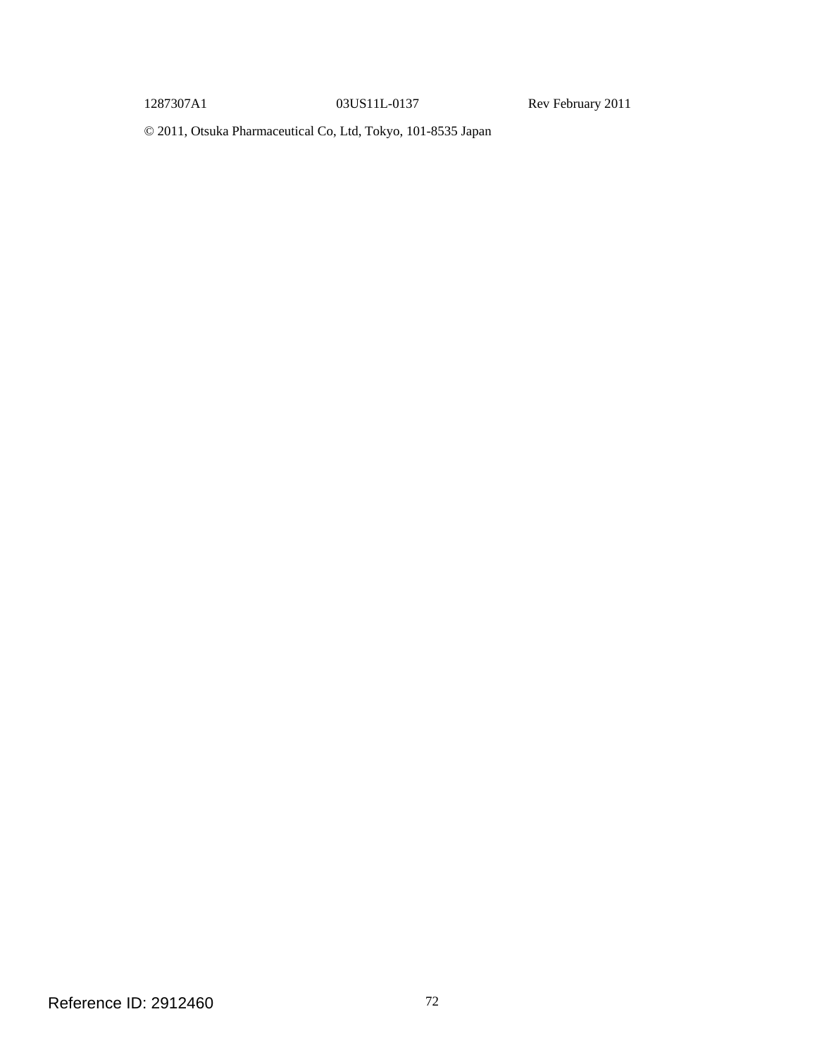1287307A1 03US11L-0137 Rev February 2011

© 2011, Otsuka Pharmaceutical Co, Ltd, Tokyo, 101-8535 Japan